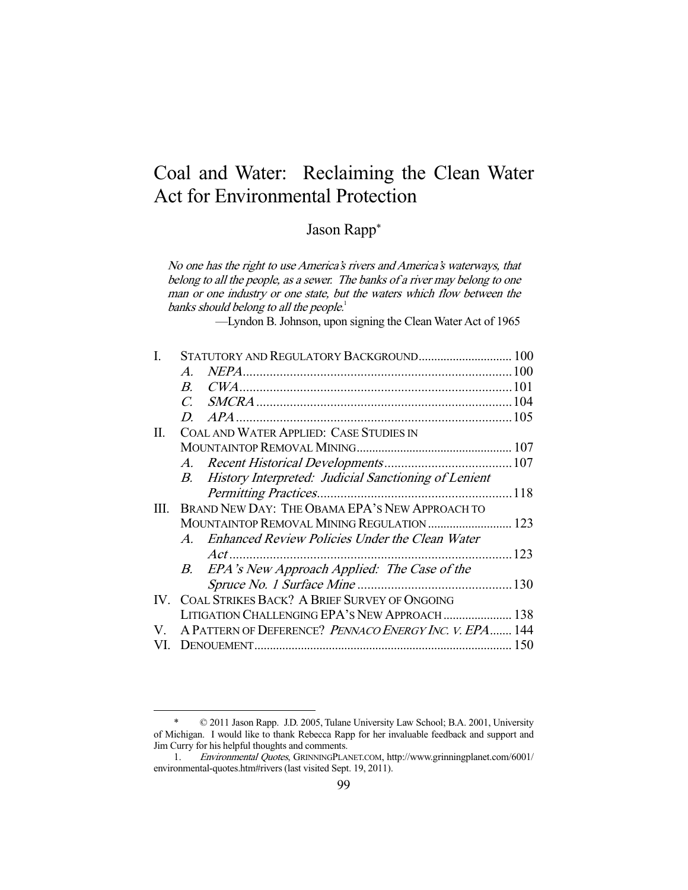# Coal and Water: Reclaiming the Clean Water Act for Environmental Protection

Jason Rapp*

*No one has the right to use America's rivers and America's waterways, that belong to all the people, as a sewer. The banks of a river may belong to one man or one industry or one state, but the waters which flow between the banks should belong to all the people.*[1]

—Lyndon B. Johnson, upon signing the Clean Water Act of 1965

| | | |
|---|---|---|
| I. | STATUTORY AND REGULATORY BACKGROUND | 100 |
| | *A. NEPA* | 100 |
| | *B. CWA* | 101 |
| | *C. SMCRA* | 104 |
| | *D. APA* | 105 |
| II. | COAL AND WATER APPLIED: CASE STUDIES IN MOUNTAINTOP REMOVAL MINING | 107 |
| | *A. Recent Historical Developments* | 107 |
| | *B. History Interpreted: Judicial Sanctioning of Lenient Permitting Practices* | 118 |
| III. | BRAND NEW DAY: THE OBAMA EPA'S NEW APPROACH TO MOUNTAINTOP REMOVAL MINING REGULATION | 123 |
| | *A. Enhanced Review Policies Under the Clean Water Act* | 123 |
| | *B. EPA's New Approach Applied: The Case of the Spruce No. 1 Surface Mine* | 130 |
| IV. | COAL STRIKES BACK? A BRIEF SURVEY OF ONGOING LITIGATION CHALLENGING EPA'S NEW APPROACH | 138 |
| V. | A PATTERN OF DEFERENCE? *PENNACO ENERGY INC. V. EPA* | 144 |
| VI. | DENOUEMENT | 150 |

\* © 2011 Jason Rapp. J.D. 2005, Tulane University Law School; B.A. 2001, University of Michigan. I would like to thank Rebecca Rapp for her invaluable feedback and support and Jim Curry for his helpful thoughts and comments.

1. *Environmental Quotes*, GRINNINGPLANET.COM, http://www.grinningplanet.com/6001/environmental-quotes.htm#rivers (last visited Sept. 19, 2011).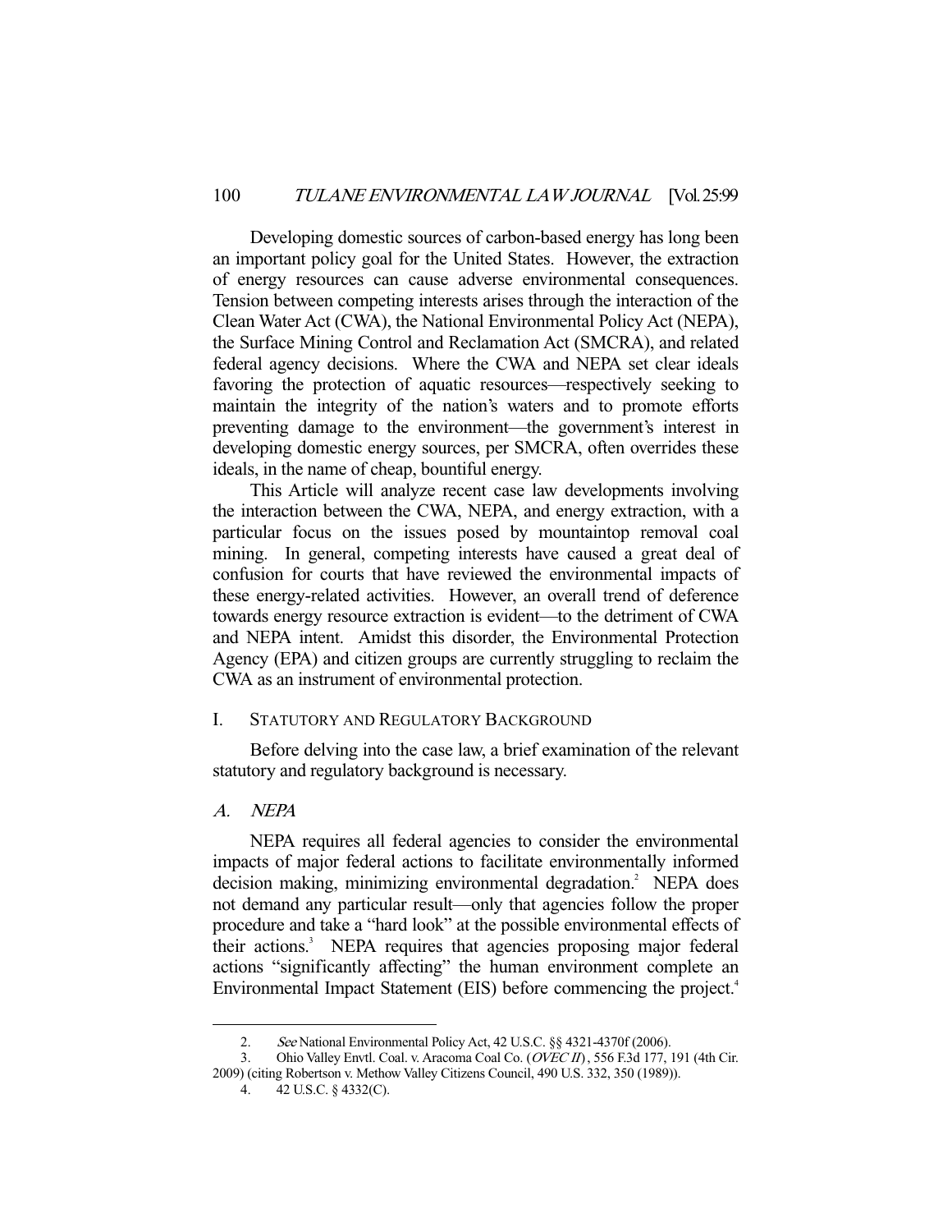Developing domestic sources of carbon-based energy has long been an important policy goal for the United States. However, the extraction of energy resources can cause adverse environmental consequences. Tension between competing interests arises through the interaction of the Clean Water Act (CWA), the National Environmental Policy Act (NEPA), the Surface Mining Control and Reclamation Act (SMCRA), and related federal agency decisions. Where the CWA and NEPA set clear ideals favoring the protection of aquatic resources—respectively seeking to maintain the integrity of the nation's waters and to promote efforts preventing damage to the environment—the government's interest in developing domestic energy sources, per SMCRA, often overrides these ideals, in the name of cheap, bountiful energy.

This Article will analyze recent case law developments involving the interaction between the CWA, NEPA, and energy extraction, with a particular focus on the issues posed by mountaintop removal coal mining. In general, competing interests have caused a great deal of confusion for courts that have reviewed the environmental impacts of these energy-related activities. However, an overall trend of deference towards energy resource extraction is evident—to the detriment of CWA and NEPA intent. Amidst this disorder, the Environmental Protection Agency (EPA) and citizen groups are currently struggling to reclaim the CWA as an instrument of environmental protection.

## I. Statutory and Regulatory Background

Before delving into the case law, a brief examination of the relevant statutory and regulatory background is necessary.

### *A. NEPA*

NEPA requires all federal agencies to consider the environmental impacts of major federal actions to facilitate environmentally informed decision making, minimizing environmental degradation.[2] NEPA does not demand any particular result—only that agencies follow the proper procedure and take a "hard look" at the possible environmental effects of their actions.[3] NEPA requires that agencies proposing major federal actions "significantly affecting" the human environment complete an Environmental Impact Statement (EIS) before commencing the project.[4]

---

2. *See* National Environmental Policy Act, 42 U.S.C. §§ 4321-4370f (2006).

3. Ohio Valley Envtl. Coal. v. Aracoma Coal Co. (*OVEC II*), 556 F.3d 177, 191 (4th Cir. 2009) (citing Robertson v. Methow Valley Citizens Council, 490 U.S. 332, 350 (1989)).

4. 42 U.S.C. § 4332(C).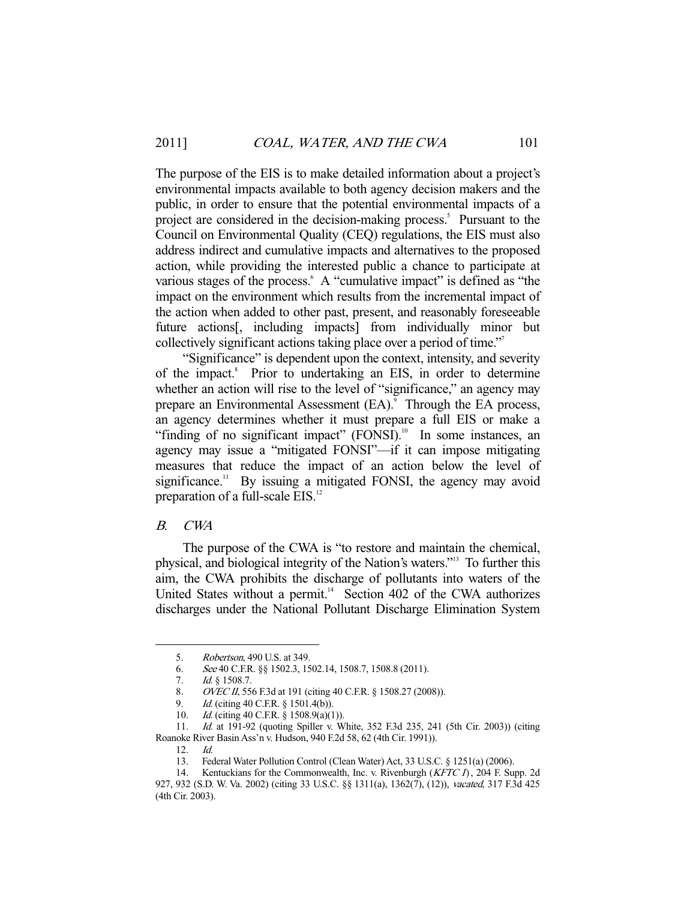The purpose of the EIS is to make detailed information about a project's environmental impacts available to both agency decision makers and the public, in order to ensure that the potential environmental impacts of a project are considered in the decision-making process.[5] Pursuant to the Council on Environmental Quality (CEQ) regulations, the EIS must also address indirect and cumulative impacts and alternatives to the proposed action, while providing the interested public a chance to participate at various stages of the process.[6] A "cumulative impact" is defined as "the impact on the environment which results from the incremental impact of the action when added to other past, present, and reasonably foreseeable future actions[, including impacts] from individually minor but collectively significant actions taking place over a period of time."[7]

"Significance" is dependent upon the context, intensity, and severity of the impact.[8] Prior to undertaking an EIS, in order to determine whether an action will rise to the level of "significance," an agency may prepare an Environmental Assessment (EA).[9] Through the EA process, an agency determines whether it must prepare a full EIS or make a "finding of no significant impact" (FONSI).[10] In some instances, an agency may issue a "mitigated FONSI"—if it can impose mitigating measures that reduce the impact of an action below the level of significance.[11] By issuing a mitigated FONSI, the agency may avoid preparation of a full-scale EIS.[12]

### *B. CWA*

The purpose of the CWA is "to restore and maintain the chemical, physical, and biological integrity of the Nation's waters."[13] To further this aim, the CWA prohibits the discharge of pollutants into waters of the United States without a permit.[14] Section 402 of the CWA authorizes discharges under the National Pollutant Discharge Elimination System

---

5. *Robertson*, 490 U.S. at 349.
6. *See* 40 C.F.R. §§ 1502.3, 1502.14, 1508.7, 1508.8 (2011).
7. *Id.* § 1508.7.
8. *OVEC II*, 556 F.3d at 191 (citing 40 C.F.R. § 1508.27 (2008)).
9. *Id.* (citing 40 C.F.R. § 1501.4(b)).
10. *Id.* (citing 40 C.F.R. § 1508.9(a)(1)).
11. *Id.* at 191-92 (quoting Spiller v. White, 352 F.3d 235, 241 (5th Cir. 2003)) (citing Roanoke River Basin Ass'n v. Hudson, 940 F.2d 58, 62 (4th Cir. 1991)).
12. *Id.*
13. Federal Water Pollution Control (Clean Water) Act, 33 U.S.C. § 1251(a) (2006).
14. Kentuckians for the Commonwealth, Inc. v. Rivenburgh (*KFTC I*), 204 F. Supp. 2d 927, 932 (S.D. W. Va. 2002) (citing 33 U.S.C. §§ 1311(a), 1362(7), (12)), *vacated*, 317 F.3d 425 (4th Cir. 2003).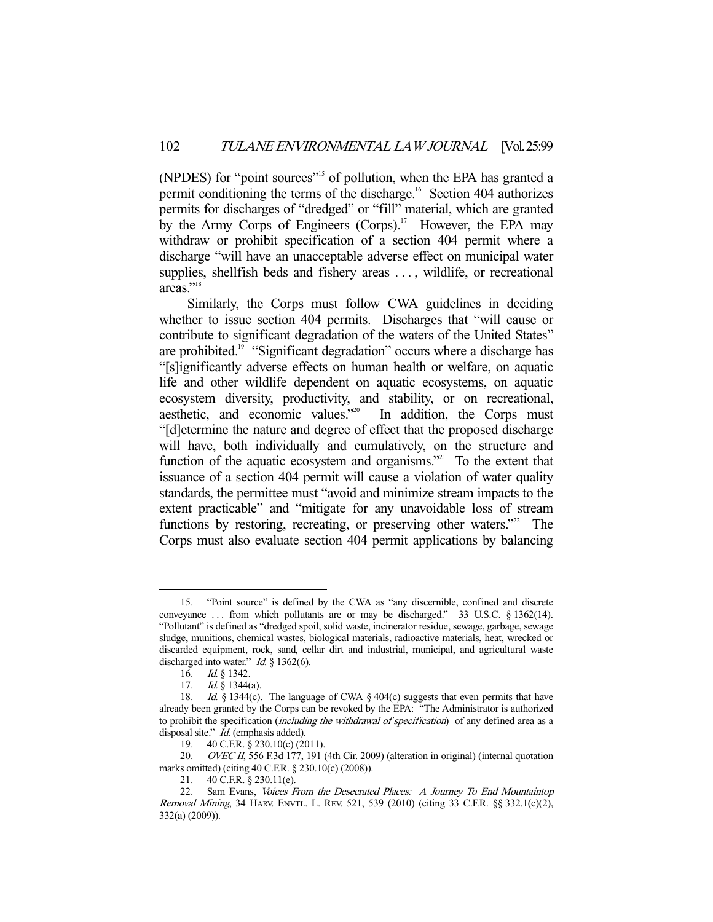(NPDES) for "point sources"[15] of pollution, when the EPA has granted a permit conditioning the terms of the discharge.[16] Section 404 authorizes permits for discharges of "dredged" or "fill" material, which are granted by the Army Corps of Engineers (Corps).[17] However, the EPA may withdraw or prohibit specification of a section 404 permit where a discharge "will have an unacceptable adverse effect on municipal water supplies, shellfish beds and fishery areas . . . , wildlife, or recreational areas."[18]

Similarly, the Corps must follow CWA guidelines in deciding whether to issue section 404 permits. Discharges that "will cause or contribute to significant degradation of the waters of the United States" are prohibited.[19] "Significant degradation" occurs where a discharge has "[s]ignificantly adverse effects on human health or welfare, on aquatic life and other wildlife dependent on aquatic ecosystems, on aquatic ecosystem diversity, productivity, and stability, or on recreational, aesthetic, and economic values."[20] In addition, the Corps must "[d]etermine the nature and degree of effect that the proposed discharge will have, both individually and cumulatively, on the structure and function of the aquatic ecosystem and organisms."[21] To the extent that issuance of a section 404 permit will cause a violation of water quality standards, the permittee must "avoid and minimize stream impacts to the extent practicable" and "mitigate for any unavoidable loss of stream functions by restoring, recreating, or preserving other waters."[22] The Corps must also evaluate section 404 permit applications by balancing

---

15. "Point source" is defined by the CWA as "any discernible, confined and discrete conveyance . . . from which pollutants are or may be discharged." 33 U.S.C. § 1362(14). "Pollutant" is defined as "dredged spoil, solid waste, incinerator residue, sewage, garbage, sewage sludge, munitions, chemical wastes, biological materials, radioactive materials, heat, wrecked or discarded equipment, rock, sand, cellar dirt and industrial, municipal, and agricultural waste discharged into water." *Id.* § 1362(6).

16. *Id.* § 1342.

17. *Id.* § 1344(a).

18. *Id.* § 1344(c). The language of CWA § 404(c) suggests that even permits that have already been granted by the Corps can be revoked by the EPA: "The Administrator is authorized to prohibit the specification (*including the withdrawal of specification*) of any defined area as a disposal site." *Id.* (emphasis added).

19. 40 C.F.R. § 230.10(c) (2011).

20. *OVEC II*, 556 F.3d 177, 191 (4th Cir. 2009) (alteration in original) (internal quotation marks omitted) (citing 40 C.F.R. § 230.10(c) (2008)).

21. 40 C.F.R. § 230.11(e).

22. Sam Evans, *Voices From the Desecrated Places: A Journey To End Mountaintop Removal Mining*, 34 HARV. ENVTL. L. REV. 521, 539 (2010) (citing 33 C.F.R. §§ 332.1(c)(2), 332(a) (2009)).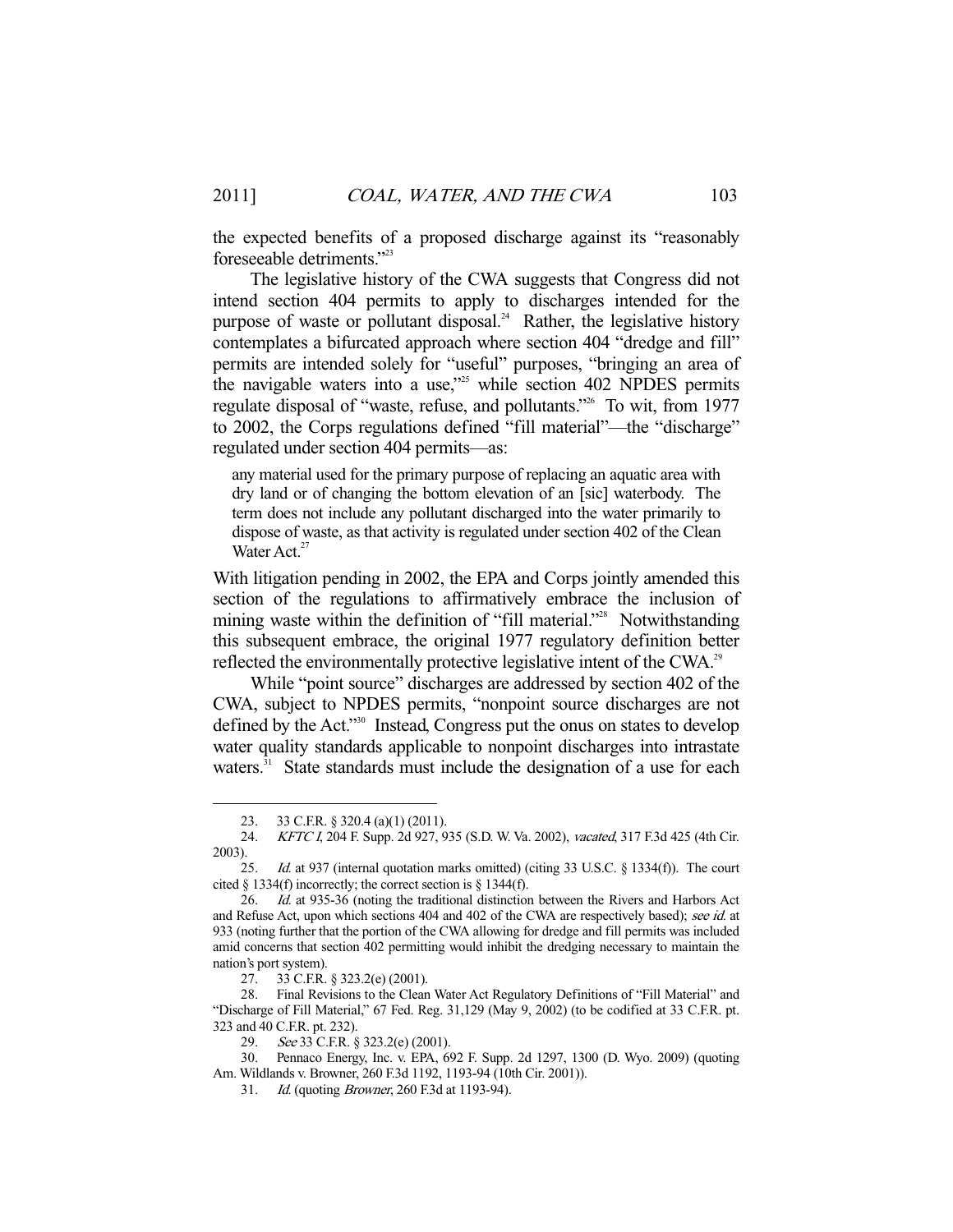the expected benefits of a proposed discharge against its "reasonably foreseeable detriments."[23]

The legislative history of the CWA suggests that Congress did not intend section 404 permits to apply to discharges intended for the purpose of waste or pollutant disposal.[24] Rather, the legislative history contemplates a bifurcated approach where section 404 "dredge and fill" permits are intended solely for "useful" purposes, "bringing an area of the navigable waters into a use,"[25] while section 402 NPDES permits regulate disposal of "waste, refuse, and pollutants."[26] To wit, from 1977 to 2002, the Corps regulations defined "fill material"—the "discharge" regulated under section 404 permits—as:

> any material used for the primary purpose of replacing an aquatic area with dry land or of changing the bottom elevation of an [sic] waterbody. The term does not include any pollutant discharged into the water primarily to dispose of waste, as that activity is regulated under section 402 of the Clean Water Act.[27]

With litigation pending in 2002, the EPA and Corps jointly amended this section of the regulations to affirmatively embrace the inclusion of mining waste within the definition of "fill material."[28] Notwithstanding this subsequent embrace, the original 1977 regulatory definition better reflected the environmentally protective legislative intent of the CWA.[29]

While "point source" discharges are addressed by section 402 of the CWA, subject to NPDES permits, "nonpoint source discharges are not defined by the Act."[30] Instead, Congress put the onus on states to develop water quality standards applicable to nonpoint discharges into intrastate waters.[31] State standards must include the designation of a use for each

---

23. 33 C.F.R. § 320.4 (a)(1) (2011).

24. *KFTC I*, 204 F. Supp. 2d 927, 935 (S.D. W. Va. 2002), *vacated*, 317 F.3d 425 (4th Cir. 2003).

25. *Id.* at 937 (internal quotation marks omitted) (citing 33 U.S.C. § 1334(f)). The court cited § 1334(f) incorrectly; the correct section is § 1344(f).

26. *Id.* at 935-36 (noting the traditional distinction between the Rivers and Harbors Act and Refuse Act, upon which sections 404 and 402 of the CWA are respectively based); *see id.* at 933 (noting further that the portion of the CWA allowing for dredge and fill permits was included amid concerns that section 402 permitting would inhibit the dredging necessary to maintain the nation's port system).

27. 33 C.F.R. § 323.2(e) (2001).

28. Final Revisions to the Clean Water Act Regulatory Definitions of "Fill Material" and "Discharge of Fill Material," 67 Fed. Reg. 31,129 (May 9, 2002) (to be codified at 33 C.F.R. pt. 323 and 40 C.F.R. pt. 232).

29. *See* 33 C.F.R. § 323.2(e) (2001).

30. Pennaco Energy, Inc. v. EPA, 692 F. Supp. 2d 1297, 1300 (D. Wyo. 2009) (quoting Am. Wildlands v. Browner, 260 F.3d 1192, 1193-94 (10th Cir. 2001)).

31. *Id.* (quoting *Browner*, 260 F.3d at 1193-94).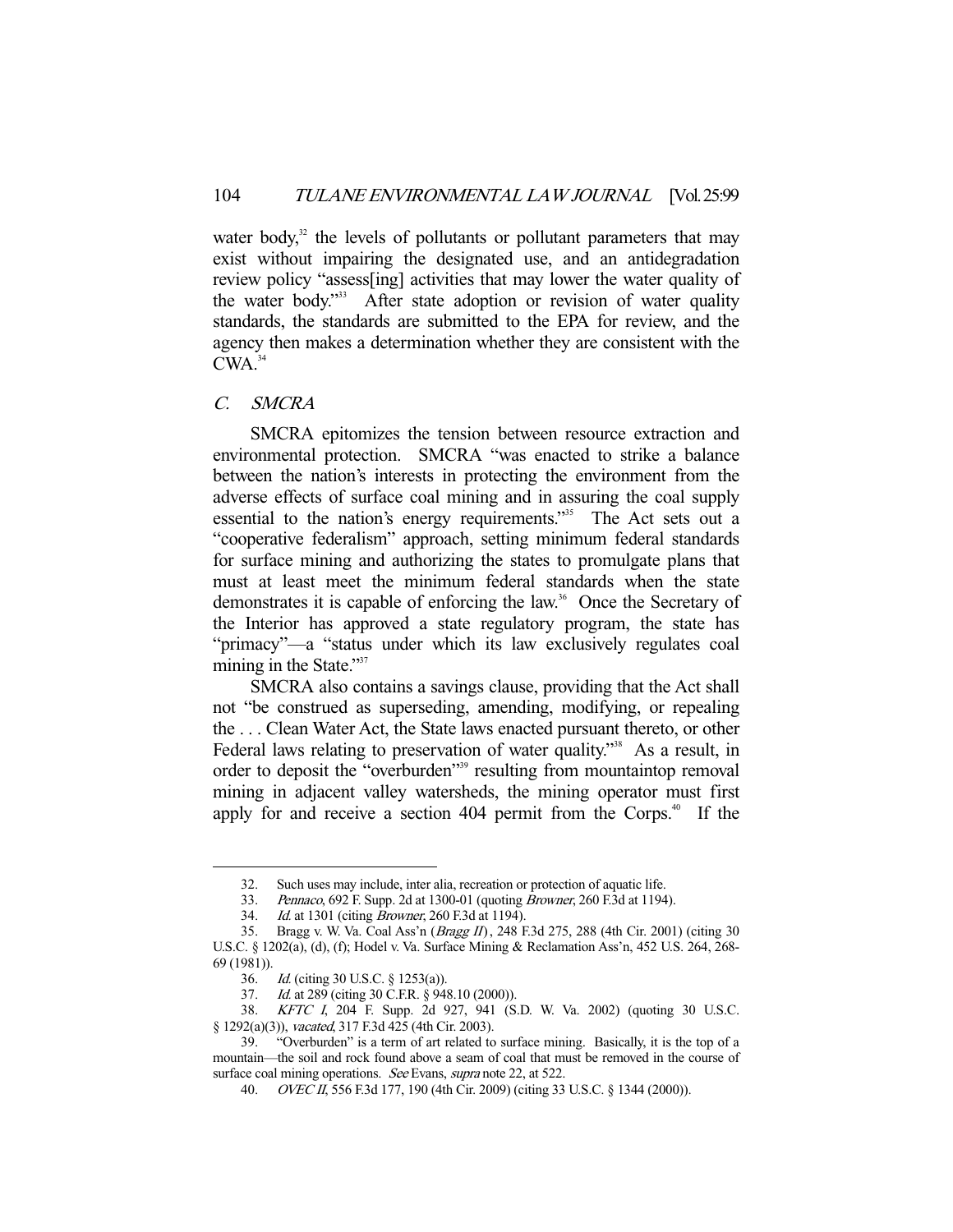water body,[32] the levels of pollutants or pollutant parameters that may exist without impairing the designated use, and an antidegradation review policy "assess[ing] activities that may lower the water quality of the water body."[33] After state adoption or revision of water quality standards, the standards are submitted to the EPA for review, and the agency then makes a determination whether they are consistent with the CWA.[34]

### *C. SMCRA*

SMCRA epitomizes the tension between resource extraction and environmental protection. SMCRA "was enacted to strike a balance between the nation's interests in protecting the environment from the adverse effects of surface coal mining and in assuring the coal supply essential to the nation's energy requirements."[35] The Act sets out a "cooperative federalism" approach, setting minimum federal standards for surface mining and authorizing the states to promulgate plans that must at least meet the minimum federal standards when the state demonstrates it is capable of enforcing the law.[36] Once the Secretary of the Interior has approved a state regulatory program, the state has "primacy"—a "status under which its law exclusively regulates coal mining in the State."[37]

SMCRA also contains a savings clause, providing that the Act shall not "be construed as superseding, amending, modifying, or repealing the . . . Clean Water Act, the State laws enacted pursuant thereto, or other Federal laws relating to preservation of water quality."[38] As a result, in order to deposit the "overburden"[39] resulting from mountaintop removal mining in adjacent valley watersheds, the mining operator must first apply for and receive a section 404 permit from the Corps.[40] If the

---

32. Such uses may include, inter alia, recreation or protection of aquatic life.

33. *Pennaco*, 692 F. Supp. 2d at 1300-01 (quoting *Browner*, 260 F.3d at 1194).

34. *Id.* at 1301 (citing *Browner*, 260 F.3d at 1194).

35. Bragg v. W. Va. Coal Ass'n (*Bragg II*), 248 F.3d 275, 288 (4th Cir. 2001) (citing 30 U.S.C. § 1202(a), (d), (f); Hodel v. Va. Surface Mining & Reclamation Ass'n, 452 U.S. 264, 268-69 (1981)).

36. *Id.* (citing 30 U.S.C. § 1253(a)).

37. *Id.* at 289 (citing 30 C.F.R. § 948.10 (2000)).

38. *KFTC I*, 204 F. Supp. 2d 927, 941 (S.D. W. Va. 2002) (quoting 30 U.S.C. § 1292(a)(3)), *vacated*, 317 F.3d 425 (4th Cir. 2003).

39. "Overburden" is a term of art related to surface mining. Basically, it is the top of a mountain—the soil and rock found above a seam of coal that must be removed in the course of surface coal mining operations. *See* Evans, *supra* note 22, at 522.

40. *OVEC II*, 556 F.3d 177, 190 (4th Cir. 2009) (citing 33 U.S.C. § 1344 (2000)).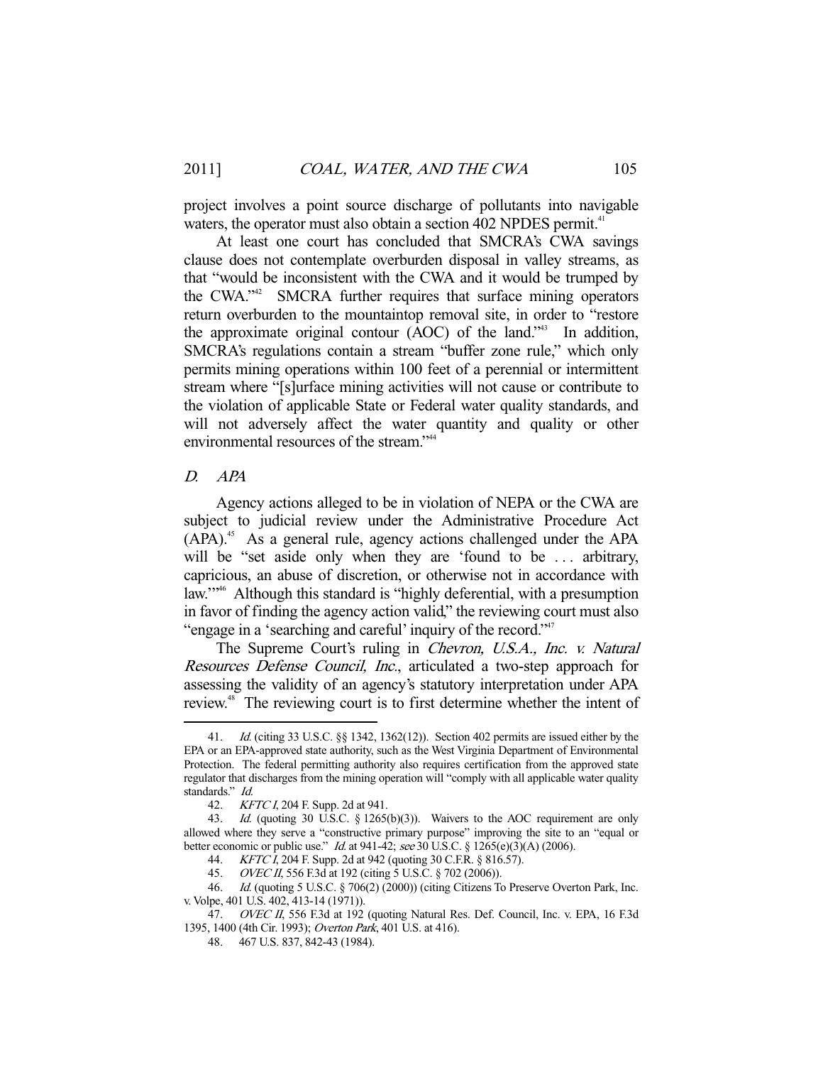project involves a point source discharge of pollutants into navigable waters, the operator must also obtain a section 402 NPDES permit.[41]

At least one court has concluded that SMCRA's CWA savings clause does not contemplate overburden disposal in valley streams, as that "would be inconsistent with the CWA and it would be trumped by the CWA."[42] SMCRA further requires that surface mining operators return overburden to the mountaintop removal site, in order to "restore the approximate original contour (AOC) of the land."[43] In addition, SMCRA's regulations contain a stream "buffer zone rule," which only permits mining operations within 100 feet of a perennial or intermittent stream where "[s]urface mining activities will not cause or contribute to the violation of applicable State or Federal water quality standards, and will not adversely affect the water quantity and quality or other environmental resources of the stream."[44]

### *D. APA*

Agency actions alleged to be in violation of NEPA or the CWA are subject to judicial review under the Administrative Procedure Act (APA).[45] As a general rule, agency actions challenged under the APA will be "set aside only when they are 'found to be . . . arbitrary, capricious, an abuse of discretion, or otherwise not in accordance with law.'"[46] Although this standard is "highly deferential, with a presumption in favor of finding the agency action valid," the reviewing court must also "engage in a 'searching and careful' inquiry of the record."[47]

The Supreme Court's ruling in *Chevron, U.S.A., Inc. v. Natural Resources Defense Council, Inc.*, articulated a two-step approach for assessing the validity of an agency's statutory interpretation under APA review.[48] The reviewing court is to first determine whether the intent of

---

41. *Id.* (citing 33 U.S.C. §§ 1342, 1362(12)). Section 402 permits are issued either by the EPA or an EPA-approved state authority, such as the West Virginia Department of Environmental Protection. The federal permitting authority also requires certification from the approved state regulator that discharges from the mining operation will "comply with all applicable water quality standards." *Id.*

42. *KFTC I*, 204 F. Supp. 2d at 941.

43. *Id.* (quoting 30 U.S.C. § 1265(b)(3)). Waivers to the AOC requirement are only allowed where they serve a "constructive primary purpose" improving the site to an "equal or better economic or public use." *Id.* at 941-42; *see* 30 U.S.C. § 1265(e)(3)(A) (2006).

44. *KFTC I*, 204 F. Supp. 2d at 942 (quoting 30 C.F.R. § 816.57).

45. *OVEC II*, 556 F.3d at 192 (citing 5 U.S.C. § 702 (2006)).

46. *Id.* (quoting 5 U.S.C. § 706(2) (2000)) (citing Citizens To Preserve Overton Park, Inc. v. Volpe, 401 U.S. 402, 413-14 (1971)).

47. *OVEC II*, 556 F.3d at 192 (quoting Natural Res. Def. Council, Inc. v. EPA, 16 F.3d 1395, 1400 (4th Cir. 1993); *Overton Park*, 401 U.S. at 416).

48. 467 U.S. 837, 842-43 (1984).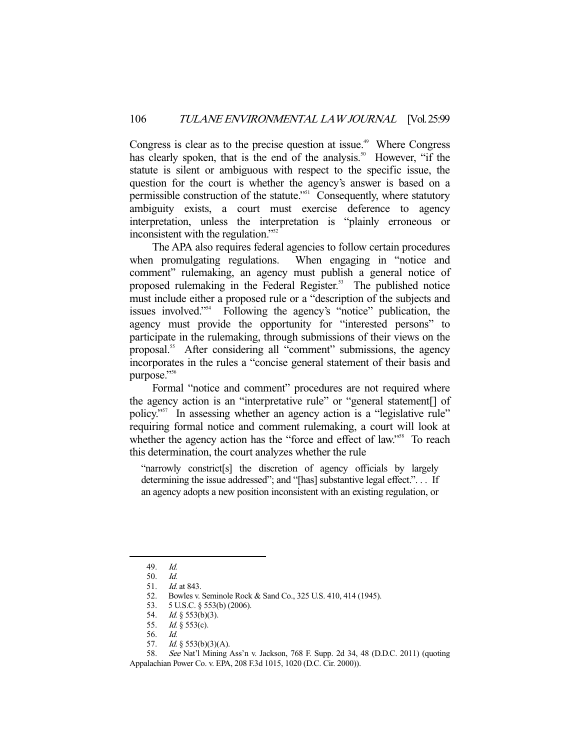Congress is clear as to the precise question at issue.[49] Where Congress has clearly spoken, that is the end of the analysis.[50] However, "if the statute is silent or ambiguous with respect to the specific issue, the question for the court is whether the agency's answer is based on a permissible construction of the statute."[51] Consequently, where statutory ambiguity exists, a court must exercise deference to agency interpretation, unless the interpretation is "plainly erroneous or inconsistent with the regulation."[52]

The APA also requires federal agencies to follow certain procedures when promulgating regulations. When engaging in "notice and comment" rulemaking, an agency must publish a general notice of proposed rulemaking in the Federal Register.[53] The published notice must include either a proposed rule or a "description of the subjects and issues involved."[54] Following the agency's "notice" publication, the agency must provide the opportunity for "interested persons" to participate in the rulemaking, through submissions of their views on the proposal.[55] After considering all "comment" submissions, the agency incorporates in the rules a "concise general statement of their basis and purpose."[56]

Formal "notice and comment" procedures are not required where the agency action is an "interpretative rule" or "general statement[] of policy."[57] In assessing whether an agency action is a "legislative rule" requiring formal notice and comment rulemaking, a court will look at whether the agency action has the "force and effect of law."[58] To reach this determination, the court analyzes whether the rule

> "narrowly constrict[s] the discretion of agency officials by largely determining the issue addressed"; and "[has] substantive legal effect.". . . If an agency adopts a new position inconsistent with an existing regulation, or

---

49. *Id.*
50. *Id.*
51. *Id.* at 843.
52. Bowles v. Seminole Rock & Sand Co., 325 U.S. 410, 414 (1945).
53. 5 U.S.C. § 553(b) (2006).
54. *Id.* § 553(b)(3).
55. *Id.* § 553(c).
56. *Id.*
57. *Id.* § 553(b)(3)(A).
58. *See* Nat'l Mining Ass'n v. Jackson, 768 F. Supp. 2d 34, 48 (D.D.C. 2011) (quoting Appalachian Power Co. v. EPA, 208 F.3d 1015, 1020 (D.C. Cir. 2000)).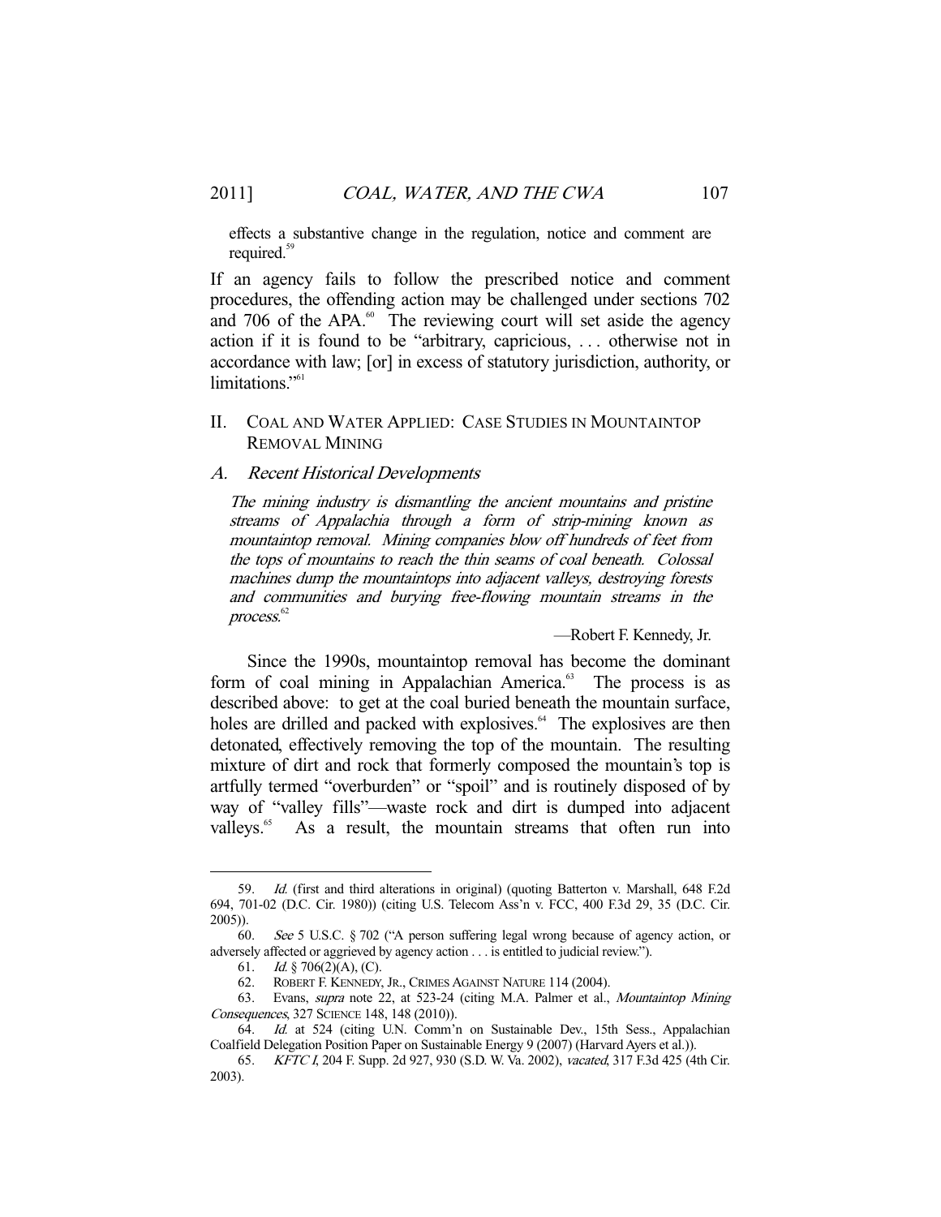effects a substantive change in the regulation, notice and comment are required.[59]

If an agency fails to follow the prescribed notice and comment procedures, the offending action may be challenged under sections 702 and 706 of the APA.[60] The reviewing court will set aside the agency action if it is found to be "arbitrary, capricious, . . . otherwise not in accordance with law; [or] in excess of statutory jurisdiction, authority, or limitations."[61]

## II. Coal and Water Applied: Case Studies in Mountaintop Removal Mining

### *A. Recent Historical Developments*

*The mining industry is dismantling the ancient mountains and pristine streams of Appalachia through a form of strip-mining known as mountaintop removal. Mining companies blow off hundreds of feet from the tops of mountains to reach the thin seams of coal beneath. Colossal machines dump the mountaintops into adjacent valleys, destroying forests and communities and burying free-flowing mountain streams in the process.*[62]

—Robert F. Kennedy, Jr.

Since the 1990s, mountaintop removal has become the dominant form of coal mining in Appalachian America.[63] The process is as described above: to get at the coal buried beneath the mountain surface, holes are drilled and packed with explosives.[64] The explosives are then detonated, effectively removing the top of the mountain. The resulting mixture of dirt and rock that formerly composed the mountain's top is artfully termed "overburden" or "spoil" and is routinely disposed of by way of "valley fills"—waste rock and dirt is dumped into adjacent valleys.[65] As a result, the mountain streams that often run into

---

59. *Id.* (first and third alterations in original) (quoting Batterton v. Marshall, 648 F.2d 694, 701-02 (D.C. Cir. 1980)) (citing U.S. Telecom Ass'n v. FCC, 400 F.3d 29, 35 (D.C. Cir. 2005)).

60. *See* 5 U.S.C. § 702 ("A person suffering legal wrong because of agency action, or adversely affected or aggrieved by agency action . . . is entitled to judicial review.").

61. *Id.* § 706(2)(A), (C).

62. Robert F. Kennedy, Jr., Crimes Against Nature 114 (2004).

63. Evans, *supra* note 22, at 523-24 (citing M.A. Palmer et al., *Mountaintop Mining Consequences*, 327 Science 148, 148 (2010)).

64. *Id.* at 524 (citing U.N. Comm'n on Sustainable Dev., 15th Sess., Appalachian Coalfield Delegation Position Paper on Sustainable Energy 9 (2007) (Harvard Ayers et al.)).

65. *KFTC I*, 204 F. Supp. 2d 927, 930 (S.D. W. Va. 2002), *vacated*, 317 F.3d 425 (4th Cir. 2003).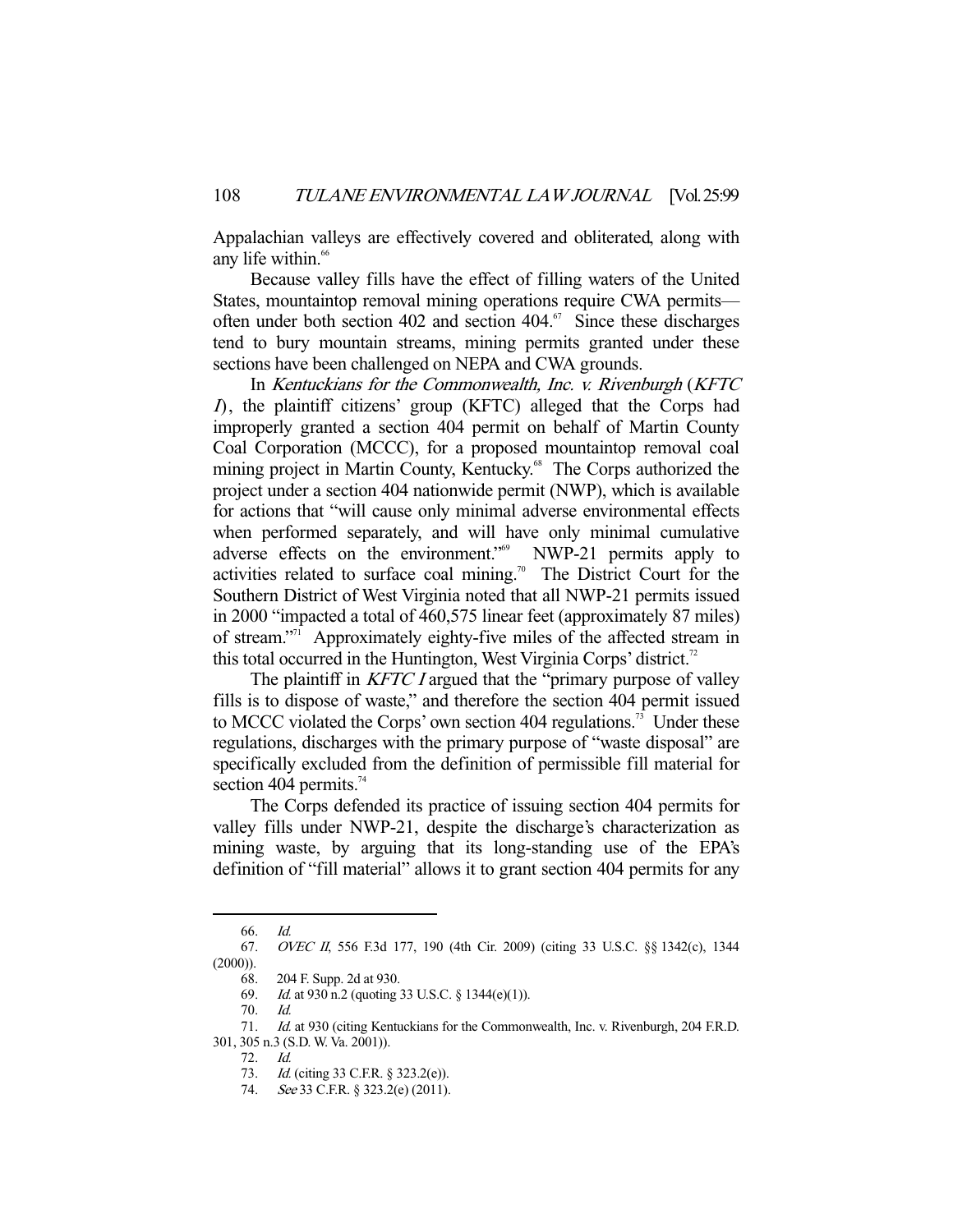Appalachian valleys are effectively covered and obliterated, along with any life within.[66]

Because valley fills have the effect of filling waters of the United States, mountaintop removal mining operations require CWA permits—often under both section 402 and section 404.[67] Since these discharges tend to bury mountain streams, mining permits granted under these sections have been challenged on NEPA and CWA grounds.

In *Kentuckians for the Commonwealth, Inc. v. Rivenburgh* (*KFTC I*), the plaintiff citizens' group (KFTC) alleged that the Corps had improperly granted a section 404 permit on behalf of Martin County Coal Corporation (MCCC), for a proposed mountaintop removal coal mining project in Martin County, Kentucky.[68] The Corps authorized the project under a section 404 nationwide permit (NWP), which is available for actions that "will cause only minimal adverse environmental effects when performed separately, and will have only minimal cumulative adverse effects on the environment."[69] NWP-21 permits apply to activities related to surface coal mining.[70] The District Court for the Southern District of West Virginia noted that all NWP-21 permits issued in 2000 "impacted a total of 460,575 linear feet (approximately 87 miles) of stream."[71] Approximately eighty-five miles of the affected stream in this total occurred in the Huntington, West Virginia Corps' district.[72]

The plaintiff in *KFTC I* argued that the "primary purpose of valley fills is to dispose of waste," and therefore the section 404 permit issued to MCCC violated the Corps' own section 404 regulations.[73] Under these regulations, discharges with the primary purpose of "waste disposal" are specifically excluded from the definition of permissible fill material for section 404 permits.[74]

The Corps defended its practice of issuing section 404 permits for valley fills under NWP-21, despite the discharge's characterization as mining waste, by arguing that its long-standing use of the EPA's definition of "fill material" allows it to grant section 404 permits for any

---

66. *Id.*

67. *OVEC II*, 556 F.3d 177, 190 (4th Cir. 2009) (citing 33 U.S.C. §§ 1342(c), 1344 (2000)).

68. 204 F. Supp. 2d at 930.

69. *Id.* at 930 n.2 (quoting 33 U.S.C. § 1344(e)(1)).

70. *Id.*

71. *Id.* at 930 (citing Kentuckians for the Commonwealth, Inc. v. Rivenburgh, 204 F.R.D. 301, 305 n.3 (S.D. W. Va. 2001)).

72. *Id.*

73. *Id.* (citing 33 C.F.R. § 323.2(e)).

74. *See* 33 C.F.R. § 323.2(e) (2011).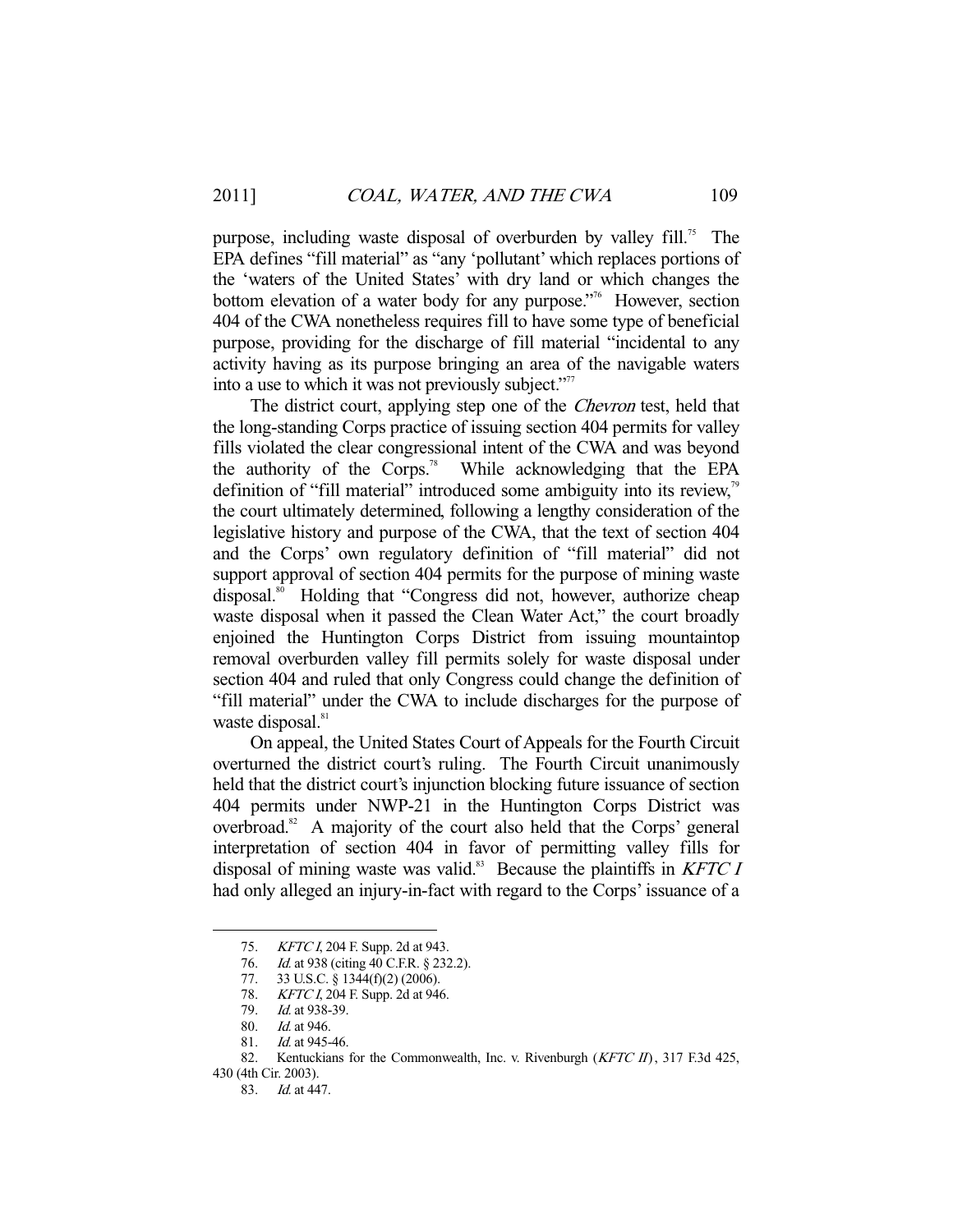purpose, including waste disposal of overburden by valley fill.[75] The EPA defines "fill material" as "any 'pollutant' which replaces portions of the 'waters of the United States' with dry land or which changes the bottom elevation of a water body for any purpose."[76] However, section 404 of the CWA nonetheless requires fill to have some type of beneficial purpose, providing for the discharge of fill material "incidental to any activity having as its purpose bringing an area of the navigable waters into a use to which it was not previously subject."[77]

The district court, applying step one of the *Chevron* test, held that the long-standing Corps practice of issuing section 404 permits for valley fills violated the clear congressional intent of the CWA and was beyond the authority of the Corps.[78] While acknowledging that the EPA definition of "fill material" introduced some ambiguity into its review,[79] the court ultimately determined, following a lengthy consideration of the legislative history and purpose of the CWA, that the text of section 404 and the Corps' own regulatory definition of "fill material" did not support approval of section 404 permits for the purpose of mining waste disposal.[80] Holding that "Congress did not, however, authorize cheap waste disposal when it passed the Clean Water Act," the court broadly enjoined the Huntington Corps District from issuing mountaintop removal overburden valley fill permits solely for waste disposal under section 404 and ruled that only Congress could change the definition of "fill material" under the CWA to include discharges for the purpose of waste disposal.[81]

On appeal, the United States Court of Appeals for the Fourth Circuit overturned the district court's ruling. The Fourth Circuit unanimously held that the district court's injunction blocking future issuance of section 404 permits under NWP-21 in the Huntington Corps District was overbroad.[82] A majority of the court also held that the Corps' general interpretation of section 404 in favor of permitting valley fills for disposal of mining waste was valid.[83] Because the plaintiffs in *KFTC I* had only alleged an injury-in-fact with regard to the Corps' issuance of a

---

75. *KFTC I*, 204 F. Supp. 2d at 943.

76. *Id.* at 938 (citing 40 C.F.R. § 232.2).

77. 33 U.S.C. § 1344(f)(2) (2006).

78. *KFTC I*, 204 F. Supp. 2d at 946.

79. *Id.* at 938-39.

80. *Id.* at 946.

81. *Id.* at 945-46.

82. Kentuckians for the Commonwealth, Inc. v. Rivenburgh (*KFTC II*), 317 F.3d 425, 430 (4th Cir. 2003).

83. *Id.* at 447.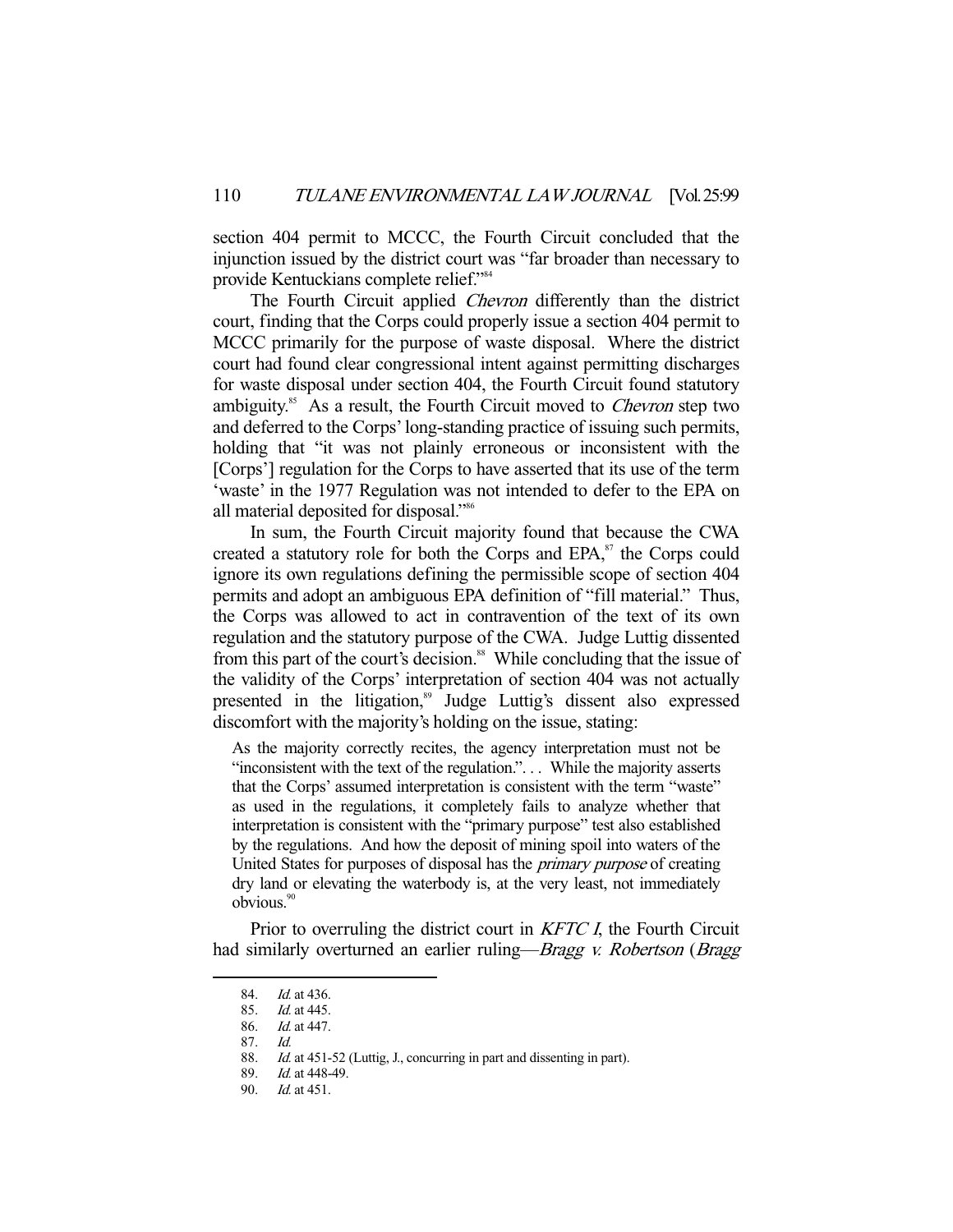section 404 permit to MCCC, the Fourth Circuit concluded that the injunction issued by the district court was "far broader than necessary to provide Kentuckians complete relief."[84]

The Fourth Circuit applied *Chevron* differently than the district court, finding that the Corps could properly issue a section 404 permit to MCCC primarily for the purpose of waste disposal. Where the district court had found clear congressional intent against permitting discharges for waste disposal under section 404, the Fourth Circuit found statutory ambiguity.[85] As a result, the Fourth Circuit moved to *Chevron* step two and deferred to the Corps' long-standing practice of issuing such permits, holding that "it was not plainly erroneous or inconsistent with the [Corps'] regulation for the Corps to have asserted that its use of the term 'waste' in the 1977 Regulation was not intended to defer to the EPA on all material deposited for disposal."[86]

In sum, the Fourth Circuit majority found that because the CWA created a statutory role for both the Corps and EPA,[87] the Corps could ignore its own regulations defining the permissible scope of section 404 permits and adopt an ambiguous EPA definition of "fill material." Thus, the Corps was allowed to act in contravention of the text of its own regulation and the statutory purpose of the CWA. Judge Luttig dissented from this part of the court's decision.[88] While concluding that the issue of the validity of the Corps' interpretation of section 404 was not actually presented in the litigation,[89] Judge Luttig's dissent also expressed discomfort with the majority's holding on the issue, stating:

> As the majority correctly recites, the agency interpretation must not be "inconsistent with the text of the regulation.". . . While the majority asserts that the Corps' assumed interpretation is consistent with the term "waste" as used in the regulations, it completely fails to analyze whether that interpretation is consistent with the "primary purpose" test also established by the regulations. And how the deposit of mining spoil into waters of the United States for purposes of disposal has the *primary purpose* of creating dry land or elevating the waterbody is, at the very least, not immediately obvious.[90]

Prior to overruling the district court in *KFTC I*, the Fourth Circuit had similarly overturned an earlier ruling—*Bragg v. Robertson* (*Bragg*

---

84. *Id.* at 436.
85. *Id.* at 445.
86. *Id.* at 447.
87. *Id.*
88. *Id.* at 451-52 (Luttig, J., concurring in part and dissenting in part).
89. *Id.* at 448-49.
90. *Id.* at 451.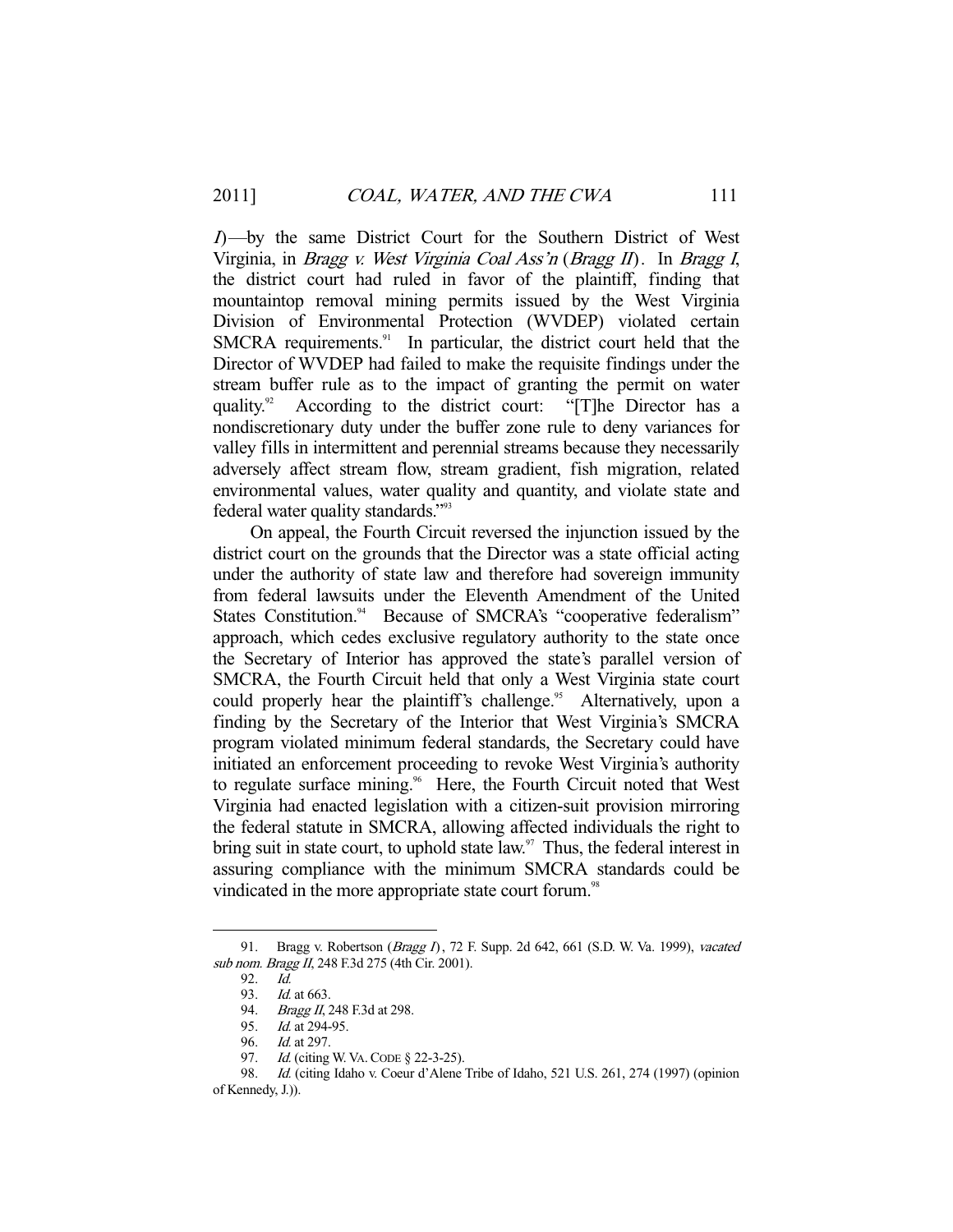*I*)—by the same District Court for the Southern District of West Virginia, in *Bragg v. West Virginia Coal Ass'n* (*Bragg II*). In *Bragg I*, the district court had ruled in favor of the plaintiff, finding that mountaintop removal mining permits issued by the West Virginia Division of Environmental Protection (WVDEP) violated certain SMCRA requirements.[91] In particular, the district court held that the Director of WVDEP had failed to make the requisite findings under the stream buffer rule as to the impact of granting the permit on water quality.[92] According to the district court: "[T]he Director has a nondiscretionary duty under the buffer zone rule to deny variances for valley fills in intermittent and perennial streams because they necessarily adversely affect stream flow, stream gradient, fish migration, related environmental values, water quality and quantity, and violate state and federal water quality standards."[93]

On appeal, the Fourth Circuit reversed the injunction issued by the district court on the grounds that the Director was a state official acting under the authority of state law and therefore had sovereign immunity from federal lawsuits under the Eleventh Amendment of the United States Constitution.[94] Because of SMCRA's "cooperative federalism" approach, which cedes exclusive regulatory authority to the state once the Secretary of Interior has approved the state's parallel version of SMCRA, the Fourth Circuit held that only a West Virginia state court could properly hear the plaintiff's challenge.[95] Alternatively, upon a finding by the Secretary of the Interior that West Virginia's SMCRA program violated minimum federal standards, the Secretary could have initiated an enforcement proceeding to revoke West Virginia's authority to regulate surface mining.[96] Here, the Fourth Circuit noted that West Virginia had enacted legislation with a citizen-suit provision mirroring the federal statute in SMCRA, allowing affected individuals the right to bring suit in state court, to uphold state law.[97] Thus, the federal interest in assuring compliance with the minimum SMCRA standards could be vindicated in the more appropriate state court forum.[98]

---

91. Bragg v. Robertson (*Bragg I*), 72 F. Supp. 2d 642, 661 (S.D. W. Va. 1999), *vacated sub nom. Bragg II*, 248 F.3d 275 (4th Cir. 2001).

92. *Id.*

93. *Id.* at 663.

94. *Bragg II*, 248 F.3d at 298.

95. *Id.* at 294-95.

96. *Id.* at 297.

97. *Id.* (citing W. VA. CODE § 22-3-25).

98. *Id.* (citing Idaho v. Coeur d'Alene Tribe of Idaho, 521 U.S. 261, 274 (1997) (opinion of Kennedy, J.)).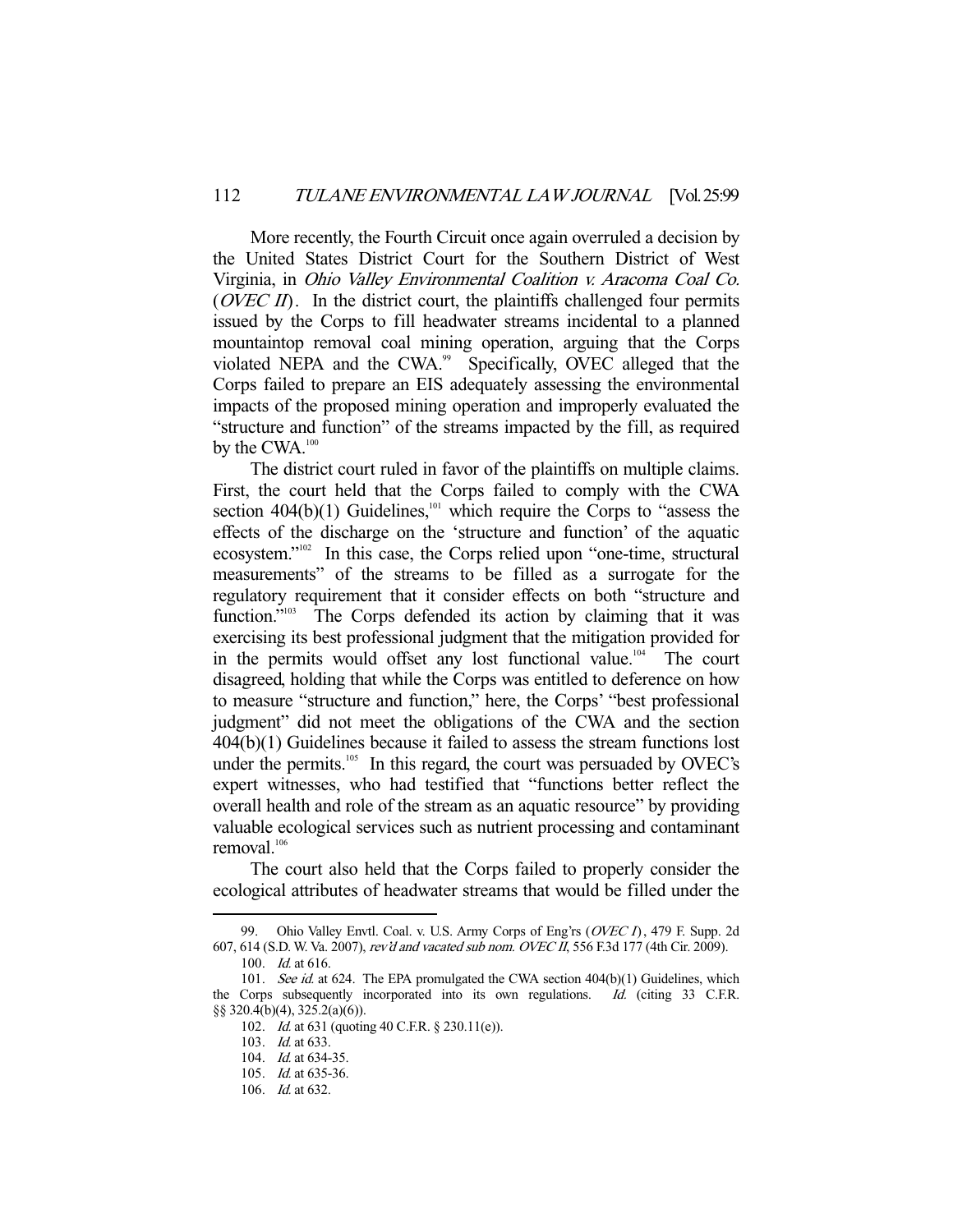More recently, the Fourth Circuit once again overruled a decision by the United States District Court for the Southern District of West Virginia, in *Ohio Valley Environmental Coalition v. Aracoma Coal Co.* (*OVEC II*). In the district court, the plaintiffs challenged four permits issued by the Corps to fill headwater streams incidental to a planned mountaintop removal coal mining operation, arguing that the Corps violated NEPA and the CWA.[99] Specifically, OVEC alleged that the Corps failed to prepare an EIS adequately assessing the environmental impacts of the proposed mining operation and improperly evaluated the "structure and function" of the streams impacted by the fill, as required by the CWA.[100]

The district court ruled in favor of the plaintiffs on multiple claims. First, the court held that the Corps failed to comply with the CWA section 404(b)(1) Guidelines,[101] which require the Corps to "assess the effects of the discharge on the 'structure and function' of the aquatic ecosystem."[102] In this case, the Corps relied upon "one-time, structural measurements" of the streams to be filled as a surrogate for the regulatory requirement that it consider effects on both "structure and function."[103] The Corps defended its action by claiming that it was exercising its best professional judgment that the mitigation provided for in the permits would offset any lost functional value.[104] The court disagreed, holding that while the Corps was entitled to deference on how to measure "structure and function," here, the Corps' "best professional judgment" did not meet the obligations of the CWA and the section 404(b)(1) Guidelines because it failed to assess the stream functions lost under the permits.[105] In this regard, the court was persuaded by OVEC's expert witnesses, who had testified that "functions better reflect the overall health and role of the stream as an aquatic resource" by providing valuable ecological services such as nutrient processing and contaminant removal.[106]

The court also held that the Corps failed to properly consider the ecological attributes of headwater streams that would be filled under the

---

99. Ohio Valley Envtl. Coal. v. U.S. Army Corps of Eng'rs (*OVEC I*), 479 F. Supp. 2d 607, 614 (S.D. W. Va. 2007), *rev'd and vacated sub nom. OVEC II*, 556 F.3d 177 (4th Cir. 2009).

100. *Id.* at 616.

101. *See id.* at 624. The EPA promulgated the CWA section 404(b)(1) Guidelines, which the Corps subsequently incorporated into its own regulations. *Id.* (citing 33 C.F.R. §§ 320.4(b)(4), 325.2(a)(6)).

102. *Id.* at 631 (quoting 40 C.F.R. § 230.11(e)).

103. *Id.* at 633.

104. *Id.* at 634-35.

105. *Id.* at 635-36.

106. *Id.* at 632.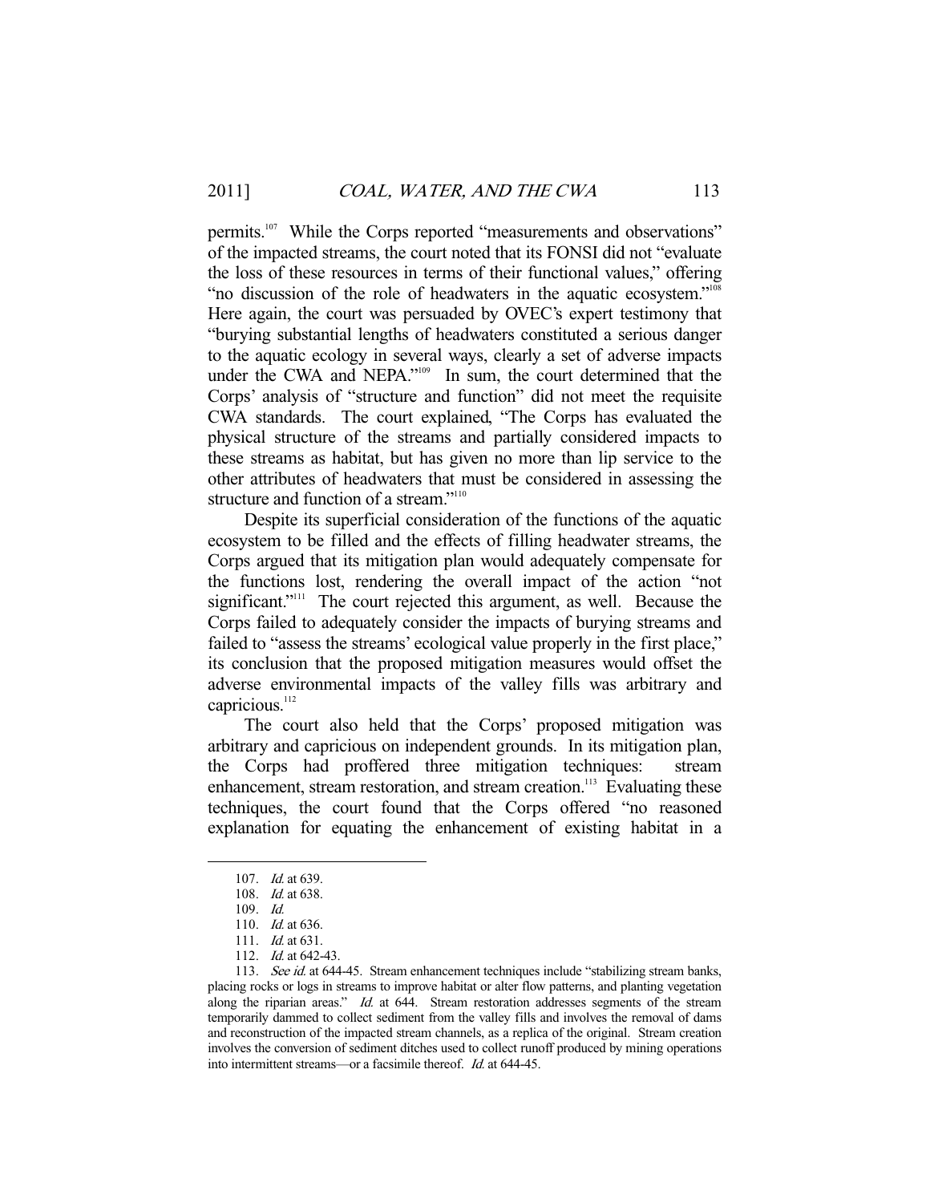permits.[107] While the Corps reported "measurements and observations" of the impacted streams, the court noted that its FONSI did not "evaluate the loss of these resources in terms of their functional values," offering "no discussion of the role of headwaters in the aquatic ecosystem."[108] Here again, the court was persuaded by OVEC's expert testimony that "burying substantial lengths of headwaters constituted a serious danger to the aquatic ecology in several ways, clearly a set of adverse impacts under the CWA and NEPA."[109] In sum, the court determined that the Corps' analysis of "structure and function" did not meet the requisite CWA standards. The court explained, "The Corps has evaluated the physical structure of the streams and partially considered impacts to these streams as habitat, but has given no more than lip service to the other attributes of headwaters that must be considered in assessing the structure and function of a stream."[110]

Despite its superficial consideration of the functions of the aquatic ecosystem to be filled and the effects of filling headwater streams, the Corps argued that its mitigation plan would adequately compensate for the functions lost, rendering the overall impact of the action "not significant."[111] The court rejected this argument, as well. Because the Corps failed to adequately consider the impacts of burying streams and failed to "assess the streams' ecological value properly in the first place," its conclusion that the proposed mitigation measures would offset the adverse environmental impacts of the valley fills was arbitrary and capricious.[112]

The court also held that the Corps' proposed mitigation was arbitrary and capricious on independent grounds. In its mitigation plan, the Corps had proffered three mitigation techniques: stream enhancement, stream restoration, and stream creation.[113] Evaluating these techniques, the court found that the Corps offered "no reasoned explanation for equating the enhancement of existing habitat in a

---

107. *Id.* at 639.

108. *Id.* at 638.

109. *Id.*

110. *Id.* at 636.

111. *Id.* at 631.

112. *Id.* at 642-43.

113. *See id.* at 644-45. Stream enhancement techniques include "stabilizing stream banks, placing rocks or logs in streams to improve habitat or alter flow patterns, and planting vegetation along the riparian areas." *Id.* at 644. Stream restoration addresses segments of the stream temporarily dammed to collect sediment from the valley fills and involves the removal of dams and reconstruction of the impacted stream channels, as a replica of the original. Stream creation involves the conversion of sediment ditches used to collect runoff produced by mining operations into intermittent streams—or a facsimile thereof. *Id.* at 644-45.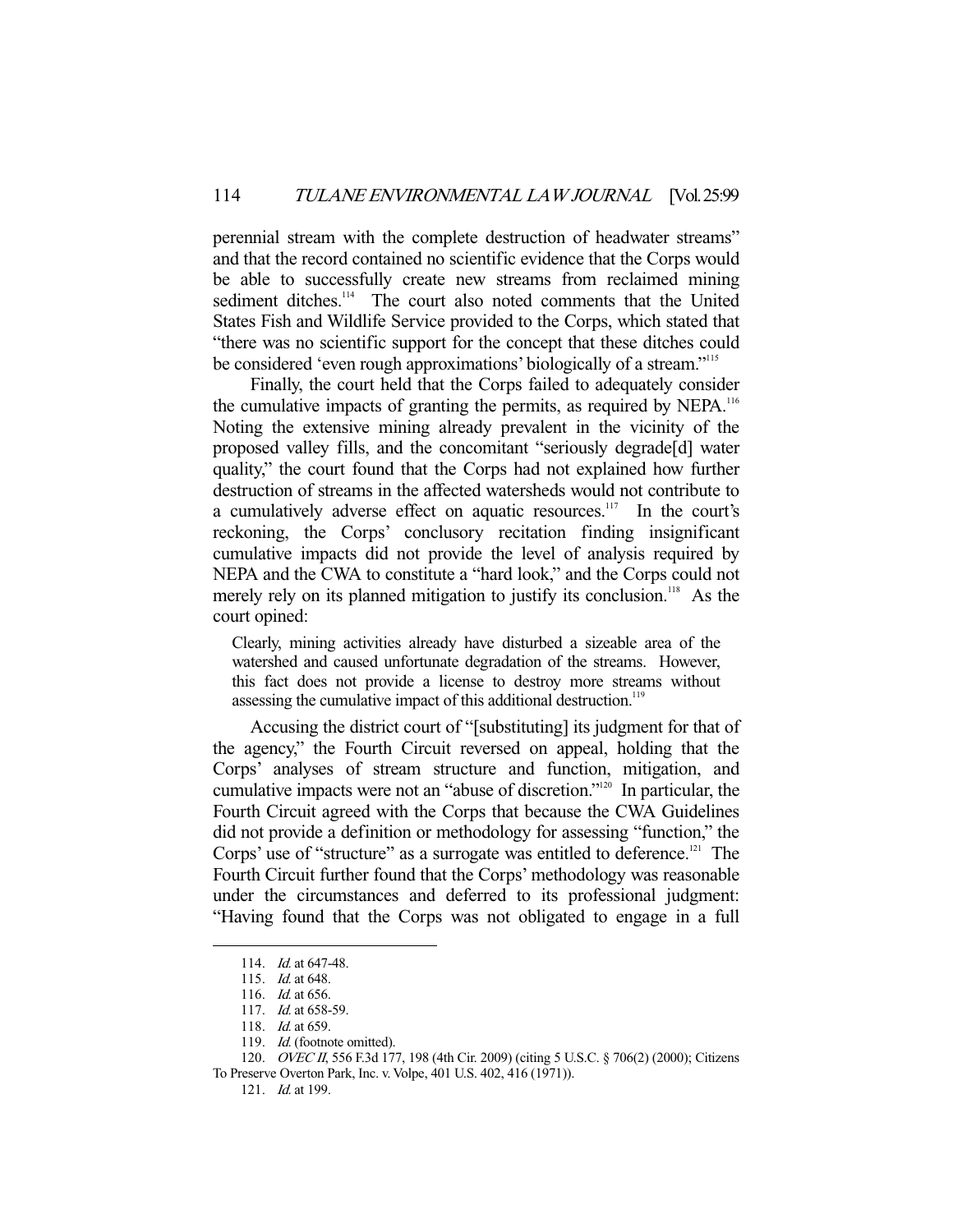perennial stream with the complete destruction of headwater streams" and that the record contained no scientific evidence that the Corps would be able to successfully create new streams from reclaimed mining sediment ditches.[114] The court also noted comments that the United States Fish and Wildlife Service provided to the Corps, which stated that "there was no scientific support for the concept that these ditches could be considered 'even rough approximations' biologically of a stream."[115]

Finally, the court held that the Corps failed to adequately consider the cumulative impacts of granting the permits, as required by NEPA.[116] Noting the extensive mining already prevalent in the vicinity of the proposed valley fills, and the concomitant "seriously degrade[d] water quality," the court found that the Corps had not explained how further destruction of streams in the affected watersheds would not contribute to a cumulatively adverse effect on aquatic resources.[117] In the court's reckoning, the Corps' conclusory recitation finding insignificant cumulative impacts did not provide the level of analysis required by NEPA and the CWA to constitute a "hard look," and the Corps could not merely rely on its planned mitigation to justify its conclusion.[118] As the court opined:

> Clearly, mining activities already have disturbed a sizeable area of the watershed and caused unfortunate degradation of the streams. However, this fact does not provide a license to destroy more streams without assessing the cumulative impact of this additional destruction.[119]

Accusing the district court of "[substituting] its judgment for that of the agency," the Fourth Circuit reversed on appeal, holding that the Corps' analyses of stream structure and function, mitigation, and cumulative impacts were not an "abuse of discretion."[120] In particular, the Fourth Circuit agreed with the Corps that because the CWA Guidelines did not provide a definition or methodology for assessing "function," the Corps' use of "structure" as a surrogate was entitled to deference.[121] The Fourth Circuit further found that the Corps' methodology was reasonable under the circumstances and deferred to its professional judgment: "Having found that the Corps was not obligated to engage in a full

---

114. *Id.* at 647-48.

115. *Id.* at 648.

116. *Id.* at 656.

117. *Id.* at 658-59.

118. *Id.* at 659.

119. *Id.* (footnote omitted).

120. *OVEC II*, 556 F.3d 177, 198 (4th Cir. 2009) (citing 5 U.S.C. § 706(2) (2000); Citizens To Preserve Overton Park, Inc. v. Volpe, 401 U.S. 402, 416 (1971)).

121. *Id.* at 199.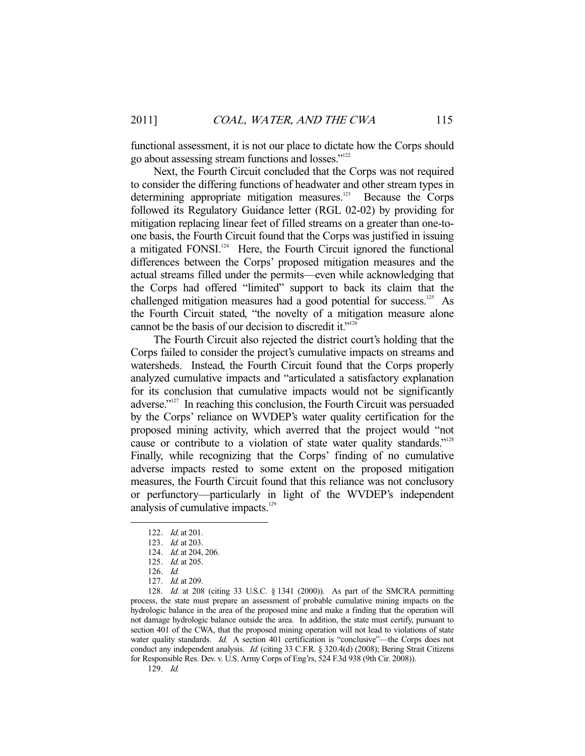functional assessment, it is not our place to dictate how the Corps should go about assessing stream functions and losses."[122]

Next, the Fourth Circuit concluded that the Corps was not required to consider the differing functions of headwater and other stream types in determining appropriate mitigation measures.[123] Because the Corps followed its Regulatory Guidance letter (RGL 02-02) by providing for mitigation replacing linear feet of filled streams on a greater than one-to-one basis, the Fourth Circuit found that the Corps was justified in issuing a mitigated FONSI.[124] Here, the Fourth Circuit ignored the functional differences between the Corps' proposed mitigation measures and the actual streams filled under the permits—even while acknowledging that the Corps had offered "limited" support to back its claim that the challenged mitigation measures had a good potential for success.[125] As the Fourth Circuit stated, "the novelty of a mitigation measure alone cannot be the basis of our decision to discredit it."[126]

The Fourth Circuit also rejected the district court's holding that the Corps failed to consider the project's cumulative impacts on streams and watersheds. Instead, the Fourth Circuit found that the Corps properly analyzed cumulative impacts and "articulated a satisfactory explanation for its conclusion that cumulative impacts would not be significantly adverse."[127] In reaching this conclusion, the Fourth Circuit was persuaded by the Corps' reliance on WVDEP's water quality certification for the proposed mining activity, which averred that the project would "not cause or contribute to a violation of state water quality standards."[128] Finally, while recognizing that the Corps' finding of no cumulative adverse impacts rested to some extent on the proposed mitigation measures, the Fourth Circuit found that this reliance was not conclusory or perfunctory—particularly in light of the WVDEP's independent analysis of cumulative impacts.[129]

---

122. *Id.* at 201.

123. *Id.* at 203.

124. *Id.* at 204, 206.

125. *Id.* at 205.

126. *Id.*

127. *Id.* at 209.

128. *Id.* at 208 (citing 33 U.S.C. § 1341 (2000)). As part of the SMCRA permitting process, the state must prepare an assessment of probable cumulative mining impacts on the hydrologic balance in the area of the proposed mine and make a finding that the operation will not damage hydrologic balance outside the area. In addition, the state must certify, pursuant to section 401 of the CWA, that the proposed mining operation will not lead to violations of state water quality standards. *Id.* A section 401 certification is "conclusive"—the Corps does not conduct any independent analysis. *Id.* (citing 33 C.F.R. § 320.4(d) (2008); Bering Strait Citizens for Responsible Res. Dev. v. U.S. Army Corps of Eng'rs, 524 F.3d 938 (9th Cir. 2008)).

129. *Id.*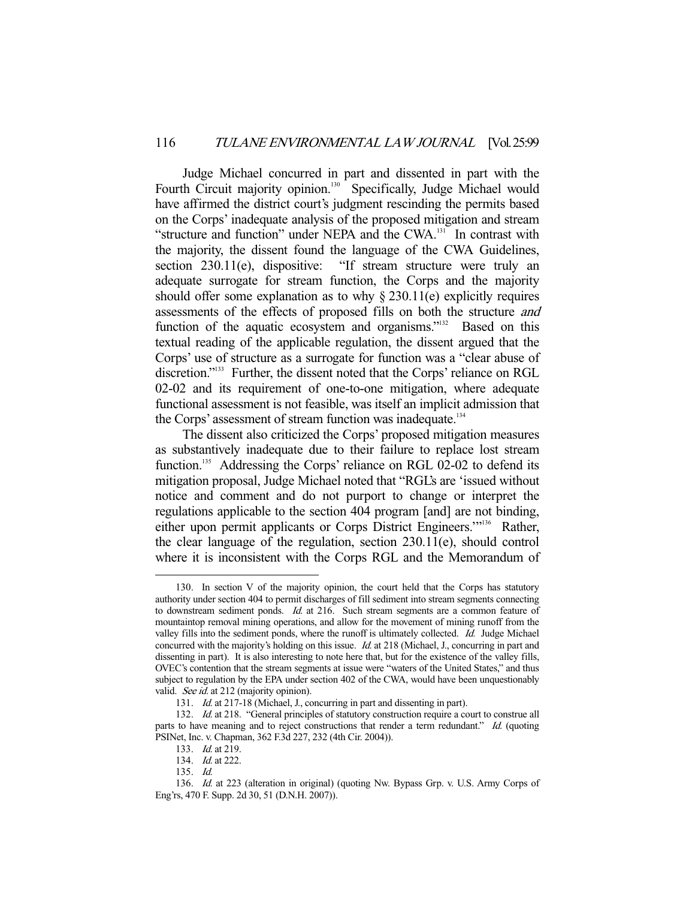Judge Michael concurred in part and dissented in part with the Fourth Circuit majority opinion.[130] Specifically, Judge Michael would have affirmed the district court's judgment rescinding the permits based on the Corps' inadequate analysis of the proposed mitigation and stream "structure and function" under NEPA and the CWA.[131] In contrast with the majority, the dissent found the language of the CWA Guidelines, section 230.11(e), dispositive: "If stream structure were truly an adequate surrogate for stream function, the Corps and the majority should offer some explanation as to why § 230.11(e) explicitly requires assessments of the effects of proposed fills on both the structure *and* function of the aquatic ecosystem and organisms."[132] Based on this textual reading of the applicable regulation, the dissent argued that the Corps' use of structure as a surrogate for function was a "clear abuse of discretion."[133] Further, the dissent noted that the Corps' reliance on RGL 02-02 and its requirement of one-to-one mitigation, where adequate functional assessment is not feasible, was itself an implicit admission that the Corps' assessment of stream function was inadequate.[134]

The dissent also criticized the Corps' proposed mitigation measures as substantively inadequate due to their failure to replace lost stream function.[135] Addressing the Corps' reliance on RGL 02-02 to defend its mitigation proposal, Judge Michael noted that "RGL's are 'issued without notice and comment and do not purport to change or interpret the regulations applicable to the section 404 program [and] are not binding, either upon permit applicants or Corps District Engineers.'"[136] Rather, the clear language of the regulation, section 230.11(e), should control where it is inconsistent with the Corps RGL and the Memorandum of

---

130. In section V of the majority opinion, the court held that the Corps has statutory authority under section 404 to permit discharges of fill sediment into stream segments connecting to downstream sediment ponds. *Id.* at 216. Such stream segments are a common feature of mountaintop removal mining operations, and allow for the movement of mining runoff from the valley fills into the sediment ponds, where the runoff is ultimately collected. *Id.* Judge Michael concurred with the majority's holding on this issue. *Id.* at 218 (Michael, J., concurring in part and dissenting in part). It is also interesting to note here that, but for the existence of the valley fills, OVEC's contention that the stream segments at issue were "waters of the United States," and thus subject to regulation by the EPA under section 402 of the CWA, would have been unquestionably valid. *See id.* at 212 (majority opinion).

131. *Id.* at 217-18 (Michael, J., concurring in part and dissenting in part).

132. *Id.* at 218. "General principles of statutory construction require a court to construe all parts to have meaning and to reject constructions that render a term redundant." *Id.* (quoting PSINet, Inc. v. Chapman, 362 F.3d 227, 232 (4th Cir. 2004)).

133. *Id.* at 219.

134. *Id.* at 222.

135. *Id.*

136. *Id.* at 223 (alteration in original) (quoting Nw. Bypass Grp. v. U.S. Army Corps of Eng'rs, 470 F. Supp. 2d 30, 51 (D.N.H. 2007)).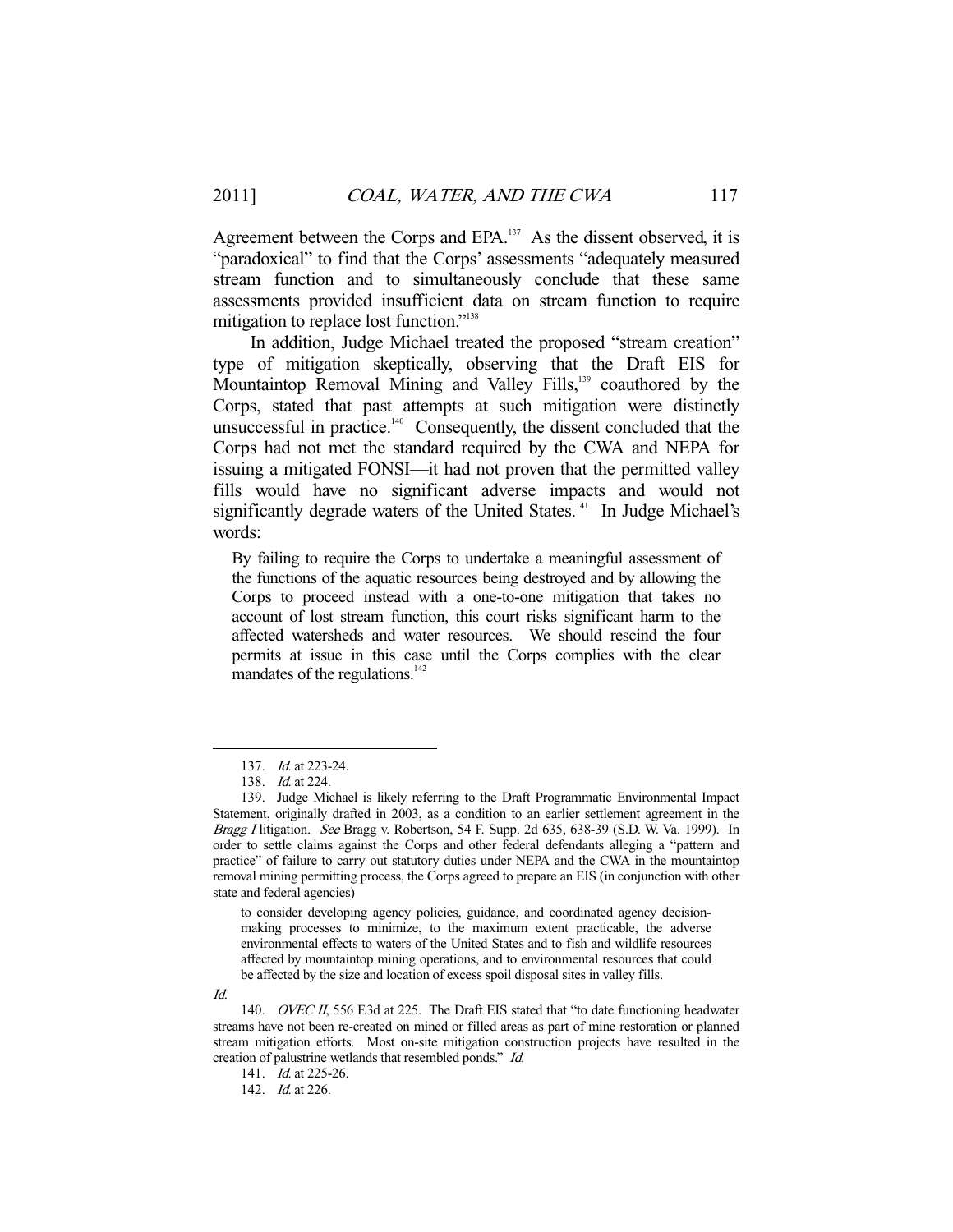Agreement between the Corps and EPA.[137] As the dissent observed, it is "paradoxical" to find that the Corps' assessments "adequately measured stream function and to simultaneously conclude that these same assessments provided insufficient data on stream function to require mitigation to replace lost function."[138]

In addition, Judge Michael treated the proposed "stream creation" type of mitigation skeptically, observing that the Draft EIS for Mountaintop Removal Mining and Valley Fills,[139] coauthored by the Corps, stated that past attempts at such mitigation were distinctly unsuccessful in practice.[140] Consequently, the dissent concluded that the Corps had not met the standard required by the CWA and NEPA for issuing a mitigated FONSI—it had not proven that the permitted valley fills would have no significant adverse impacts and would not significantly degrade waters of the United States.[141] In Judge Michael's words:

> By failing to require the Corps to undertake a meaningful assessment of the functions of the aquatic resources being destroyed and by allowing the Corps to proceed instead with a one-to-one mitigation that takes no account of lost stream function, this court risks significant harm to the affected watersheds and water resources. We should rescind the four permits at issue in this case until the Corps complies with the clear mandates of the regulations.[142]

---

137. *Id.* at 223-24.

138. *Id.* at 224.

139. Judge Michael is likely referring to the Draft Programmatic Environmental Impact Statement, originally drafted in 2003, as a condition to an earlier settlement agreement in the *Bragg I* litigation. *See* Bragg v. Robertson, 54 F. Supp. 2d 635, 638-39 (S.D. W. Va. 1999). In order to settle claims against the Corps and other federal defendants alleging a "pattern and practice" of failure to carry out statutory duties under NEPA and the CWA in the mountaintop removal mining permitting process, the Corps agreed to prepare an EIS (in conjunction with other state and federal agencies)

> to consider developing agency policies, guidance, and coordinated agency decision-making processes to minimize, to the maximum extent practicable, the adverse environmental effects to waters of the United States and to fish and wildlife resources affected by mountaintop mining operations, and to environmental resources that could be affected by the size and location of excess spoil disposal sites in valley fills.

*Id.*

140. *OVEC II*, 556 F.3d at 225. The Draft EIS stated that "to date functioning headwater streams have not been re-created on mined or filled areas as part of mine restoration or planned stream mitigation efforts. Most on-site mitigation construction projects have resulted in the creation of palustrine wetlands that resembled ponds." *Id.*

141. *Id.* at 225-26.

142. *Id.* at 226.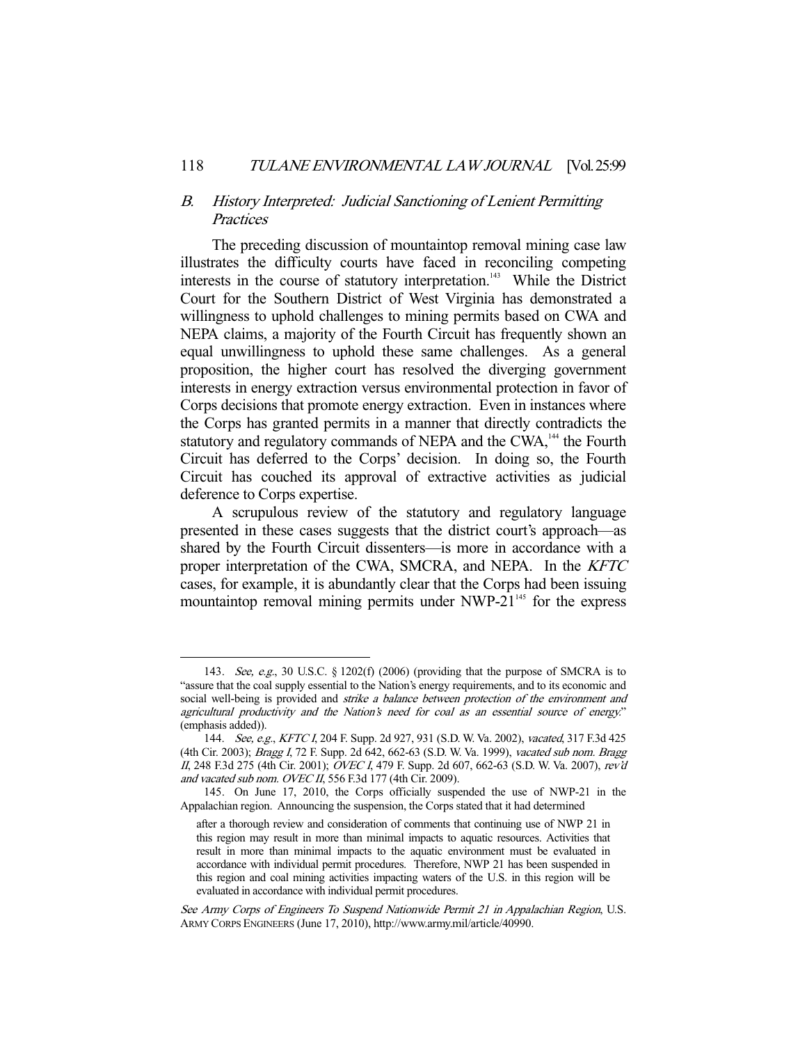### *B. History Interpreted: Judicial Sanctioning of Lenient Permitting Practices*

The preceding discussion of mountaintop removal mining case law illustrates the difficulty courts have faced in reconciling competing interests in the course of statutory interpretation.[143] While the District Court for the Southern District of West Virginia has demonstrated a willingness to uphold challenges to mining permits based on CWA and NEPA claims, a majority of the Fourth Circuit has frequently shown an equal unwillingness to uphold these same challenges. As a general proposition, the higher court has resolved the diverging government interests in energy extraction versus environmental protection in favor of Corps decisions that promote energy extraction. Even in instances where the Corps has granted permits in a manner that directly contradicts the statutory and regulatory commands of NEPA and the CWA,[144] the Fourth Circuit has deferred to the Corps' decision. In doing so, the Fourth Circuit has couched its approval of extractive activities as judicial deference to Corps expertise.

A scrupulous review of the statutory and regulatory language presented in these cases suggests that the district court's approach—as shared by the Fourth Circuit dissenters—is more in accordance with a proper interpretation of the CWA, SMCRA, and NEPA. In the *KFTC* cases, for example, it is abundantly clear that the Corps had been issuing mountaintop removal mining permits under NWP-21[145] for the express

---

143. *See, e.g.*, 30 U.S.C. § 1202(f) (2006) (providing that the purpose of SMCRA is to "assure that the coal supply essential to the Nation's energy requirements, and to its economic and social well-being is provided and *strike a balance between protection of the environment and agricultural productivity and the Nation's need for coal as an essential source of energy*." (emphasis added)).

144. *See, e.g.*, *KFTC I*, 204 F. Supp. 2d 927, 931 (S.D. W. Va. 2002), *vacated*, 317 F.3d 425 (4th Cir. 2003); *Bragg I*, 72 F. Supp. 2d 642, 662-63 (S.D. W. Va. 1999), *vacated sub nom. Bragg II*, 248 F.3d 275 (4th Cir. 2001); *OVEC I*, 479 F. Supp. 2d 607, 662-63 (S.D. W. Va. 2007), *rev'd and vacated sub nom. OVEC II*, 556 F.3d 177 (4th Cir. 2009).

145. On June 17, 2010, the Corps officially suspended the use of NWP-21 in the Appalachian region. Announcing the suspension, the Corps stated that it had determined

> after a thorough review and consideration of comments that continuing use of NWP 21 in this region may result in more than minimal impacts to aquatic resources. Activities that result in more than minimal impacts to the aquatic environment must be evaluated in accordance with individual permit procedures. Therefore, NWP 21 has been suspended in this region and coal mining activities impacting waters of the U.S. in this region will be evaluated in accordance with individual permit procedures.

*See Army Corps of Engineers To Suspend Nationwide Permit 21 in Appalachian Region*, U.S. ARMY CORPS ENGINEERS (June 17, 2010), http://www.army.mil/article/40990.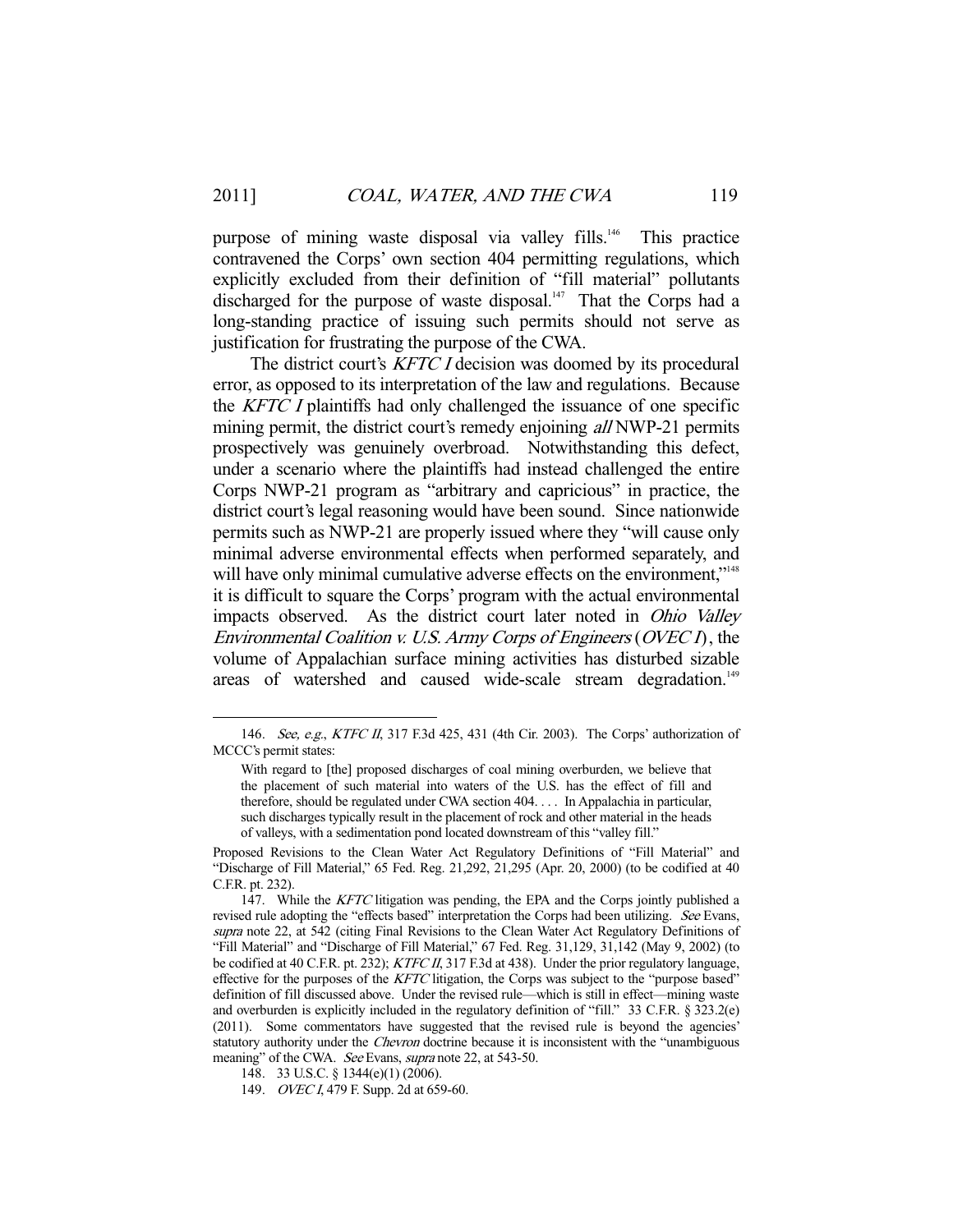purpose of mining waste disposal via valley fills.[146] This practice contravened the Corps' own section 404 permitting regulations, which explicitly excluded from their definition of "fill material" pollutants discharged for the purpose of waste disposal.[147] That the Corps had a long-standing practice of issuing such permits should not serve as justification for frustrating the purpose of the CWA.

The district court's *KFTC I* decision was doomed by its procedural error, as opposed to its interpretation of the law and regulations. Because the *KFTC I* plaintiffs had only challenged the issuance of one specific mining permit, the district court's remedy enjoining *all* NWP-21 permits prospectively was genuinely overbroad. Notwithstanding this defect, under a scenario where the plaintiffs had instead challenged the entire Corps NWP-21 program as "arbitrary and capricious" in practice, the district court's legal reasoning would have been sound. Since nationwide permits such as NWP-21 are properly issued where they "will cause only minimal adverse environmental effects when performed separately, and will have only minimal cumulative adverse effects on the environment,"[148] it is difficult to square the Corps' program with the actual environmental impacts observed. As the district court later noted in *Ohio Valley Environmental Coalition v. U.S. Army Corps of Engineers* (*OVEC I*), the volume of Appalachian surface mining activities has disturbed sizable areas of watershed and caused wide-scale stream degradation.[149]

---

146. *See, e.g.*, *KTFC II*, 317 F.3d 425, 431 (4th Cir. 2003). The Corps' authorization of MCCC's permit states:

> With regard to [the] proposed discharges of coal mining overburden, we believe that the placement of such material into waters of the U.S. has the effect of fill and therefore, should be regulated under CWA section 404. . . . In Appalachia in particular, such discharges typically result in the placement of rock and other material in the heads of valleys, with a sedimentation pond located downstream of this "valley fill."

Proposed Revisions to the Clean Water Act Regulatory Definitions of "Fill Material" and "Discharge of Fill Material," 65 Fed. Reg. 21,292, 21,295 (Apr. 20, 2000) (to be codified at 40 C.F.R. pt. 232).

147. While the *KFTC* litigation was pending, the EPA and the Corps jointly published a revised rule adopting the "effects based" interpretation the Corps had been utilizing. *See* Evans, *supra* note 22, at 542 (citing Final Revisions to the Clean Water Act Regulatory Definitions of "Fill Material" and "Discharge of Fill Material," 67 Fed. Reg. 31,129, 31,142 (May 9, 2002) (to be codified at 40 C.F.R. pt. 232); *KTFC II*, 317 F.3d at 438). Under the prior regulatory language, effective for the purposes of the *KFTC* litigation, the Corps was subject to the "purpose based" definition of fill discussed above. Under the revised rule—which is still in effect—mining waste and overburden is explicitly included in the regulatory definition of "fill." 33 C.F.R. § 323.2(e) (2011). Some commentators have suggested that the revised rule is beyond the agencies' statutory authority under the *Chevron* doctrine because it is inconsistent with the "unambiguous meaning" of the CWA. *See* Evans, *supra* note 22, at 543-50.

148. 33 U.S.C. § 1344(e)(1) (2006).

149. *OVEC I*, 479 F. Supp. 2d at 659-60.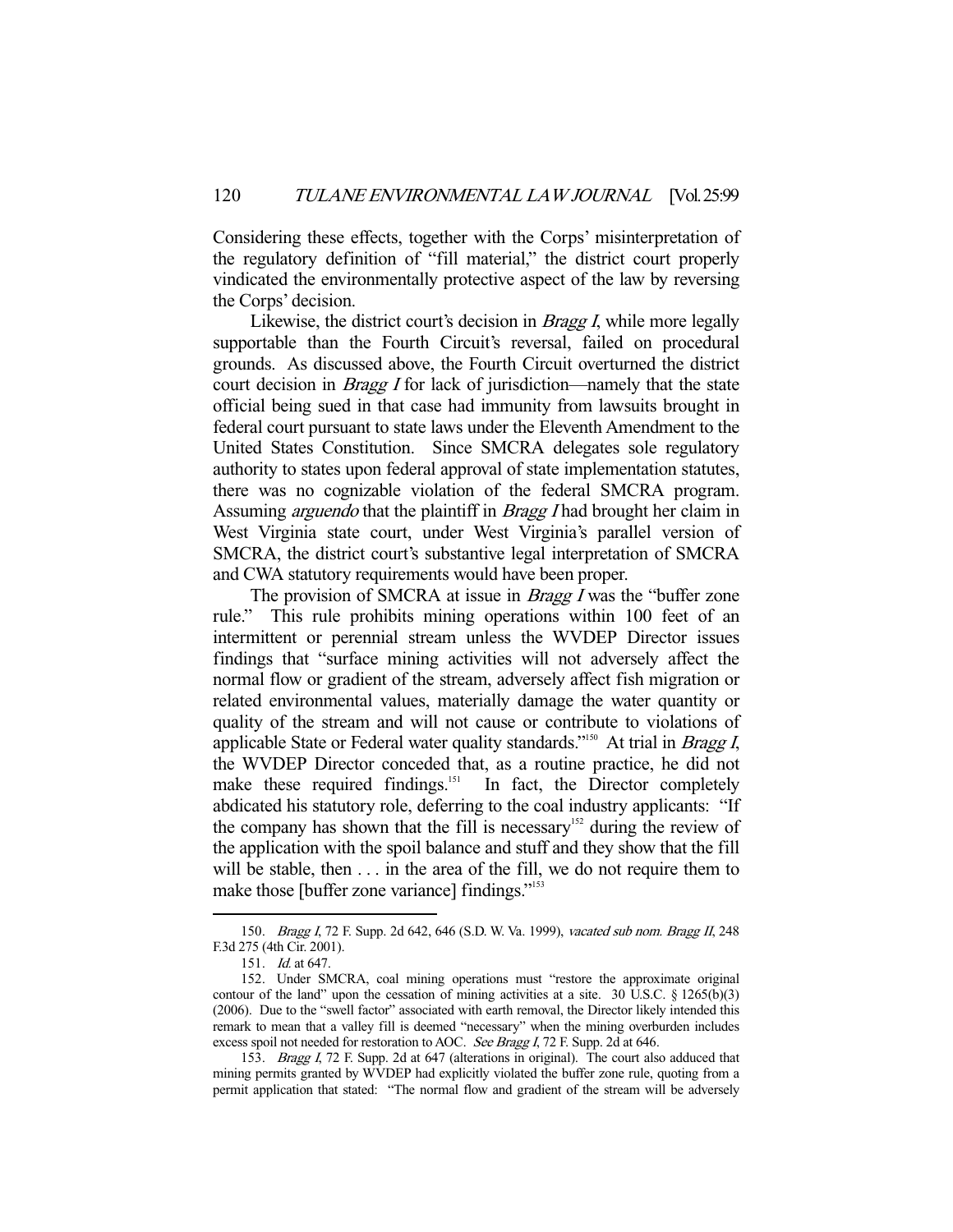Considering these effects, together with the Corps' misinterpretation of the regulatory definition of "fill material," the district court properly vindicated the environmentally protective aspect of the law by reversing the Corps' decision.

Likewise, the district court's decision in *Bragg I*, while more legally supportable than the Fourth Circuit's reversal, failed on procedural grounds. As discussed above, the Fourth Circuit overturned the district court decision in *Bragg I* for lack of jurisdiction—namely that the state official being sued in that case had immunity from lawsuits brought in federal court pursuant to state laws under the Eleventh Amendment to the United States Constitution. Since SMCRA delegates sole regulatory authority to states upon federal approval of state implementation statutes, there was no cognizable violation of the federal SMCRA program. Assuming *arguendo* that the plaintiff in *Bragg I* had brought her claim in West Virginia state court, under West Virginia's parallel version of SMCRA, the district court's substantive legal interpretation of SMCRA and CWA statutory requirements would have been proper.

The provision of SMCRA at issue in *Bragg I* was the "buffer zone rule." This rule prohibits mining operations within 100 feet of an intermittent or perennial stream unless the WVDEP Director issues findings that "surface mining activities will not adversely affect the normal flow or gradient of the stream, adversely affect fish migration or related environmental values, materially damage the water quantity or quality of the stream and will not cause or contribute to violations of applicable State or Federal water quality standards."[150] At trial in *Bragg I*, the WVDEP Director conceded that, as a routine practice, he did not make these required findings.[151] In fact, the Director completely abdicated his statutory role, deferring to the coal industry applicants: "If the company has shown that the fill is necessary[152] during the review of the application with the spoil balance and stuff and they show that the fill will be stable, then . . . in the area of the fill, we do not require them to make those [buffer zone variance] findings."[153]

---

150. *Bragg I*, 72 F. Supp. 2d 642, 646 (S.D. W. Va. 1999), *vacated sub nom. Bragg II*, 248 F.3d 275 (4th Cir. 2001).

151. *Id.* at 647.

152. Under SMCRA, coal mining operations must "restore the approximate original contour of the land" upon the cessation of mining activities at a site. 30 U.S.C. § 1265(b)(3) (2006). Due to the "swell factor" associated with earth removal, the Director likely intended this remark to mean that a valley fill is deemed "necessary" when the mining overburden includes excess spoil not needed for restoration to AOC. *See Bragg I*, 72 F. Supp. 2d at 646.

153. *Bragg I*, 72 F. Supp. 2d at 647 (alterations in original). The court also adduced that mining permits granted by WVDEP had explicitly violated the buffer zone rule, quoting from a permit application that stated: "The normal flow and gradient of the stream will be adversely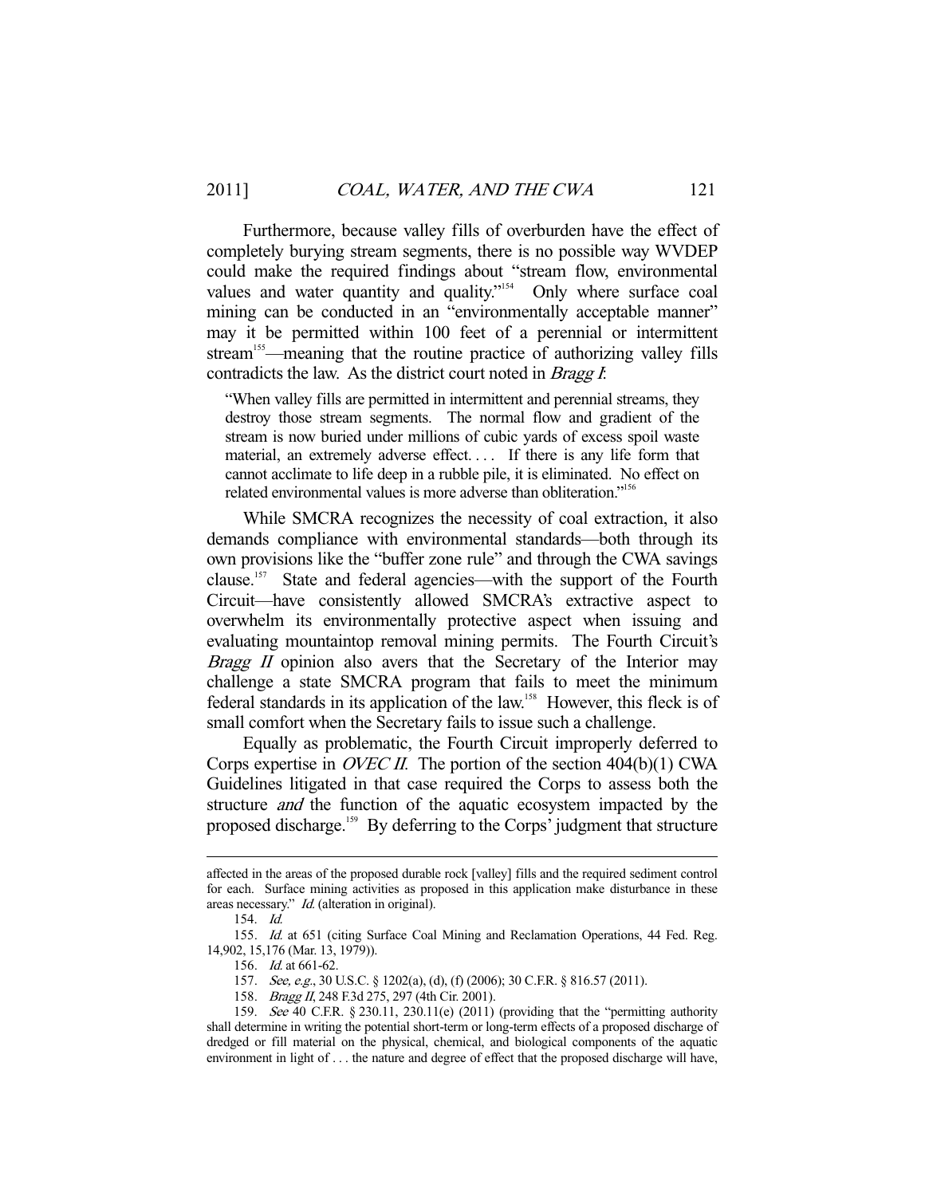Furthermore, because valley fills of overburden have the effect of completely burying stream segments, there is no possible way WVDEP could make the required findings about "stream flow, environmental values and water quantity and quality."[154] Only where surface coal mining can be conducted in an "environmentally acceptable manner" may it be permitted within 100 feet of a perennial or intermittent stream[155]—meaning that the routine practice of authorizing valley fills contradicts the law. As the district court noted in *Bragg I*:

> "When valley fills are permitted in intermittent and perennial streams, they destroy those stream segments. The normal flow and gradient of the stream is now buried under millions of cubic yards of excess spoil waste material, an extremely adverse effect. . . . If there is any life form that cannot acclimate to life deep in a rubble pile, it is eliminated. No effect on related environmental values is more adverse than obliteration."[156]

While SMCRA recognizes the necessity of coal extraction, it also demands compliance with environmental standards—both through its own provisions like the "buffer zone rule" and through the CWA savings clause.[157] State and federal agencies—with the support of the Fourth Circuit—have consistently allowed SMCRA's extractive aspect to overwhelm its environmentally protective aspect when issuing and evaluating mountaintop removal mining permits. The Fourth Circuit's *Bragg II* opinion also avers that the Secretary of the Interior may challenge a state SMCRA program that fails to meet the minimum federal standards in its application of the law.[158] However, this fleck is of small comfort when the Secretary fails to issue such a challenge.

Equally as problematic, the Fourth Circuit improperly deferred to Corps expertise in *OVEC II*. The portion of the section 404(b)(1) CWA Guidelines litigated in that case required the Corps to assess both the structure *and* the function of the aquatic ecosystem impacted by the proposed discharge.[159] By deferring to the Corps' judgment that structure

---

affected in the areas of the proposed durable rock [valley] fills and the required sediment control for each. Surface mining activities as proposed in this application make disturbance in these areas necessary." *Id.* (alteration in original).

154. *Id.*

155. *Id.* at 651 (citing Surface Coal Mining and Reclamation Operations, 44 Fed. Reg. 14,902, 15,176 (Mar. 13, 1979)).

156. *Id.* at 661-62.

157. *See, e.g.*, 30 U.S.C. § 1202(a), (d), (f) (2006); 30 C.F.R. § 816.57 (2011).

158. *Bragg II*, 248 F.3d 275, 297 (4th Cir. 2001).

159. *See* 40 C.F.R. § 230.11, 230.11(e) (2011) (providing that the "permitting authority shall determine in writing the potential short-term or long-term effects of a proposed discharge of dredged or fill material on the physical, chemical, and biological components of the aquatic environment in light of . . . the nature and degree of effect that the proposed discharge will have,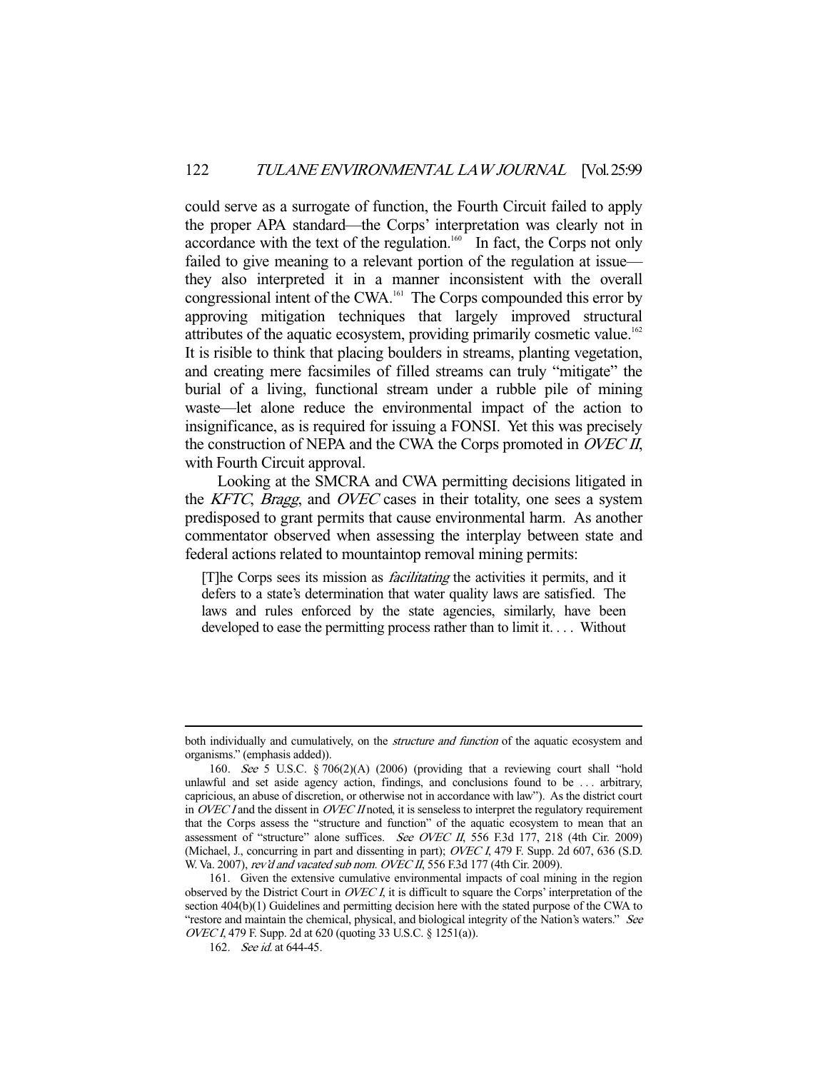could serve as a surrogate of function, the Fourth Circuit failed to apply the proper APA standard—the Corps' interpretation was clearly not in accordance with the text of the regulation.[160] In fact, the Corps not only failed to give meaning to a relevant portion of the regulation at issue—they also interpreted it in a manner inconsistent with the overall congressional intent of the CWA.[161] The Corps compounded this error by approving mitigation techniques that largely improved structural attributes of the aquatic ecosystem, providing primarily cosmetic value.[162] It is risible to think that placing boulders in streams, planting vegetation, and creating mere facsimiles of filled streams can truly "mitigate" the burial of a living, functional stream under a rubble pile of mining waste—let alone reduce the environmental impact of the action to insignificance, as is required for issuing a FONSI. Yet this was precisely the construction of NEPA and the CWA the Corps promoted in *OVEC II*, with Fourth Circuit approval.

Looking at the SMCRA and CWA permitting decisions litigated in the *KFTC*, *Bragg*, and *OVEC* cases in their totality, one sees a system predisposed to grant permits that cause environmental harm. As another commentator observed when assessing the interplay between state and federal actions related to mountaintop removal mining permits:

> [T]he Corps sees its mission as *facilitating* the activities it permits, and it defers to a state's determination that water quality laws are satisfied. The laws and rules enforced by the state agencies, similarly, have been developed to ease the permitting process rather than to limit it. . . . Without

---

both individually and cumulatively, on the *structure and function* of the aquatic ecosystem and organisms." (emphasis added)).

160. *See* 5 U.S.C. § 706(2)(A) (2006) (providing that a reviewing court shall "hold unlawful and set aside agency action, findings, and conclusions found to be . . . arbitrary, capricious, an abuse of discretion, or otherwise not in accordance with law"). As the district court in *OVEC I* and the dissent in *OVEC II* noted, it is senseless to interpret the regulatory requirement that the Corps assess the "structure and function" of the aquatic ecosystem to mean that an assessment of "structure" alone suffices. *See OVEC II*, 556 F.3d 177, 218 (4th Cir. 2009) (Michael, J., concurring in part and dissenting in part); *OVEC I*, 479 F. Supp. 2d 607, 636 (S.D. W. Va. 2007), *rev'd and vacated sub nom. OVEC II*, 556 F.3d 177 (4th Cir. 2009).

161. Given the extensive cumulative environmental impacts of coal mining in the region observed by the District Court in *OVEC I*, it is difficult to square the Corps' interpretation of the section 404(b)(1) Guidelines and permitting decision here with the stated purpose of the CWA to "restore and maintain the chemical, physical, and biological integrity of the Nation's waters." *See OVEC I*, 479 F. Supp. 2d at 620 (quoting 33 U.S.C. § 1251(a)).

162. *See id.* at 644-45.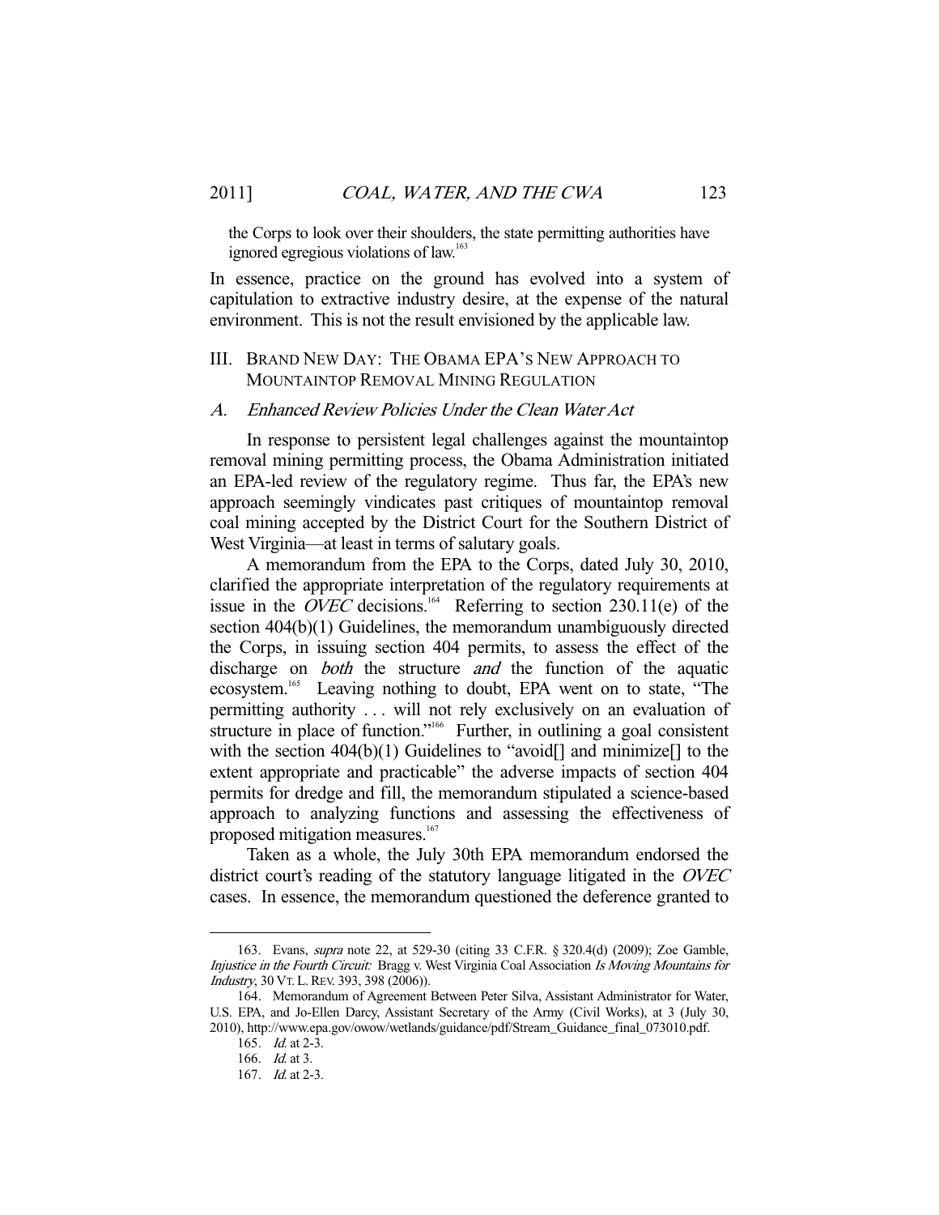the Corps to look over their shoulders, the state permitting authorities have ignored egregious violations of law.[163]

In essence, practice on the ground has evolved into a system of capitulation to extractive industry desire, at the expense of the natural environment. This is not the result envisioned by the applicable law.

## III. BRAND NEW DAY: THE OBAMA EPA'S NEW APPROACH TO MOUNTAINTOP REMOVAL MINING REGULATION

### A. *Enhanced Review Policies Under the Clean Water Act*

In response to persistent legal challenges against the mountaintop removal mining permitting process, the Obama Administration initiated an EPA-led review of the regulatory regime. Thus far, the EPA's new approach seemingly vindicates past critiques of mountaintop removal coal mining accepted by the District Court for the Southern District of West Virginia—at least in terms of salutary goals.

A memorandum from the EPA to the Corps, dated July 30, 2010, clarified the appropriate interpretation of the regulatory requirements at issue in the *OVEC* decisions.[164] Referring to section 230.11(e) of the section 404(b)(1) Guidelines, the memorandum unambiguously directed the Corps, in issuing section 404 permits, to assess the effect of the discharge on *both* the structure *and* the function of the aquatic ecosystem.[165] Leaving nothing to doubt, EPA went on to state, "The permitting authority . . . will not rely exclusively on an evaluation of structure in place of function."[166] Further, in outlining a goal consistent with the section 404(b)(1) Guidelines to "avoid[] and minimize[] to the extent appropriate and practicable" the adverse impacts of section 404 permits for dredge and fill, the memorandum stipulated a science-based approach to analyzing functions and assessing the effectiveness of proposed mitigation measures.[167]

Taken as a whole, the July 30th EPA memorandum endorsed the district court's reading of the statutory language litigated in the *OVEC* cases. In essence, the memorandum questioned the deference granted to

---

163. Evans, *supra* note 22, at 529-30 (citing 33 C.F.R. § 320.4(d) (2009); Zoe Gamble, *Injustice in the Fourth Circuit:* Bragg v. West Virginia Coal Association *Is Moving Mountains for Industry*, 30 VT. L. REV. 393, 398 (2006)).

164. Memorandum of Agreement Between Peter Silva, Assistant Administrator for Water, U.S. EPA, and Jo-Ellen Darcy, Assistant Secretary of the Army (Civil Works), at 3 (July 30, 2010), http://www.epa.gov/owow/wetlands/guidance/pdf/Stream_Guidance_final_073010.pdf.

165. *Id.* at 2-3.

166. *Id.* at 3.

167. *Id.* at 2-3.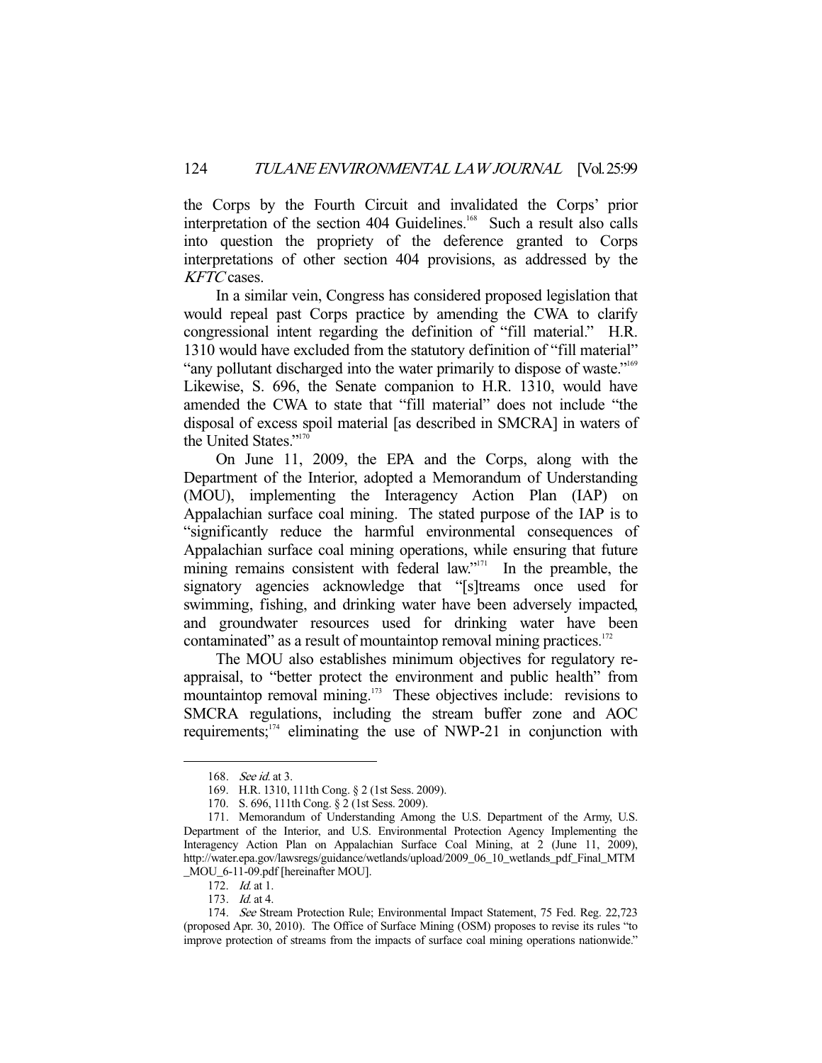the Corps by the Fourth Circuit and invalidated the Corps' prior interpretation of the section 404 Guidelines.[168] Such a result also calls into question the propriety of the deference granted to Corps interpretations of other section 404 provisions, as addressed by the *KFTC* cases.

In a similar vein, Congress has considered proposed legislation that would repeal past Corps practice by amending the CWA to clarify congressional intent regarding the definition of "fill material." H.R. 1310 would have excluded from the statutory definition of "fill material" "any pollutant discharged into the water primarily to dispose of waste."[169] Likewise, S. 696, the Senate companion to H.R. 1310, would have amended the CWA to state that "fill material" does not include "the disposal of excess spoil material [as described in SMCRA] in waters of the United States."[170]

On June 11, 2009, the EPA and the Corps, along with the Department of the Interior, adopted a Memorandum of Understanding (MOU), implementing the Interagency Action Plan (IAP) on Appalachian surface coal mining. The stated purpose of the IAP is to "significantly reduce the harmful environmental consequences of Appalachian surface coal mining operations, while ensuring that future mining remains consistent with federal law."[171] In the preamble, the signatory agencies acknowledge that "[s]treams once used for swimming, fishing, and drinking water have been adversely impacted, and groundwater resources used for drinking water have been contaminated" as a result of mountaintop removal mining practices.[172]

The MOU also establishes minimum objectives for regulatory re-appraisal, to "better protect the environment and public health" from mountaintop removal mining.[173] These objectives include: revisions to SMCRA regulations, including the stream buffer zone and AOC requirements;[174] eliminating the use of NWP-21 in conjunction with

---

168. *See id.* at 3.

169. H.R. 1310, 111th Cong. § 2 (1st Sess. 2009).

170. S. 696, 111th Cong. § 2 (1st Sess. 2009).

171. Memorandum of Understanding Among the U.S. Department of the Army, U.S. Department of the Interior, and U.S. Environmental Protection Agency Implementing the Interagency Action Plan on Appalachian Surface Coal Mining, at 2 (June 11, 2009), http://water.epa.gov/lawsregs/guidance/wetlands/upload/2009_06_10_wetlands_pdf_Final_MTM_MOU_6-11-09.pdf [hereinafter MOU].

172. *Id.* at 1.

173. *Id.* at 4.

174. *See* Stream Protection Rule; Environmental Impact Statement, 75 Fed. Reg. 22,723 (proposed Apr. 30, 2010). The Office of Surface Mining (OSM) proposes to revise its rules "to improve protection of streams from the impacts of surface coal mining operations nationwide."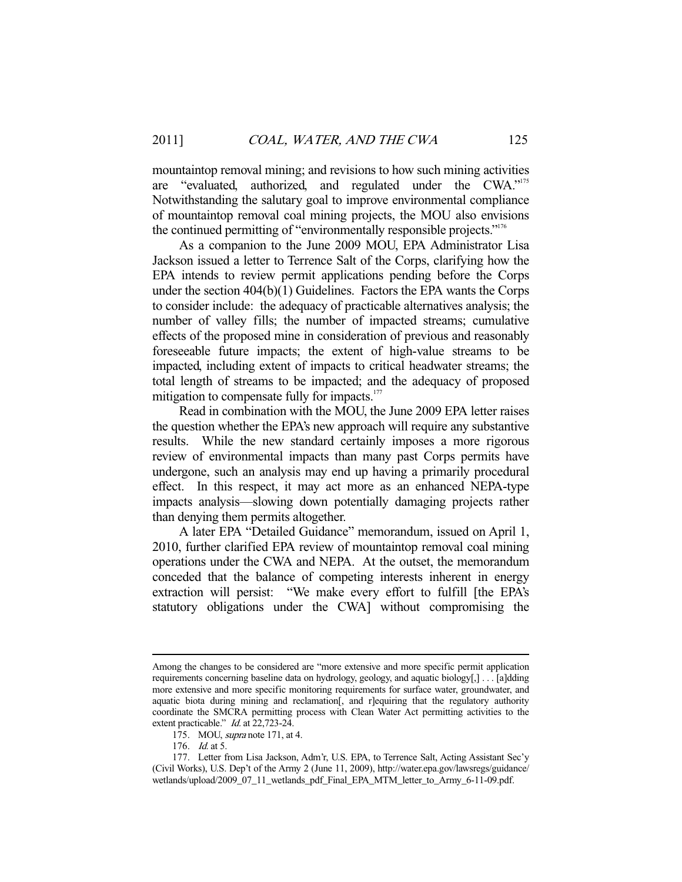mountaintop removal mining; and revisions to how such mining activities are "evaluated, authorized, and regulated under the CWA."[175] Notwithstanding the salutary goal to improve environmental compliance of mountaintop removal coal mining projects, the MOU also envisions the continued permitting of "environmentally responsible projects."[176]

As a companion to the June 2009 MOU, EPA Administrator Lisa Jackson issued a letter to Terrence Salt of the Corps, clarifying how the EPA intends to review permit applications pending before the Corps under the section 404(b)(1) Guidelines. Factors the EPA wants the Corps to consider include: the adequacy of practicable alternatives analysis; the number of valley fills; the number of impacted streams; cumulative effects of the proposed mine in consideration of previous and reasonably foreseeable future impacts; the extent of high-value streams to be impacted, including extent of impacts to critical headwater streams; the total length of streams to be impacted; and the adequacy of proposed mitigation to compensate fully for impacts.[177]

Read in combination with the MOU, the June 2009 EPA letter raises the question whether the EPA's new approach will require any substantive results. While the new standard certainly imposes a more rigorous review of environmental impacts than many past Corps permits have undergone, such an analysis may end up having a primarily procedural effect. In this respect, it may act more as an enhanced NEPA-type impacts analysis—slowing down potentially damaging projects rather than denying them permits altogether.

A later EPA "Detailed Guidance" memorandum, issued on April 1, 2010, further clarified EPA review of mountaintop removal coal mining operations under the CWA and NEPA. At the outset, the memorandum conceded that the balance of competing interests inherent in energy extraction will persist: "We make every effort to fulfill [the EPA's statutory obligations under the CWA] without compromising the

---

Among the changes to be considered are "more extensive and more specific permit application requirements concerning baseline data on hydrology, geology, and aquatic biology[,] . . . [a]dding more extensive and more specific monitoring requirements for surface water, groundwater, and aquatic biota during mining and reclamation[, and r]equiring that the regulatory authority coordinate the SMCRA permitting process with Clean Water Act permitting activities to the extent practicable." *Id.* at 22,723-24.

175. MOU, *supra* note 171, at 4.

176. *Id.* at 5.

177. Letter from Lisa Jackson, Adm'r, U.S. EPA, to Terrence Salt, Acting Assistant Sec'y (Civil Works), U.S. Dep't of the Army 2 (June 11, 2009), http://water.epa.gov/lawsregs/guidance/wetlands/upload/2009_07_11_wetlands_pdf_Final_EPA_MTM_letter_to_Army_6-11-09.pdf.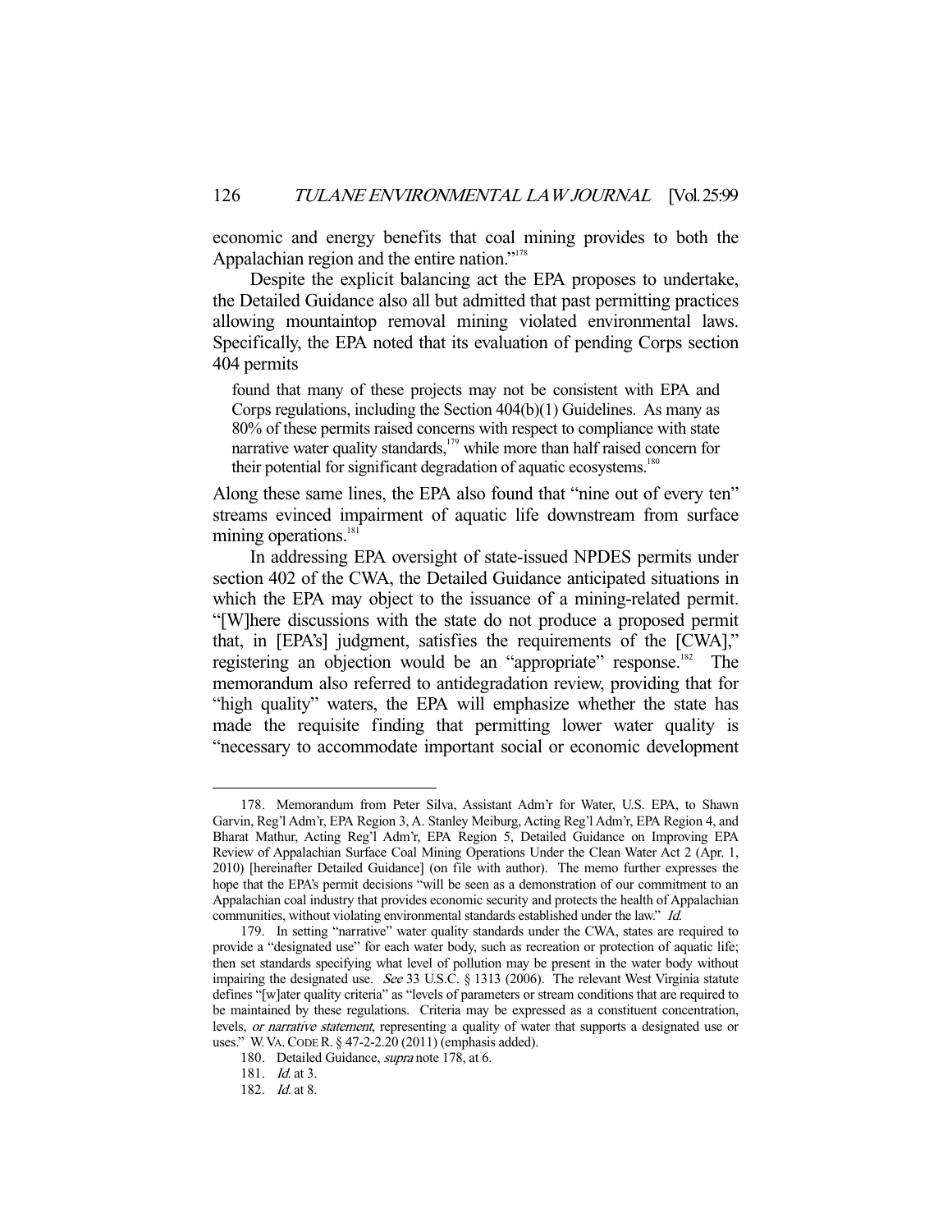economic and energy benefits that coal mining provides to both the Appalachian region and the entire nation."[178]

Despite the explicit balancing act the EPA proposes to undertake, the Detailed Guidance also all but admitted that past permitting practices allowing mountaintop removal mining violated environmental laws. Specifically, the EPA noted that its evaluation of pending Corps section 404 permits

> found that many of these projects may not be consistent with EPA and Corps regulations, including the Section 404(b)(1) Guidelines. As many as 80% of these permits raised concerns with respect to compliance with state narrative water quality standards,[179] while more than half raised concern for their potential for significant degradation of aquatic ecosystems.[180]

Along these same lines, the EPA also found that "nine out of every ten" streams evinced impairment of aquatic life downstream from surface mining operations.[181]

In addressing EPA oversight of state-issued NPDES permits under section 402 of the CWA, the Detailed Guidance anticipated situations in which the EPA may object to the issuance of a mining-related permit. "[W]here discussions with the state do not produce a proposed permit that, in [EPA's] judgment, satisfies the requirements of the [CWA]," registering an objection would be an "appropriate" response.[182] The memorandum also referred to antidegradation review, providing that for "high quality" waters, the EPA will emphasize whether the state has made the requisite finding that permitting lower water quality is "necessary to accommodate important social or economic development

---

178. Memorandum from Peter Silva, Assistant Adm'r for Water, U.S. EPA, to Shawn Garvin, Reg'l Adm'r, EPA Region 3, A. Stanley Meiburg, Acting Reg'l Adm'r, EPA Region 4, and Bharat Mathur, Acting Reg'l Adm'r, EPA Region 5, Detailed Guidance on Improving EPA Review of Appalachian Surface Coal Mining Operations Under the Clean Water Act 2 (Apr. 1, 2010) [hereinafter Detailed Guidance] (on file with author). The memo further expresses the hope that the EPA's permit decisions "will be seen as a demonstration of our commitment to an Appalachian coal industry that provides economic security and protects the health of Appalachian communities, without violating environmental standards established under the law." *Id.*

179. In setting "narrative" water quality standards under the CWA, states are required to provide a "designated use" for each water body, such as recreation or protection of aquatic life; then set standards specifying what level of pollution may be present in the water body without impairing the designated use. *See* 33 U.S.C. § 1313 (2006). The relevant West Virginia statute defines "[w]ater quality criteria" as "levels of parameters or stream conditions that are required to be maintained by these regulations. Criteria may be expressed as a constituent concentration, levels, *or narrative statement*, representing a quality of water that supports a designated use or uses." W. VA. CODE R. § 47-2-2.20 (2011) (emphasis added).

180. Detailed Guidance, *supra* note 178, at 6.

181. *Id.* at 3.

182. *Id.* at 8.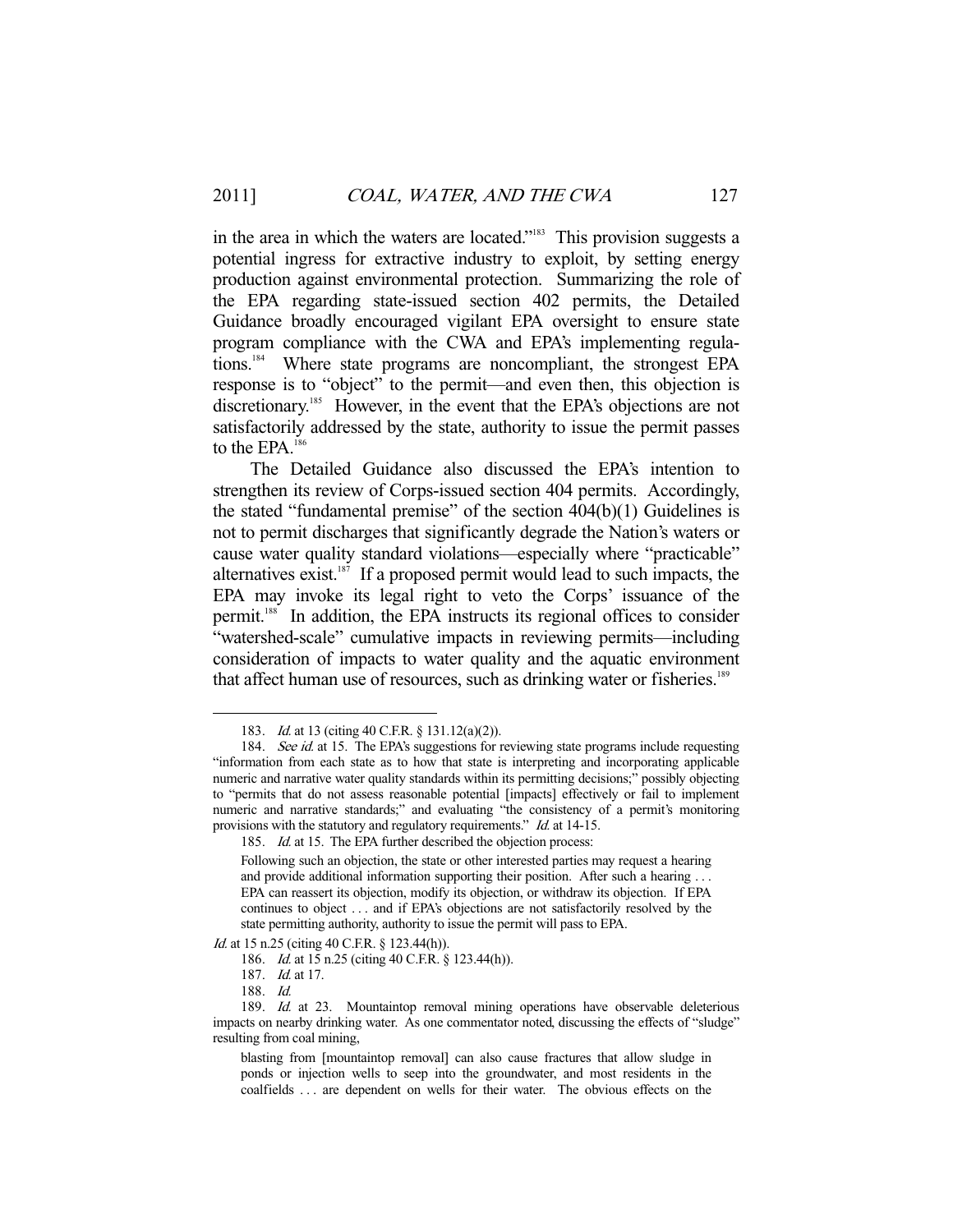in the area in which the waters are located."[183] This provision suggests a potential ingress for extractive industry to exploit, by setting energy production against environmental protection. Summarizing the role of the EPA regarding state-issued section 402 permits, the Detailed Guidance broadly encouraged vigilant EPA oversight to ensure state program compliance with the CWA and EPA's implementing regulations.[184] Where state programs are noncompliant, the strongest EPA response is to "object" to the permit—and even then, this objection is discretionary.[185] However, in the event that the EPA's objections are not satisfactorily addressed by the state, authority to issue the permit passes to the EPA.[186]

The Detailed Guidance also discussed the EPA's intention to strengthen its review of Corps-issued section 404 permits. Accordingly, the stated "fundamental premise" of the section 404(b)(1) Guidelines is not to permit discharges that significantly degrade the Nation's waters or cause water quality standard violations—especially where "practicable" alternatives exist.[187] If a proposed permit would lead to such impacts, the EPA may invoke its legal right to veto the Corps' issuance of the permit.[188] In addition, the EPA instructs its regional offices to consider "watershed-scale" cumulative impacts in reviewing permits—including consideration of impacts to water quality and the aquatic environment that affect human use of resources, such as drinking water or fisheries.[189]

---

183. *Id.* at 13 (citing 40 C.F.R. § 131.12(a)(2)).

184. *See id.* at 15. The EPA's suggestions for reviewing state programs include requesting "information from each state as to how that state is interpreting and incorporating applicable numeric and narrative water quality standards within its permitting decisions;" possibly objecting to "permits that do not assess reasonable potential [impacts] effectively or fail to implement numeric and narrative standards;" and evaluating "the consistency of a permit's monitoring provisions with the statutory and regulatory requirements." *Id.* at 14-15.

185. *Id.* at 15. The EPA further described the objection process:

> Following such an objection, the state or other interested parties may request a hearing and provide additional information supporting their position. After such a hearing . . . EPA can reassert its objection, modify its objection, or withdraw its objection. If EPA continues to object . . . and if EPA's objections are not satisfactorily resolved by the state permitting authority, authority to issue the permit will pass to EPA.

*Id.* at 15 n.25 (citing 40 C.F.R. § 123.44(h)).

186. *Id.* at 15 n.25 (citing 40 C.F.R. § 123.44(h)).

187. *Id.* at 17.

188. *Id.*

189. *Id.* at 23. Mountaintop removal mining operations have observable deleterious impacts on nearby drinking water. As one commentator noted, discussing the effects of "sludge" resulting from coal mining,

> blasting from [mountaintop removal] can also cause fractures that allow sludge in ponds or injection wells to seep into the groundwater, and most residents in the coalfields . . . are dependent on wells for their water. The obvious effects on the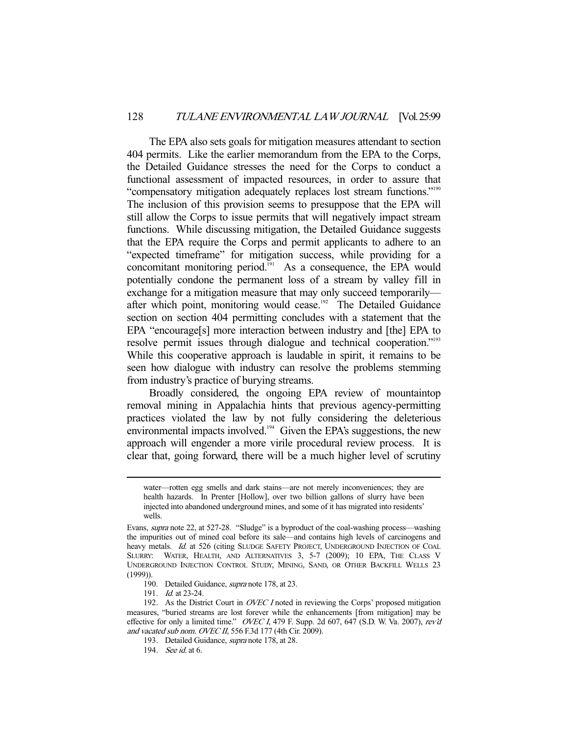The EPA also sets goals for mitigation measures attendant to section 404 permits. Like the earlier memorandum from the EPA to the Corps, the Detailed Guidance stresses the need for the Corps to conduct a functional assessment of impacted resources, in order to assure that "compensatory mitigation adequately replaces lost stream functions."[190] The inclusion of this provision seems to presuppose that the EPA will still allow the Corps to issue permits that will negatively impact stream functions. While discussing mitigation, the Detailed Guidance suggests that the EPA require the Corps and permit applicants to adhere to an "expected timeframe" for mitigation success, while providing for a concomitant monitoring period.[191] As a consequence, the EPA would potentially condone the permanent loss of a stream by valley fill in exchange for a mitigation measure that may only succeed temporarily—after which point, monitoring would cease.[192] The Detailed Guidance section on section 404 permitting concludes with a statement that the EPA "encourage[s] more interaction between industry and [the] EPA to resolve permit issues through dialogue and technical cooperation."[193] While this cooperative approach is laudable in spirit, it remains to be seen how dialogue with industry can resolve the problems stemming from industry's practice of burying streams.

Broadly considered, the ongoing EPA review of mountaintop removal mining in Appalachia hints that previous agency-permitting practices violated the law by not fully considering the deleterious environmental impacts involved.[194] Given the EPA's suggestions, the new approach will engender a more virile procedural review process. It is clear that, going forward, there will be a much higher level of scrutiny

---

> water—rotten egg smells and dark stains—are not merely inconveniences; they are health hazards. In Prenter [Hollow], over two billion gallons of slurry have been injected into abandoned underground mines, and some of it has migrated into residents' wells.

Evans, *supra* note 22, at 527-28. "Sludge" is a byproduct of the coal-washing process—washing the impurities out of mined coal before its sale—and contains high levels of carcinogens and heavy metals. *Id.* at 526 (citing SLUDGE SAFETY PROJECT, UNDERGROUND INJECTION OF COAL SLURRY: WATER, HEALTH, AND ALTERNATIVES 3, 5-7 (2009); 10 EPA, THE CLASS V UNDERGROUND INJECTION CONTROL STUDY, MINING, SAND, OR OTHER BACKFILL WELLS 23 (1999)).

190. Detailed Guidance, *supra* note 178, at 23.

191. *Id.* at 23-24.

192. As the District Court in *OVEC I* noted in reviewing the Corps' proposed mitigation measures, "buried streams are lost forever while the enhancements [from mitigation] may be effective for only a limited time." *OVEC I*, 479 F. Supp. 2d 607, 647 (S.D. W. Va. 2007), *rev'd and vacated sub nom. OVEC II*, 556 F.3d 177 (4th Cir. 2009).

193. Detailed Guidance, *supra* note 178, at 28.

194. *See id.* at 6.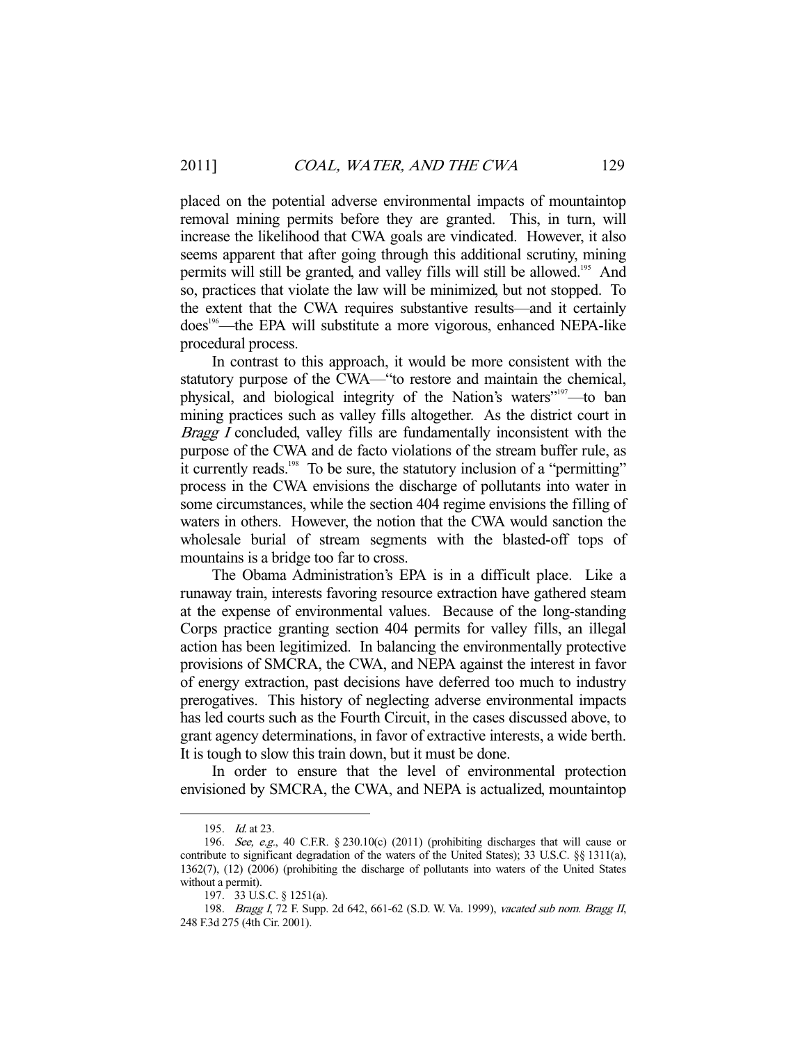placed on the potential adverse environmental impacts of mountaintop removal mining permits before they are granted. This, in turn, will increase the likelihood that CWA goals are vindicated. However, it also seems apparent that after going through this additional scrutiny, mining permits will still be granted, and valley fills will still be allowed.[195] And so, practices that violate the law will be minimized, but not stopped. To the extent that the CWA requires substantive results—and it certainly does[196]—the EPA will substitute a more vigorous, enhanced NEPA-like procedural process.

In contrast to this approach, it would be more consistent with the statutory purpose of the CWA—"to restore and maintain the chemical, physical, and biological integrity of the Nation's waters"[197]—to ban mining practices such as valley fills altogether. As the district court in *Bragg I* concluded, valley fills are fundamentally inconsistent with the purpose of the CWA and de facto violations of the stream buffer rule, as it currently reads.[198] To be sure, the statutory inclusion of a "permitting" process in the CWA envisions the discharge of pollutants into water in some circumstances, while the section 404 regime envisions the filling of waters in others. However, the notion that the CWA would sanction the wholesale burial of stream segments with the blasted-off tops of mountains is a bridge too far to cross.

The Obama Administration's EPA is in a difficult place. Like a runaway train, interests favoring resource extraction have gathered steam at the expense of environmental values. Because of the long-standing Corps practice granting section 404 permits for valley fills, an illegal action has been legitimized. In balancing the environmentally protective provisions of SMCRA, the CWA, and NEPA against the interest in favor of energy extraction, past decisions have deferred too much to industry prerogatives. This history of neglecting adverse environmental impacts has led courts such as the Fourth Circuit, in the cases discussed above, to grant agency determinations, in favor of extractive interests, a wide berth. It is tough to slow this train down, but it must be done.

In order to ensure that the level of environmental protection envisioned by SMCRA, the CWA, and NEPA is actualized, mountaintop

---

195. *Id.* at 23.

196. *See, e.g.*, 40 C.F.R. § 230.10(c) (2011) (prohibiting discharges that will cause or contribute to significant degradation of the waters of the United States); 33 U.S.C. §§ 1311(a), 1362(7), (12) (2006) (prohibiting the discharge of pollutants into waters of the United States without a permit).

197. 33 U.S.C. § 1251(a).

198. *Bragg I*, 72 F. Supp. 2d 642, 661-62 (S.D. W. Va. 1999), *vacated sub nom. Bragg II*, 248 F.3d 275 (4th Cir. 2001).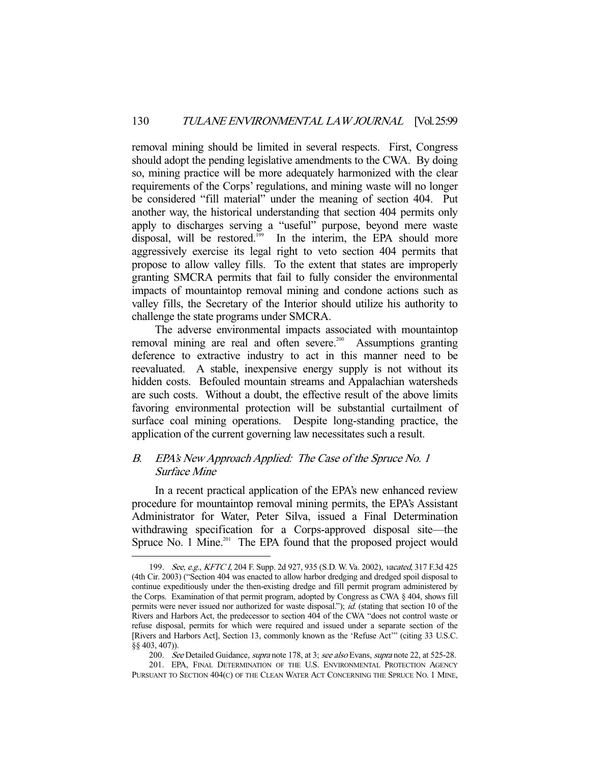removal mining should be limited in several respects. First, Congress should adopt the pending legislative amendments to the CWA. By doing so, mining practice will be more adequately harmonized with the clear requirements of the Corps' regulations, and mining waste will no longer be considered "fill material" under the meaning of section 404. Put another way, the historical understanding that section 404 permits only apply to discharges serving a "useful" purpose, beyond mere waste disposal, will be restored.[199] In the interim, the EPA should more aggressively exercise its legal right to veto section 404 permits that propose to allow valley fills. To the extent that states are improperly granting SMCRA permits that fail to fully consider the environmental impacts of mountaintop removal mining and condone actions such as valley fills, the Secretary of the Interior should utilize his authority to challenge the state programs under SMCRA.

The adverse environmental impacts associated with mountaintop removal mining are real and often severe.[200] Assumptions granting deference to extractive industry to act in this manner need to be reevaluated. A stable, inexpensive energy supply is not without its hidden costs. Befouled mountain streams and Appalachian watersheds are such costs. Without a doubt, the effective result of the above limits favoring environmental protection will be substantial curtailment of surface coal mining operations. Despite long-standing practice, the application of the current governing law necessitates such a result.

### *B. EPA's New Approach Applied: The Case of the Spruce No. 1 Surface Mine*

In a recent practical application of the EPA's new enhanced review procedure for mountaintop removal mining permits, the EPA's Assistant Administrator for Water, Peter Silva, issued a Final Determination withdrawing specification for a Corps-approved disposal site—the Spruce No. 1 Mine.[201] The EPA found that the proposed project would

---

199. *See, e.g.*, *KFTC I*, 204 F. Supp. 2d 927, 935 (S.D. W. Va. 2002), *vacated*, 317 F.3d 425 (4th Cir. 2003) ("Section 404 was enacted to allow harbor dredging and dredged spoil disposal to continue expeditiously under the then-existing dredge and fill permit program administered by the Corps. Examination of that permit program, adopted by Congress as CWA § 404, shows fill permits were never issued nor authorized for waste disposal."); *id.* (stating that section 10 of the Rivers and Harbors Act, the predecessor to section 404 of the CWA "does not control waste or refuse disposal, permits for which were required and issued under a separate section of the [Rivers and Harbors Act], Section 13, commonly known as the 'Refuse Act'" (citing 33 U.S.C. §§ 403, 407)).

200. *See* Detailed Guidance, *supra* note 178, at 3; *see also* Evans, *supra* note 22, at 525-28.

201. EPA, FINAL DETERMINATION OF THE U.S. ENVIRONMENTAL PROTECTION AGENCY PURSUANT TO SECTION 404(C) OF THE CLEAN WATER ACT CONCERNING THE SPRUCE NO. 1 MINE,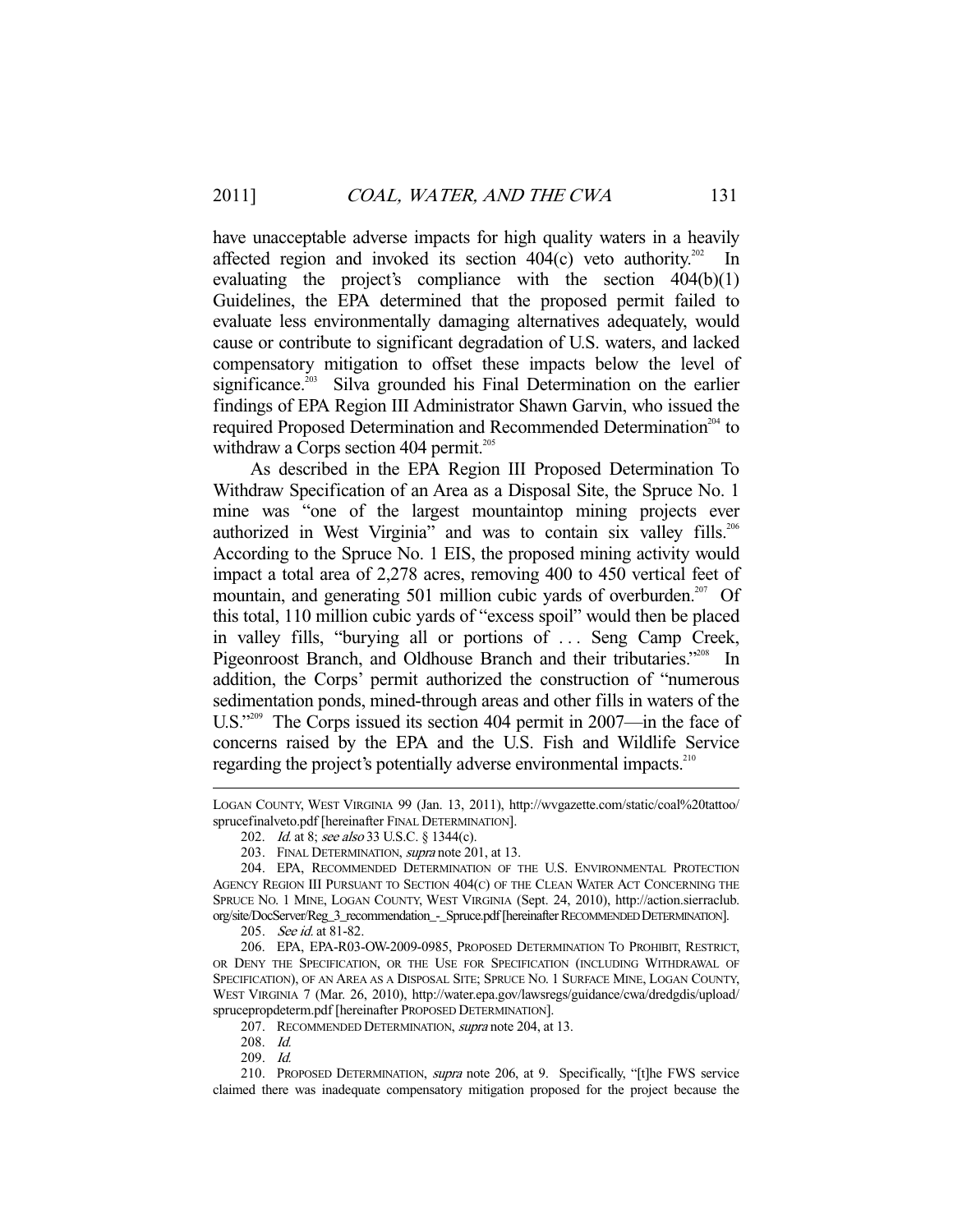have unacceptable adverse impacts for high quality waters in a heavily affected region and invoked its section 404(c) veto authority.[202] In evaluating the project's compliance with the section 404(b)(1) Guidelines, the EPA determined that the proposed permit failed to evaluate less environmentally damaging alternatives adequately, would cause or contribute to significant degradation of U.S. waters, and lacked compensatory mitigation to offset these impacts below the level of significance.[203] Silva grounded his Final Determination on the earlier findings of EPA Region III Administrator Shawn Garvin, who issued the required Proposed Determination and Recommended Determination[204] to withdraw a Corps section 404 permit.[205]

As described in the EPA Region III Proposed Determination To Withdraw Specification of an Area as a Disposal Site, the Spruce No. 1 mine was "one of the largest mountaintop mining projects ever authorized in West Virginia" and was to contain six valley fills.[206] According to the Spruce No. 1 EIS, the proposed mining activity would impact a total area of 2,278 acres, removing 400 to 450 vertical feet of mountain, and generating 501 million cubic yards of overburden.[207] Of this total, 110 million cubic yards of "excess spoil" would then be placed in valley fills, "burying all or portions of . . . Seng Camp Creek, Pigeonroost Branch, and Oldhouse Branch and their tributaries."[208] In addition, the Corps' permit authorized the construction of "numerous sedimentation ponds, mined-through areas and other fills in waters of the U.S."[209] The Corps issued its section 404 permit in 2007—in the face of concerns raised by the EPA and the U.S. Fish and Wildlife Service regarding the project's potentially adverse environmental impacts.[210]

---

LOGAN COUNTY, WEST VIRGINIA 99 (Jan. 13, 2011), http://wvgazette.com/static/coal%20tattoo/sprucefinalveto.pdf [hereinafter FINAL DETERMINATION].

202. *Id.* at 8; *see also* 33 U.S.C. § 1344(c).

203. FINAL DETERMINATION, *supra* note 201, at 13.

204. EPA, RECOMMENDED DETERMINATION OF THE U.S. ENVIRONMENTAL PROTECTION AGENCY REGION III PURSUANT TO SECTION 404(C) OF THE CLEAN WATER ACT CONCERNING THE SPRUCE NO. 1 MINE, LOGAN COUNTY, WEST VIRGINIA (Sept. 24, 2010), http://action.sierraclub.org/site/DocServer/Reg_3_recommendation_-_Spruce.pdf [hereinafter RECOMMENDED DETERMINATION].

205. *See id.* at 81-82.

206. EPA, EPA-R03-OW-2009-0985, PROPOSED DETERMINATION TO PROHIBIT, RESTRICT, OR DENY THE SPECIFICATION, OR THE USE FOR SPECIFICATION (INCLUDING WITHDRAWAL OF SPECIFICATION), OF AN AREA AS A DISPOSAL SITE; SPRUCE NO. 1 SURFACE MINE, LOGAN COUNTY, WEST VIRGINIA 7 (Mar. 26, 2010), http://water.epa.gov/lawsregs/guidance/cwa/dredgdis/upload/sprucepropdeterm.pdf [hereinafter PROPOSED DETERMINATION].

207. RECOMMENDED DETERMINATION, *supra* note 204, at 13.

208. *Id.*

209. *Id.*

210. PROPOSED DETERMINATION, *supra* note 206, at 9. Specifically, "[t]he FWS service claimed there was inadequate compensatory mitigation proposed for the project because the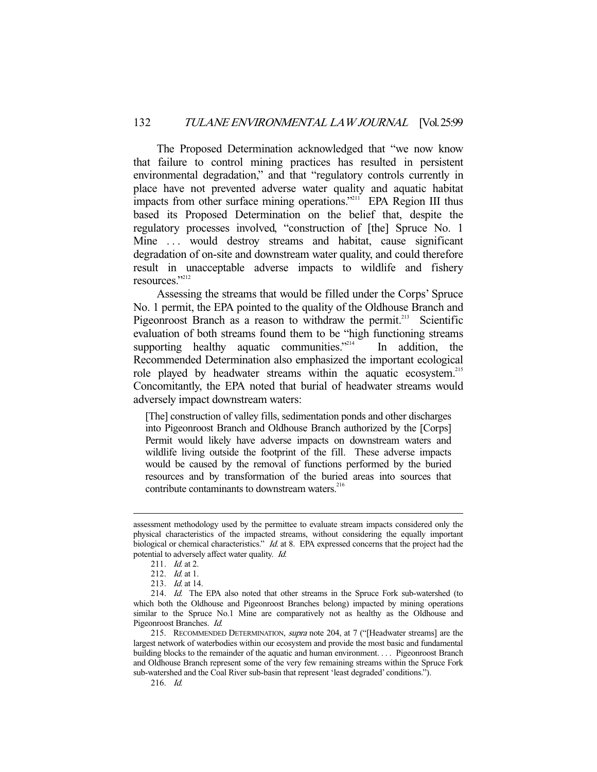The Proposed Determination acknowledged that "we now know that failure to control mining practices has resulted in persistent environmental degradation," and that "regulatory controls currently in place have not prevented adverse water quality and aquatic habitat impacts from other surface mining operations."[211] EPA Region III thus based its Proposed Determination on the belief that, despite the regulatory processes involved, "construction of [the] Spruce No. 1 Mine . . . would destroy streams and habitat, cause significant degradation of on-site and downstream water quality, and could therefore result in unacceptable adverse impacts to wildlife and fishery resources."[212]

Assessing the streams that would be filled under the Corps' Spruce No. 1 permit, the EPA pointed to the quality of the Oldhouse Branch and Pigeonroost Branch as a reason to withdraw the permit.[213] Scientific evaluation of both streams found them to be "high functioning streams supporting healthy aquatic communities."[214] In addition, the Recommended Determination also emphasized the important ecological role played by headwater streams within the aquatic ecosystem.[215] Concomitantly, the EPA noted that burial of headwater streams would adversely impact downstream waters:

> [The] construction of valley fills, sedimentation ponds and other discharges into Pigeonroost Branch and Oldhouse Branch authorized by the [Corps] Permit would likely have adverse impacts on downstream waters and wildlife living outside the footprint of the fill. These adverse impacts would be caused by the removal of functions performed by the buried resources and by transformation of the buried areas into sources that contribute contaminants to downstream waters.[216]

---

assessment methodology used by the permittee to evaluate stream impacts considered only the physical characteristics of the impacted streams, without considering the equally important biological or chemical characteristics." *Id.* at 8. EPA expressed concerns that the project had the potential to adversely affect water quality. *Id.*

211. *Id.* at 2.

212. *Id.* at 1.

213. *Id.* at 14.

214. *Id.* The EPA also noted that other streams in the Spruce Fork sub-watershed (to which both the Oldhouse and Pigeonroost Branches belong) impacted by mining operations similar to the Spruce No.1 Mine are comparatively not as healthy as the Oldhouse and Pigeonroost Branches. *Id.*

215. RECOMMENDED DETERMINATION, *supra* note 204, at 7 ("[Headwater streams] are the largest network of waterbodies within our ecosystem and provide the most basic and fundamental building blocks to the remainder of the aquatic and human environment. . . . Pigeonroost Branch and Oldhouse Branch represent some of the very few remaining streams within the Spruce Fork sub-watershed and the Coal River sub-basin that represent 'least degraded' conditions.").

216. *Id.*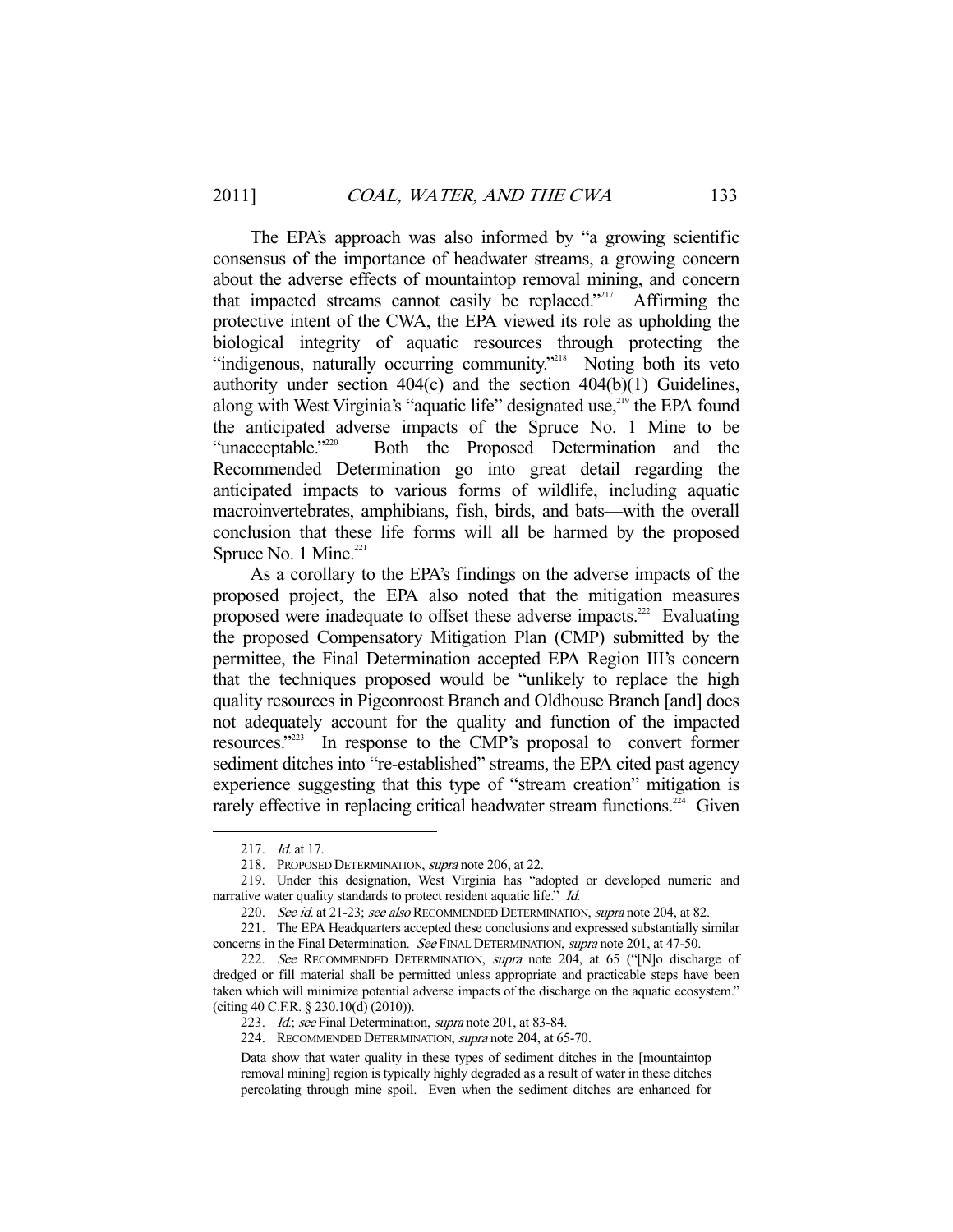The EPA's approach was also informed by "a growing scientific consensus of the importance of headwater streams, a growing concern about the adverse effects of mountaintop removal mining, and concern that impacted streams cannot easily be replaced."[217] Affirming the protective intent of the CWA, the EPA viewed its role as upholding the biological integrity of aquatic resources through protecting the "indigenous, naturally occurring community."[218] Noting both its veto authority under section 404(c) and the section 404(b)(1) Guidelines, along with West Virginia's "aquatic life" designated use,[219] the EPA found the anticipated adverse impacts of the Spruce No. 1 Mine to be "unacceptable."[220] Both the Proposed Determination and the Recommended Determination go into great detail regarding the anticipated impacts to various forms of wildlife, including aquatic macroinvertebrates, amphibians, fish, birds, and bats—with the overall conclusion that these life forms will all be harmed by the proposed Spruce No. 1 Mine.[221]

As a corollary to the EPA's findings on the adverse impacts of the proposed project, the EPA also noted that the mitigation measures proposed were inadequate to offset these adverse impacts.[222] Evaluating the proposed Compensatory Mitigation Plan (CMP) submitted by the permittee, the Final Determination accepted EPA Region III's concern that the techniques proposed would be "unlikely to replace the high quality resources in Pigeonroost Branch and Oldhouse Branch [and] does not adequately account for the quality and function of the impacted resources."[223] In response to the CMP's proposal to convert former sediment ditches into "re-established" streams, the EPA cited past agency experience suggesting that this type of "stream creation" mitigation is rarely effective in replacing critical headwater stream functions.[224] Given

---

217. *Id.* at 17.

218. PROPOSED DETERMINATION, *supra* note 206, at 22.

219. Under this designation, West Virginia has "adopted or developed numeric and narrative water quality standards to protect resident aquatic life." *Id.*

220. *See id.* at 21-23; *see also* RECOMMENDED DETERMINATION, *supra* note 204, at 82.

221. The EPA Headquarters accepted these conclusions and expressed substantially similar concerns in the Final Determination. *See* FINAL DETERMINATION, *supra* note 201, at 47-50.

222. *See* RECOMMENDED DETERMINATION, *supra* note 204, at 65 ("[N]o discharge of dredged or fill material shall be permitted unless appropriate and practicable steps have been taken which will minimize potential adverse impacts of the discharge on the aquatic ecosystem." (citing 40 C.F.R. § 230.10(d) (2010)).

223. *Id.*; *see* Final Determination, *supra* note 201, at 83-84.

224. RECOMMENDED DETERMINATION, *supra* note 204, at 65-70.

> Data show that water quality in these types of sediment ditches in the [mountaintop removal mining] region is typically highly degraded as a result of water in these ditches percolating through mine spoil. Even when the sediment ditches are enhanced for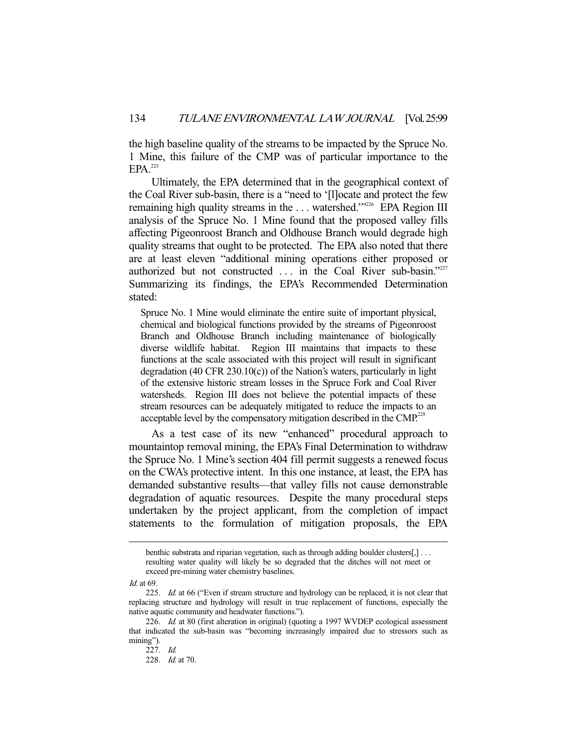the high baseline quality of the streams to be impacted by the Spruce No. 1 Mine, this failure of the CMP was of particular importance to the EPA.[225]

Ultimately, the EPA determined that in the geographical context of the Coal River sub-basin, there is a "need to '[l]ocate and protect the few remaining high quality streams in the . . . watershed.'"[226] EPA Region III analysis of the Spruce No. 1 Mine found that the proposed valley fills affecting Pigeonroost Branch and Oldhouse Branch would degrade high quality streams that ought to be protected. The EPA also noted that there are at least eleven "additional mining operations either proposed or authorized but not constructed . . . in the Coal River sub-basin."[227] Summarizing its findings, the EPA's Recommended Determination stated:

> Spruce No. 1 Mine would eliminate the entire suite of important physical, chemical and biological functions provided by the streams of Pigeonroost Branch and Oldhouse Branch including maintenance of biologically diverse wildlife habitat. Region III maintains that impacts to these functions at the scale associated with this project will result in significant degradation (40 CFR 230.10(c)) of the Nation's waters, particularly in light of the extensive historic stream losses in the Spruce Fork and Coal River watersheds. Region III does not believe the potential impacts of these stream resources can be adequately mitigated to reduce the impacts to an acceptable level by the compensatory mitigation described in the CMP.[228]

As a test case of its new "enhanced" procedural approach to mountaintop removal mining, the EPA's Final Determination to withdraw the Spruce No. 1 Mine's section 404 fill permit suggests a renewed focus on the CWA's protective intent. In this one instance, at least, the EPA has demanded substantive results—that valley fills not cause demonstrable degradation of aquatic resources. Despite the many procedural steps undertaken by the project applicant, from the completion of impact statements to the formulation of mitigation proposals, the EPA

---

> benthic substrata and riparian vegetation, such as through adding boulder clusters[,] . . . resulting water quality will likely be so degraded that the ditches will not meet or exceed pre-mining water chemistry baselines.

*Id.* at 69.

225. *Id.* at 66 ("Even if stream structure and hydrology can be replaced, it is not clear that replacing structure and hydrology will result in true replacement of functions, especially the native aquatic community and headwater functions.").

226. *Id.* at 80 (first alteration in original) (quoting a 1997 WVDEP ecological assessment that indicated the sub-basin was "becoming increasingly impaired due to stressors such as mining").

227. *Id.*

228. *Id.* at 70.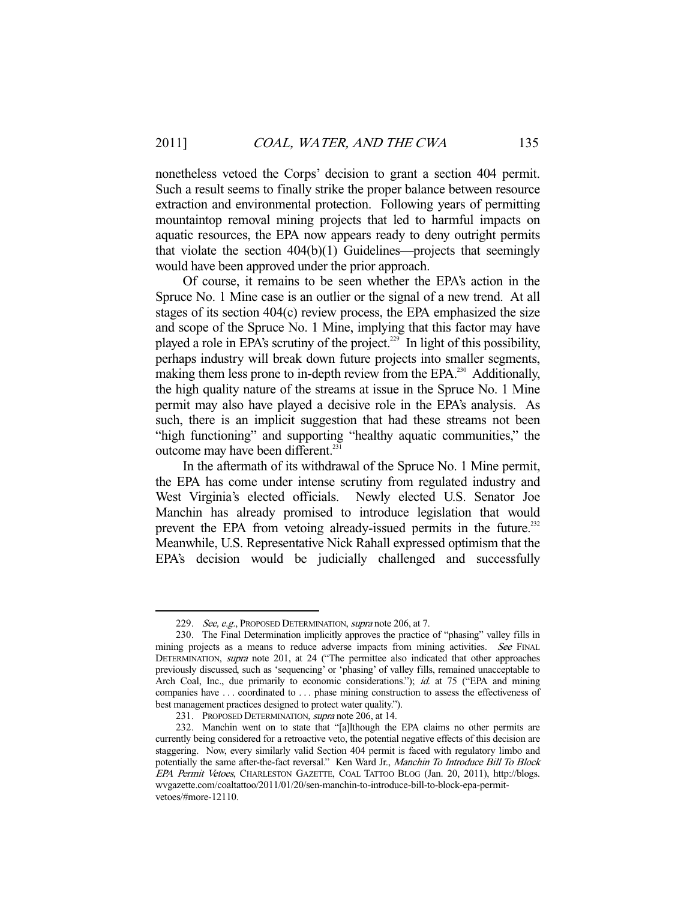nonetheless vetoed the Corps' decision to grant a section 404 permit. Such a result seems to finally strike the proper balance between resource extraction and environmental protection. Following years of permitting mountaintop removal mining projects that led to harmful impacts on aquatic resources, the EPA now appears ready to deny outright permits that violate the section 404(b)(1) Guidelines—projects that seemingly would have been approved under the prior approach.

Of course, it remains to be seen whether the EPA's action in the Spruce No. 1 Mine case is an outlier or the signal of a new trend. At all stages of its section 404(c) review process, the EPA emphasized the size and scope of the Spruce No. 1 Mine, implying that this factor may have played a role in EPA's scrutiny of the project.[229] In light of this possibility, perhaps industry will break down future projects into smaller segments, making them less prone to in-depth review from the EPA.[230] Additionally, the high quality nature of the streams at issue in the Spruce No. 1 Mine permit may also have played a decisive role in the EPA's analysis. As such, there is an implicit suggestion that had these streams not been "high functioning" and supporting "healthy aquatic communities," the outcome may have been different.[231]

In the aftermath of its withdrawal of the Spruce No. 1 Mine permit, the EPA has come under intense scrutiny from regulated industry and West Virginia's elected officials. Newly elected U.S. Senator Joe Manchin has already promised to introduce legislation that would prevent the EPA from vetoing already-issued permits in the future.[232] Meanwhile, U.S. Representative Nick Rahall expressed optimism that the EPA's decision would be judicially challenged and successfully

---

229. *See, e.g.*, PROPOSED DETERMINATION, *supra* note 206, at 7.

230. The Final Determination implicitly approves the practice of "phasing" valley fills in mining projects as a means to reduce adverse impacts from mining activities. *See* FINAL DETERMINATION, *supra* note 201, at 24 ("The permittee also indicated that other approaches previously discussed, such as 'sequencing' or 'phasing' of valley fills, remained unacceptable to Arch Coal, Inc., due primarily to economic considerations."); *id.* at 75 ("EPA and mining companies have . . . coordinated to . . . phase mining construction to assess the effectiveness of best management practices designed to protect water quality.").

231. PROPOSED DETERMINATION, *supra* note 206, at 14.

232. Manchin went on to state that "[a]lthough the EPA claims no other permits are currently being considered for a retroactive veto, the potential negative effects of this decision are staggering. Now, every similarly valid Section 404 permit is faced with regulatory limbo and potentially the same after-the-fact reversal." Ken Ward Jr., *Manchin To Introduce Bill To Block EPA Permit Vetoes*, CHARLESTON GAZETTE, COAL TATTOO BLOG (Jan. 20, 2011), http://blogs.wvgazette.com/coaltattoo/2011/01/20/sen-manchin-to-introduce-bill-to-block-epa-permit-vetoes/#more-12110.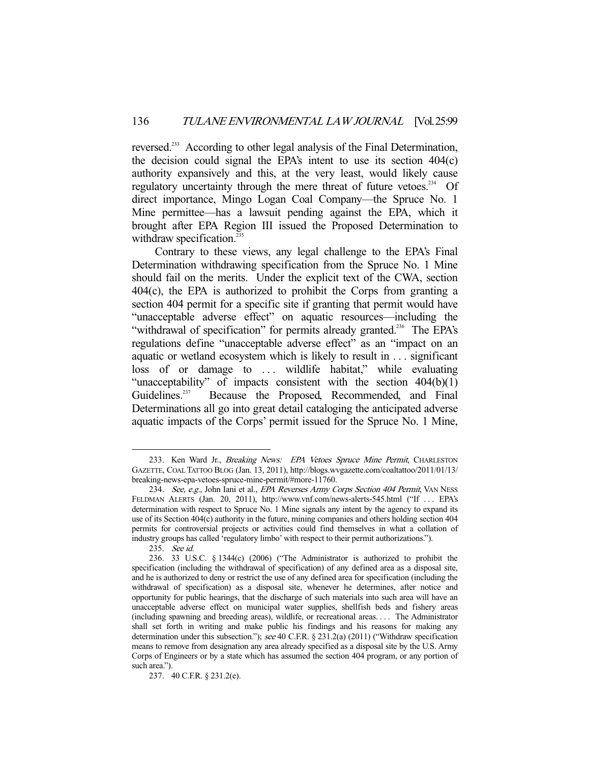reversed.[233] According to other legal analysis of the Final Determination, the decision could signal the EPA's intent to use its section 404(c) authority expansively and this, at the very least, would likely cause regulatory uncertainty through the mere threat of future vetoes.[234] Of direct importance, Mingo Logan Coal Company—the Spruce No. 1 Mine permittee—has a lawsuit pending against the EPA, which it brought after EPA Region III issued the Proposed Determination to withdraw specification.[235]

Contrary to these views, any legal challenge to the EPA's Final Determination withdrawing specification from the Spruce No. 1 Mine should fail on the merits. Under the explicit text of the CWA, section 404(c), the EPA is authorized to prohibit the Corps from granting a section 404 permit for a specific site if granting that permit would have "unacceptable adverse effect" on aquatic resources—including the "withdrawal of specification" for permits already granted.[236] The EPA's regulations define "unacceptable adverse effect" as an "impact on an aquatic or wetland ecosystem which is likely to result in . . . significant loss of or damage to . . . wildlife habitat," while evaluating "unacceptability" of impacts consistent with the section 404(b)(1) Guidelines.[237] Because the Proposed, Recommended, and Final Determinations all go into great detail cataloging the anticipated adverse aquatic impacts of the Corps' permit issued for the Spruce No. 1 Mine,

233. Ken Ward Jr., *Breaking News: EPA Vetoes Spruce Mine Permit*, CHARLESTON GAZETTE, COAL TATTOO BLOG (Jan. 13, 2011), http://blogs.wvgazette.com/coaltattoo/2011/01/13/breaking-news-epa-vetoes-spruce-mine-permit/#more-11760.

234. *See, e.g.*, John Iani et al., *EPA Reverses Army Corps Section 404 Permit*, VAN NESS FELDMAN ALERTS (Jan. 20, 2011), http://www.vnf.com/news-alerts-545.html ("If . . . EPA's determination with respect to Spruce No. 1 Mine signals any intent by the agency to expand its use of its Section 404(c) authority in the future, mining companies and others holding section 404 permits for controversial projects or activities could find themselves in what a collation of industry groups has called 'regulatory limbo' with respect to their permit authorizations.").

235. *See id.*

236. 33 U.S.C. § 1344(c) (2006) ("The Administrator is authorized to prohibit the specification (including the withdrawal of specification) of any defined area as a disposal site, and he is authorized to deny or restrict the use of any defined area for specification (including the withdrawal of specification) as a disposal site, whenever he determines, after notice and opportunity for public hearings, that the discharge of such materials into such area will have an unacceptable adverse effect on municipal water supplies, shellfish beds and fishery areas (including spawning and breeding areas), wildlife, or recreational areas. . . . The Administrator shall set forth in writing and make public his findings and his reasons for making any determination under this subsection."); *see* 40 C.F.R. § 231.2(a) (2011) ("Withdraw specification means to remove from designation any area already specified as a disposal site by the U.S. Army Corps of Engineers or by a state which has assumed the section 404 program, or any portion of such area.").

237. 40 C.F.R. § 231.2(e).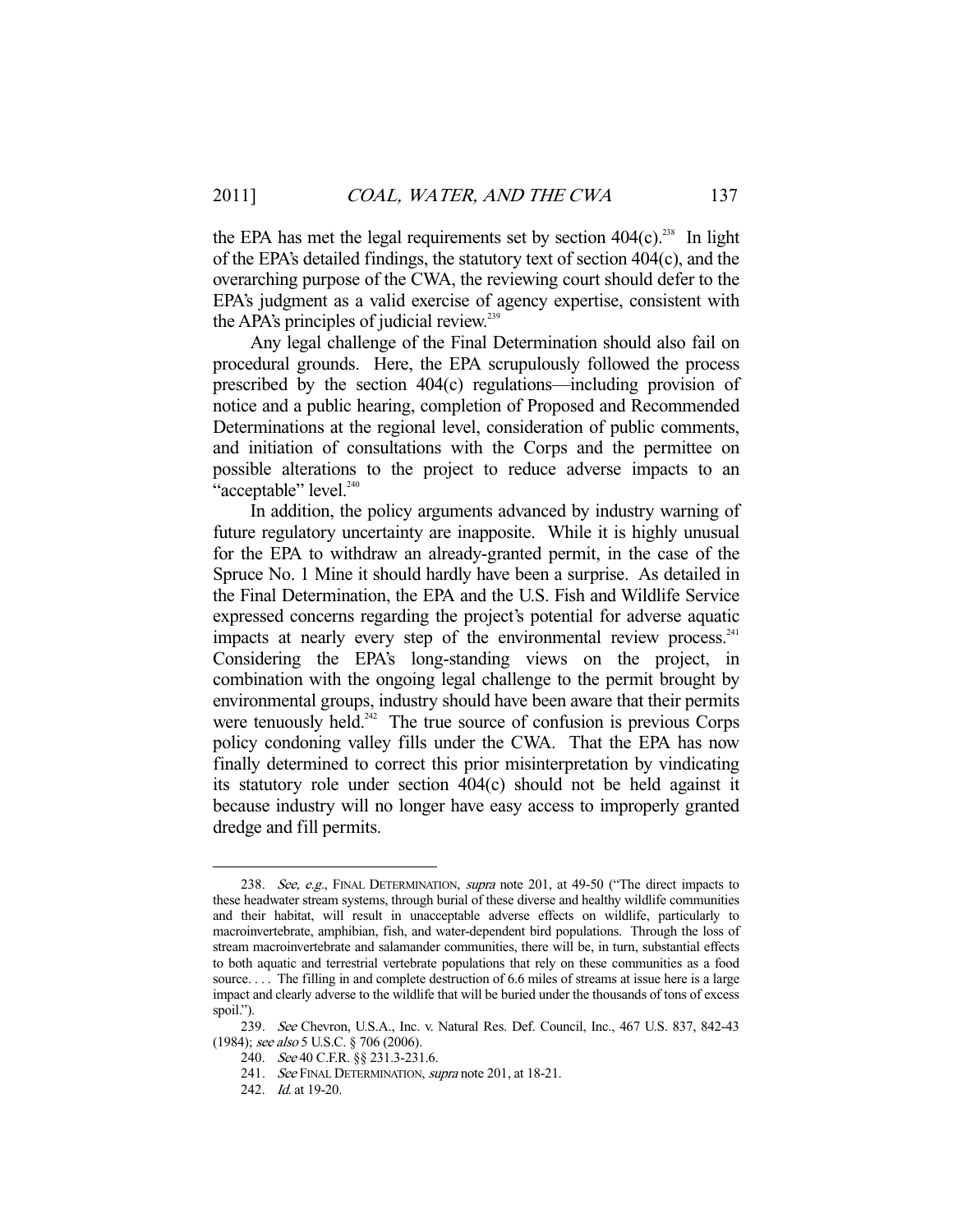the EPA has met the legal requirements set by section 404(c).[238] In light of the EPA's detailed findings, the statutory text of section 404(c), and the overarching purpose of the CWA, the reviewing court should defer to the EPA's judgment as a valid exercise of agency expertise, consistent with the APA's principles of judicial review.[239]

Any legal challenge of the Final Determination should also fail on procedural grounds. Here, the EPA scrupulously followed the process prescribed by the section 404(c) regulations—including provision of notice and a public hearing, completion of Proposed and Recommended Determinations at the regional level, consideration of public comments, and initiation of consultations with the Corps and the permittee on possible alterations to the project to reduce adverse impacts to an "acceptable" level.[240]

In addition, the policy arguments advanced by industry warning of future regulatory uncertainty are inapposite. While it is highly unusual for the EPA to withdraw an already-granted permit, in the case of the Spruce No. 1 Mine it should hardly have been a surprise. As detailed in the Final Determination, the EPA and the U.S. Fish and Wildlife Service expressed concerns regarding the project's potential for adverse aquatic impacts at nearly every step of the environmental review process.[241] Considering the EPA's long-standing views on the project, in combination with the ongoing legal challenge to the permit brought by environmental groups, industry should have been aware that their permits were tenuously held.[242] The true source of confusion is previous Corps policy condoning valley fills under the CWA. That the EPA has now finally determined to correct this prior misinterpretation by vindicating its statutory role under section 404(c) should not be held against it because industry will no longer have easy access to improperly granted dredge and fill permits.

---

238. *See, e.g.*, FINAL DETERMINATION, *supra* note 201, at 49-50 ("The direct impacts to these headwater stream systems, through burial of these diverse and healthy wildlife communities and their habitat, will result in unacceptable adverse effects on wildlife, particularly to macroinvertebrate, amphibian, fish, and water-dependent bird populations. Through the loss of stream macroinvertebrate and salamander communities, there will be, in turn, substantial effects to both aquatic and terrestrial vertebrate populations that rely on these communities as a food source. . . . The filling in and complete destruction of 6.6 miles of streams at issue here is a large impact and clearly adverse to the wildlife that will be buried under the thousands of tons of excess spoil.").

239. *See* Chevron, U.S.A., Inc. v. Natural Res. Def. Council, Inc., 467 U.S. 837, 842-43 (1984); *see also* 5 U.S.C. § 706 (2006).

240. *See* 40 C.F.R. §§ 231.3-231.6.

241. *See* FINAL DETERMINATION, *supra* note 201, at 18-21.

242. *Id.* at 19-20.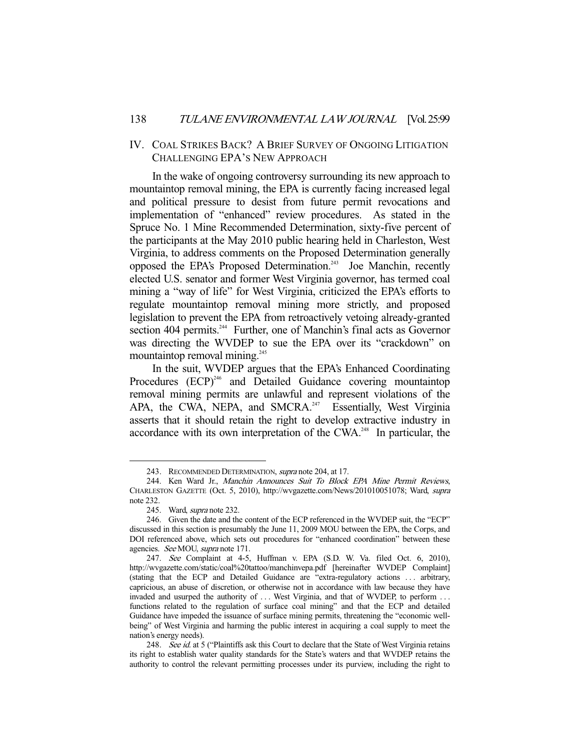## IV. Coal Strikes Back? A Brief Survey of Ongoing Litigation Challenging EPA's New Approach

In the wake of ongoing controversy surrounding its new approach to mountaintop removal mining, the EPA is currently facing increased legal and political pressure to desist from future permit revocations and implementation of "enhanced" review procedures. As stated in the Spruce No. 1 Mine Recommended Determination, sixty-five percent of the participants at the May 2010 public hearing held in Charleston, West Virginia, to address comments on the Proposed Determination generally opposed the EPA's Proposed Determination.[243] Joe Manchin, recently elected U.S. senator and former West Virginia governor, has termed coal mining a "way of life" for West Virginia, criticized the EPA's efforts to regulate mountaintop removal mining more strictly, and proposed legislation to prevent the EPA from retroactively vetoing already-granted section 404 permits.[244] Further, one of Manchin's final acts as Governor was directing the WVDEP to sue the EPA over its "crackdown" on mountaintop removal mining.[245]

In the suit, WVDEP argues that the EPA's Enhanced Coordinating Procedures (ECP)[246] and Detailed Guidance covering mountaintop removal mining permits are unlawful and represent violations of the APA, the CWA, NEPA, and SMCRA.[247] Essentially, West Virginia asserts that it should retain the right to develop extractive industry in accordance with its own interpretation of the CWA.[248] In particular, the

---

243. Recommended Determination, *supra* note 204, at 17.

244. Ken Ward Jr., *Manchin Announces Suit To Block EPA Mine Permit Reviews*, Charleston Gazette (Oct. 5, 2010), http://wvgazette.com/News/201010051078; Ward, *supra* note 232.

245. Ward, *supra* note 232.

246. Given the date and the content of the ECP referenced in the WVDEP suit, the "ECP" discussed in this section is presumably the June 11, 2009 MOU between the EPA, the Corps, and DOI referenced above, which sets out procedures for "enhanced coordination" between these agencies. *See* MOU, *supra* note 171.

247. *See* Complaint at 4-5, Huffman v. EPA (S.D. W. Va. filed Oct. 6, 2010), http://wvgazette.com/static/coal%20tattoo/manchinvepa.pdf [hereinafter WVDEP Complaint] (stating that the ECP and Detailed Guidance are "extra-regulatory actions . . . arbitrary, capricious, an abuse of discretion, or otherwise not in accordance with law because they have invaded and usurped the authority of . . . West Virginia, and that of WVDEP, to perform . . . functions related to the regulation of surface coal mining" and that the ECP and detailed Guidance have impeded the issuance of surface mining permits, threatening the "economic well-being" of West Virginia and harming the public interest in acquiring a coal supply to meet the nation's energy needs).

248. *See id.* at 5 ("Plaintiffs ask this Court to declare that the State of West Virginia retains its right to establish water quality standards for the State's waters and that WVDEP retains the authority to control the relevant permitting processes under its purview, including the right to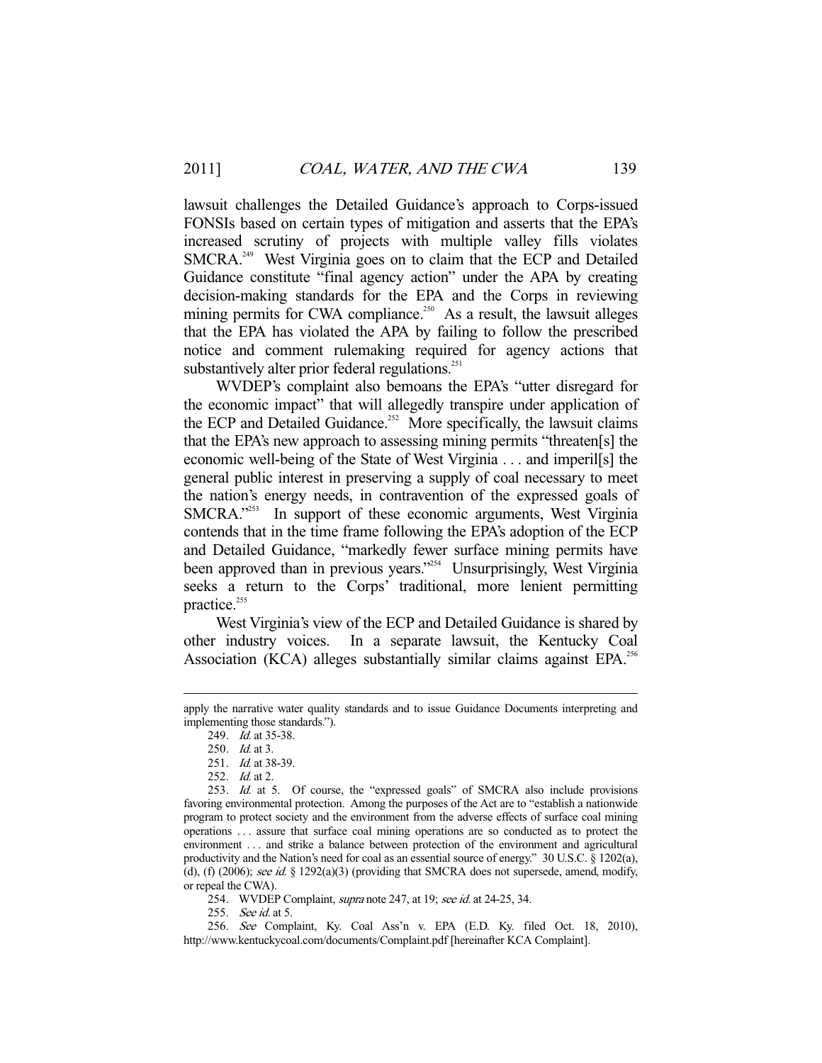lawsuit challenges the Detailed Guidance's approach to Corps-issued FONSIs based on certain types of mitigation and asserts that the EPA's increased scrutiny of projects with multiple valley fills violates SMCRA.[249] West Virginia goes on to claim that the ECP and Detailed Guidance constitute "final agency action" under the APA by creating decision-making standards for the EPA and the Corps in reviewing mining permits for CWA compliance.[250] As a result, the lawsuit alleges that the EPA has violated the APA by failing to follow the prescribed notice and comment rulemaking required for agency actions that substantively alter prior federal regulations.[251]

WVDEP's complaint also bemoans the EPA's "utter disregard for the economic impact" that will allegedly transpire under application of the ECP and Detailed Guidance.[252] More specifically, the lawsuit claims that the EPA's new approach to assessing mining permits "threaten[s] the economic well-being of the State of West Virginia . . . and imperil[s] the general public interest in preserving a supply of coal necessary to meet the nation's energy needs, in contravention of the expressed goals of SMCRA."[253] In support of these economic arguments, West Virginia contends that in the time frame following the EPA's adoption of the ECP and Detailed Guidance, "markedly fewer surface mining permits have been approved than in previous years."[254] Unsurprisingly, West Virginia seeks a return to the Corps' traditional, more lenient permitting practice.[255]

West Virginia's view of the ECP and Detailed Guidance is shared by other industry voices. In a separate lawsuit, the Kentucky Coal Association (KCA) alleges substantially similar claims against EPA.[256]

---

apply the narrative water quality standards and to issue Guidance Documents interpreting and implementing those standards.").

249. *Id.* at 35-38.

250. *Id.* at 3.

251. *Id.* at 38-39.

252. *Id.* at 2.

253. *Id.* at 5. Of course, the "expressed goals" of SMCRA also include provisions favoring environmental protection. Among the purposes of the Act are to "establish a nationwide program to protect society and the environment from the adverse effects of surface coal mining operations . . . assure that surface coal mining operations are so conducted as to protect the environment . . . and strike a balance between protection of the environment and agricultural productivity and the Nation's need for coal as an essential source of energy." 30 U.S.C. § 1202(a), (d), (f) (2006); *see id.* § 1292(a)(3) (providing that SMCRA does not supersede, amend, modify, or repeal the CWA).

254. WVDEP Complaint, *supra* note 247, at 19; *see id.* at 24-25, 34.

255. *See id.* at 5.

256. *See* Complaint, Ky. Coal Ass'n v. EPA (E.D. Ky. filed Oct. 18, 2010), http://www.kentuckycoal.com/documents/Complaint.pdf [hereinafter KCA Complaint].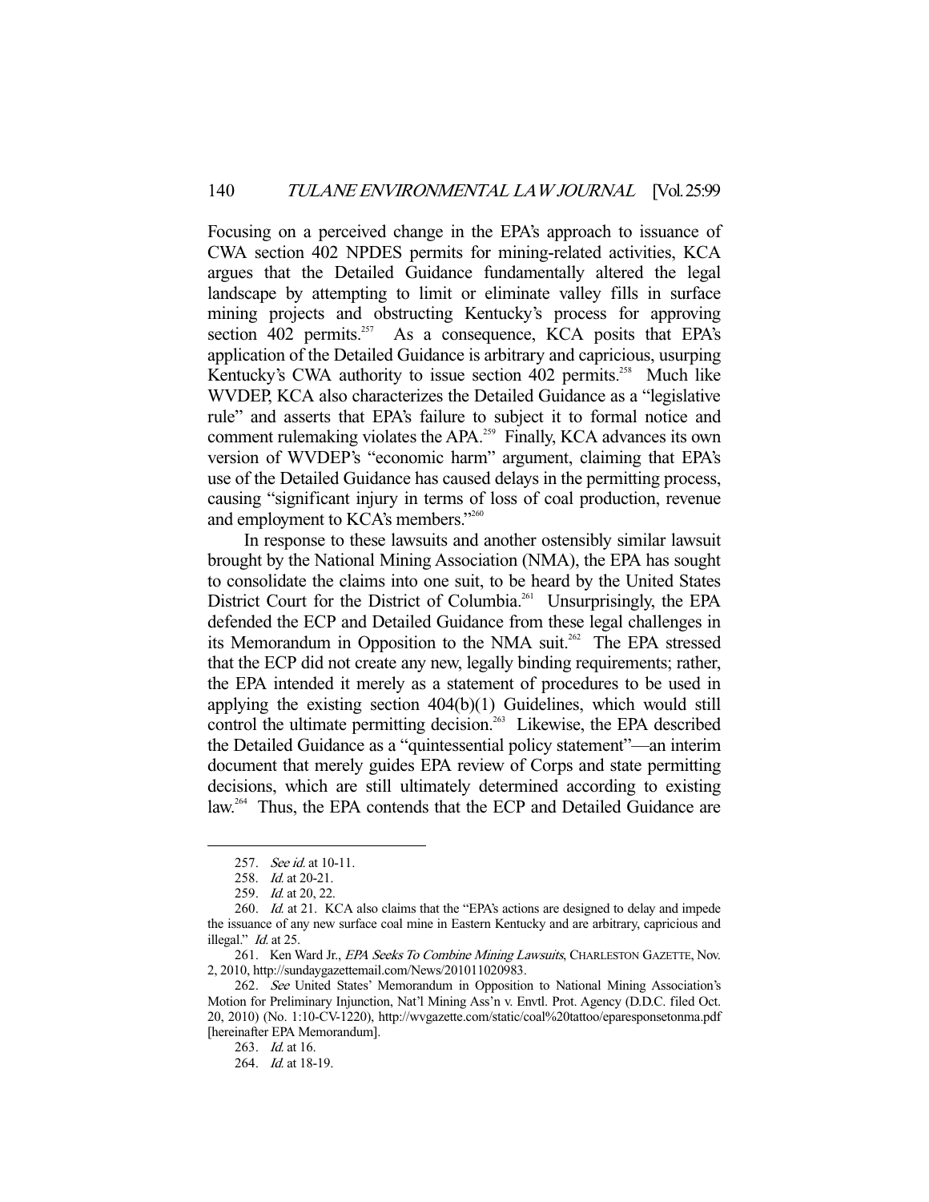Focusing on a perceived change in the EPA's approach to issuance of CWA section 402 NPDES permits for mining-related activities, KCA argues that the Detailed Guidance fundamentally altered the legal landscape by attempting to limit or eliminate valley fills in surface mining projects and obstructing Kentucky's process for approving section 402 permits.[257] As a consequence, KCA posits that EPA's application of the Detailed Guidance is arbitrary and capricious, usurping Kentucky's CWA authority to issue section 402 permits.[258] Much like WVDEP, KCA also characterizes the Detailed Guidance as a "legislative rule" and asserts that EPA's failure to subject it to formal notice and comment rulemaking violates the APA.[259] Finally, KCA advances its own version of WVDEP's "economic harm" argument, claiming that EPA's use of the Detailed Guidance has caused delays in the permitting process, causing "significant injury in terms of loss of coal production, revenue and employment to KCA's members."[260]

In response to these lawsuits and another ostensibly similar lawsuit brought by the National Mining Association (NMA), the EPA has sought to consolidate the claims into one suit, to be heard by the United States District Court for the District of Columbia.[261] Unsurprisingly, the EPA defended the ECP and Detailed Guidance from these legal challenges in its Memorandum in Opposition to the NMA suit.[262] The EPA stressed that the ECP did not create any new, legally binding requirements; rather, the EPA intended it merely as a statement of procedures to be used in applying the existing section 404(b)(1) Guidelines, which would still control the ultimate permitting decision.[263] Likewise, the EPA described the Detailed Guidance as a "quintessential policy statement"—an interim document that merely guides EPA review of Corps and state permitting decisions, which are still ultimately determined according to existing law.[264] Thus, the EPA contends that the ECP and Detailed Guidance are

---

257. *See id.* at 10-11.

258. *Id.* at 20-21.

259. *Id.* at 20, 22.

260. *Id.* at 21. KCA also claims that the "EPA's actions are designed to delay and impede the issuance of any new surface coal mine in Eastern Kentucky and are arbitrary, capricious and illegal." *Id.* at 25.

261. Ken Ward Jr., *EPA Seeks To Combine Mining Lawsuits*, CHARLESTON GAZETTE, Nov. 2, 2010, http://sundaygazettemail.com/News/201011020983.

262. *See* United States' Memorandum in Opposition to National Mining Association's Motion for Preliminary Injunction, Nat'l Mining Ass'n v. Envtl. Prot. Agency (D.D.C. filed Oct. 20, 2010) (No. 1:10-CV-1220), http://wvgazette.com/static/coal%20tattoo/eparesponsetonma.pdf [hereinafter EPA Memorandum].

263. *Id.* at 16.

264. *Id.* at 18-19.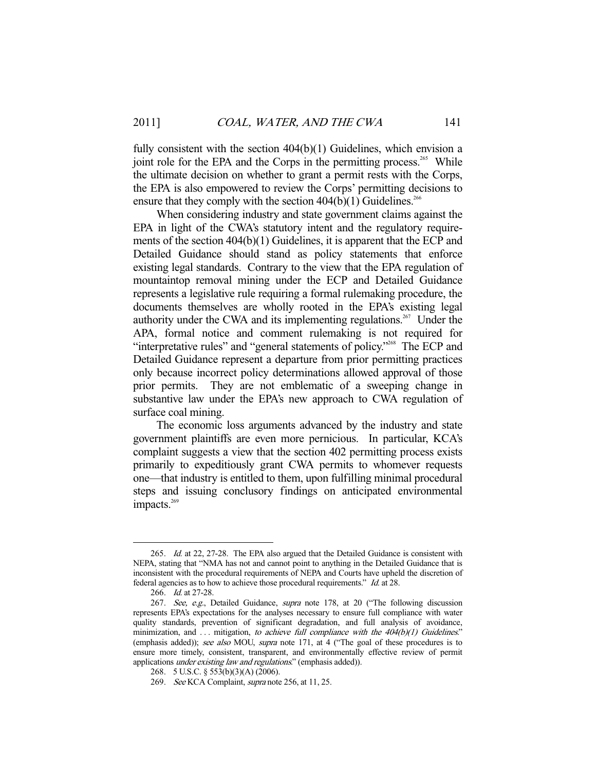fully consistent with the section 404(b)(1) Guidelines, which envision a joint role for the EPA and the Corps in the permitting process.[265] While the ultimate decision on whether to grant a permit rests with the Corps, the EPA is also empowered to review the Corps' permitting decisions to ensure that they comply with the section 404(b)(1) Guidelines.[266]

When considering industry and state government claims against the EPA in light of the CWA's statutory intent and the regulatory requirements of the section 404(b)(1) Guidelines, it is apparent that the ECP and Detailed Guidance should stand as policy statements that enforce existing legal standards. Contrary to the view that the EPA regulation of mountaintop removal mining under the ECP and Detailed Guidance represents a legislative rule requiring a formal rulemaking procedure, the documents themselves are wholly rooted in the EPA's existing legal authority under the CWA and its implementing regulations.[267] Under the APA, formal notice and comment rulemaking is not required for "interpretative rules" and "general statements of policy."[268] The ECP and Detailed Guidance represent a departure from prior permitting practices only because incorrect policy determinations allowed approval of those prior permits. They are not emblematic of a sweeping change in substantive law under the EPA's new approach to CWA regulation of surface coal mining.

The economic loss arguments advanced by the industry and state government plaintiffs are even more pernicious. In particular, KCA's complaint suggests a view that the section 402 permitting process exists primarily to expeditiously grant CWA permits to whomever requests one—that industry is entitled to them, upon fulfilling minimal procedural steps and issuing conclusory findings on anticipated environmental impacts.[269]

---

265. *Id.* at 22, 27-28. The EPA also argued that the Detailed Guidance is consistent with NEPA, stating that "NMA has not and cannot point to anything in the Detailed Guidance that is inconsistent with the procedural requirements of NEPA and Courts have upheld the discretion of federal agencies as to how to achieve those procedural requirements." *Id.* at 28.

266. *Id.* at 27-28.

267. *See, e.g.*, Detailed Guidance, *supra* note 178, at 20 ("The following discussion represents EPA's expectations for the analyses necessary to ensure full compliance with water quality standards, prevention of significant degradation, and full analysis of avoidance, minimization, and . . . mitigation, *to achieve full compliance with the 404(b)(1) Guidelines*." (emphasis added)); *see also* MOU, *supra* note 171, at 4 ("The goal of these procedures is to ensure more timely, consistent, transparent, and environmentally effective review of permit applications *under existing law and regulations*." (emphasis added)).

268. 5 U.S.C. § 553(b)(3)(A) (2006).

269. *See* KCA Complaint, *supra* note 256, at 11, 25.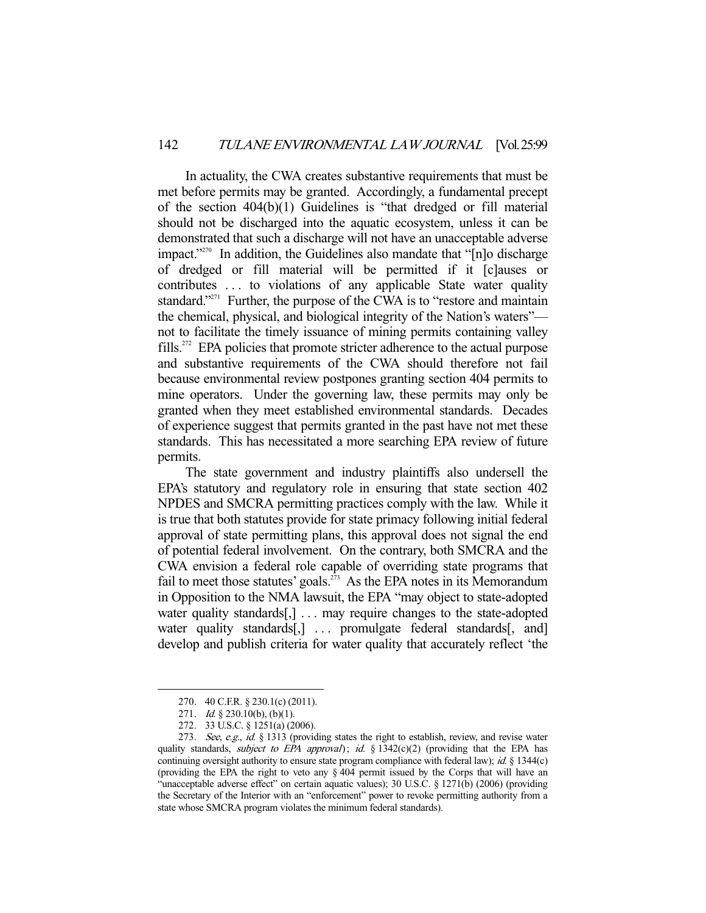In actuality, the CWA creates substantive requirements that must be met before permits may be granted. Accordingly, a fundamental precept of the section 404(b)(1) Guidelines is "that dredged or fill material should not be discharged into the aquatic ecosystem, unless it can be demonstrated that such a discharge will not have an unacceptable adverse impact."[270] In addition, the Guidelines also mandate that "[n]o discharge of dredged or fill material will be permitted if it [c]auses or contributes . . . to violations of any applicable State water quality standard."[271] Further, the purpose of the CWA is to "restore and maintain the chemical, physical, and biological integrity of the Nation's waters"—not to facilitate the timely issuance of mining permits containing valley fills.[272] EPA policies that promote stricter adherence to the actual purpose and substantive requirements of the CWA should therefore not fail because environmental review postpones granting section 404 permits to mine operators. Under the governing law, these permits may only be granted when they meet established environmental standards. Decades of experience suggest that permits granted in the past have not met these standards. This has necessitated a more searching EPA review of future permits.

The state government and industry plaintiffs also undersell the EPA's statutory and regulatory role in ensuring that state section 402 NPDES and SMCRA permitting practices comply with the law. While it is true that both statutes provide for state primacy following initial federal approval of state permitting plans, this approval does not signal the end of potential federal involvement. On the contrary, both SMCRA and the CWA envision a federal role capable of overriding state programs that fail to meet those statutes' goals.[273] As the EPA notes in its Memorandum in Opposition to the NMA lawsuit, the EPA "may object to state-adopted water quality standards[,] . . . may require changes to the state-adopted water quality standards[,] . . . promulgate federal standards[, and] develop and publish criteria for water quality that accurately reflect 'the

---

270. 40 C.F.R. § 230.1(c) (2011).

271. *Id.* § 230.10(b), (b)(1).

272. 33 U.S.C. § 1251(a) (2006).

273. *See, e.g.*, *id.* § 1313 (providing states the right to establish, review, and revise water quality standards, *subject to EPA approval*); *id.* § 1342(c)(2) (providing that the EPA has continuing oversight authority to ensure state program compliance with federal law); *id.* § 1344(c) (providing the EPA the right to veto any § 404 permit issued by the Corps that will have an "unacceptable adverse effect" on certain aquatic values); 30 U.S.C. § 1271(b) (2006) (providing the Secretary of the Interior with an "enforcement" power to revoke permitting authority from a state whose SMCRA program violates the minimum federal standards).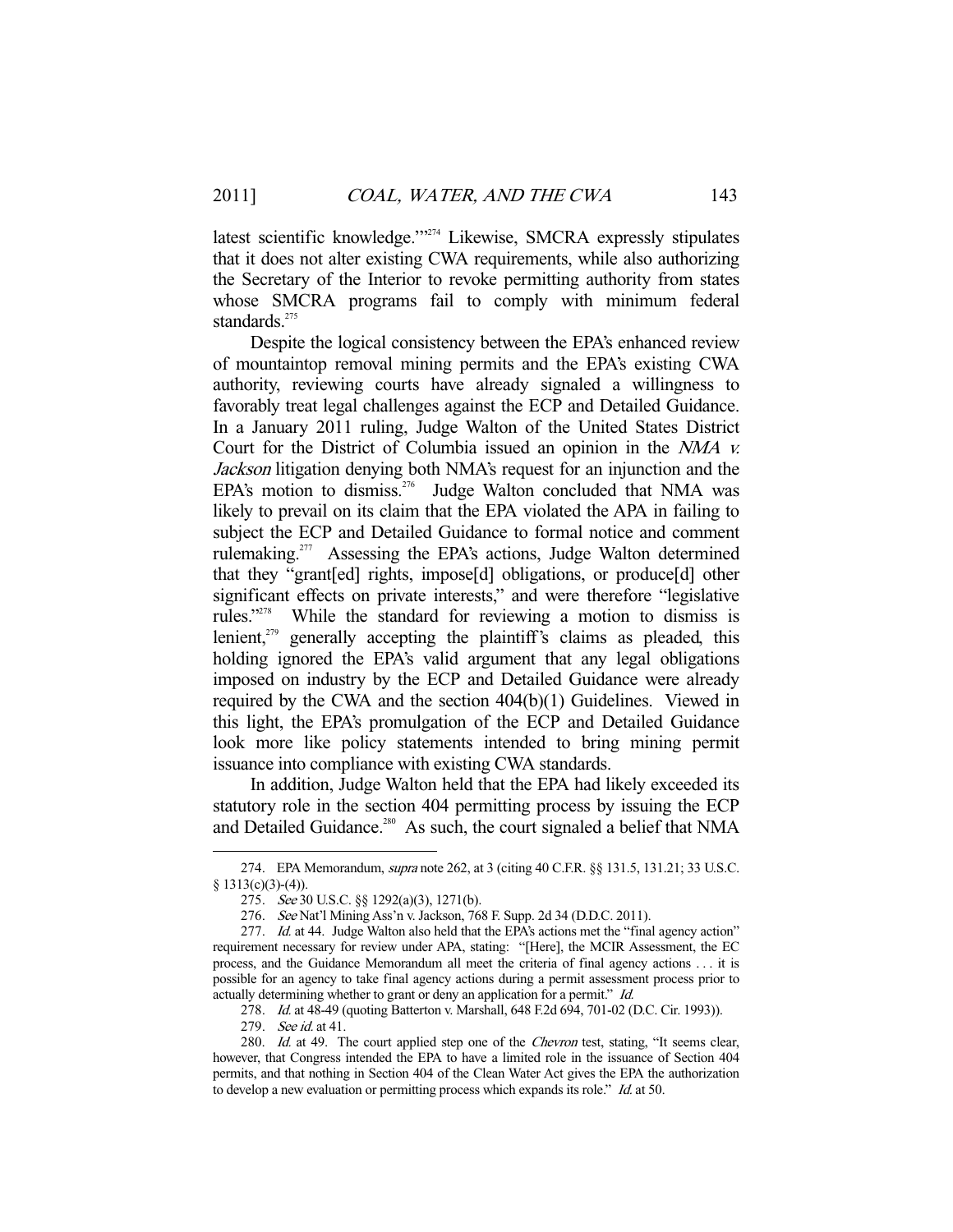latest scientific knowledge.'"[274] Likewise, SMCRA expressly stipulates that it does not alter existing CWA requirements, while also authorizing the Secretary of the Interior to revoke permitting authority from states whose SMCRA programs fail to comply with minimum federal standards.[275]

Despite the logical consistency between the EPA's enhanced review of mountaintop removal mining permits and the EPA's existing CWA authority, reviewing courts have already signaled a willingness to favorably treat legal challenges against the ECP and Detailed Guidance. In a January 2011 ruling, Judge Walton of the United States District Court for the District of Columbia issued an opinion in the *NMA v. Jackson* litigation denying both NMA's request for an injunction and the EPA's motion to dismiss.[276] Judge Walton concluded that NMA was likely to prevail on its claim that the EPA violated the APA in failing to subject the ECP and Detailed Guidance to formal notice and comment rulemaking.[277] Assessing the EPA's actions, Judge Walton determined that they "grant[ed] rights, impose[d] obligations, or produce[d] other significant effects on private interests," and were therefore "legislative rules."[278] While the standard for reviewing a motion to dismiss is lenient,[279] generally accepting the plaintiff's claims as pleaded, this holding ignored the EPA's valid argument that any legal obligations imposed on industry by the ECP and Detailed Guidance were already required by the CWA and the section 404(b)(1) Guidelines. Viewed in this light, the EPA's promulgation of the ECP and Detailed Guidance look more like policy statements intended to bring mining permit issuance into compliance with existing CWA standards.

In addition, Judge Walton held that the EPA had likely exceeded its statutory role in the section 404 permitting process by issuing the ECP and Detailed Guidance.[280] As such, the court signaled a belief that NMA

---

274. EPA Memorandum, *supra* note 262, at 3 (citing 40 C.F.R. §§ 131.5, 131.21; 33 U.S.C. § 1313(c)(3)-(4)).

275. *See* 30 U.S.C. §§ 1292(a)(3), 1271(b).

276. *See* Nat'l Mining Ass'n v. Jackson, 768 F. Supp. 2d 34 (D.D.C. 2011).

277. *Id.* at 44. Judge Walton also held that the EPA's actions met the "final agency action" requirement necessary for review under APA, stating: "[Here], the MCIR Assessment, the EC process, and the Guidance Memorandum all meet the criteria of final agency actions . . . it is possible for an agency to take final agency actions during a permit assessment process prior to actually determining whether to grant or deny an application for a permit." *Id.*

278. *Id.* at 48-49 (quoting Batterton v. Marshall, 648 F.2d 694, 701-02 (D.C. Cir. 1993)).

279. *See id.* at 41.

280. *Id.* at 49. The court applied step one of the *Chevron* test, stating, "It seems clear, however, that Congress intended the EPA to have a limited role in the issuance of Section 404 permits, and that nothing in Section 404 of the Clean Water Act gives the EPA the authorization to develop a new evaluation or permitting process which expands its role." *Id.* at 50.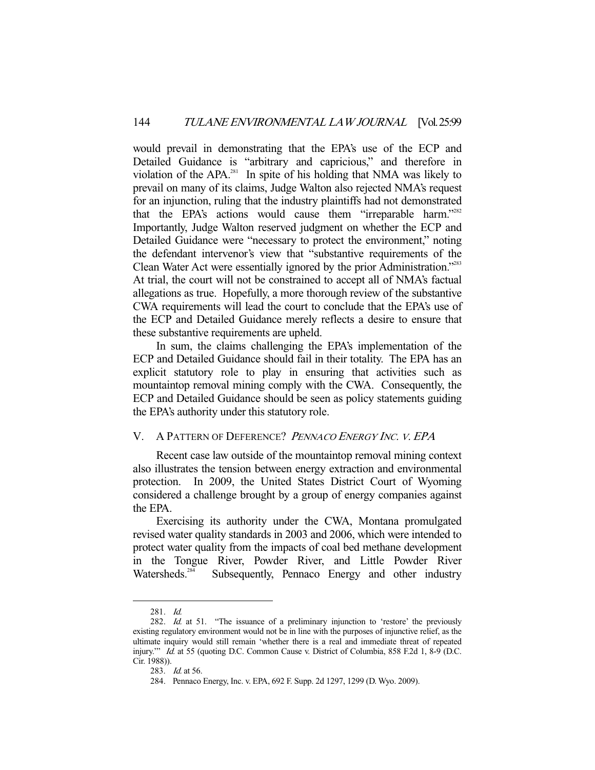would prevail in demonstrating that the EPA's use of the ECP and Detailed Guidance is "arbitrary and capricious," and therefore in violation of the APA.[281] In spite of his holding that NMA was likely to prevail on many of its claims, Judge Walton also rejected NMA's request for an injunction, ruling that the industry plaintiffs had not demonstrated that the EPA's actions would cause them "irreparable harm."[282] Importantly, Judge Walton reserved judgment on whether the ECP and Detailed Guidance were "necessary to protect the environment," noting the defendant intervenor's view that "substantive requirements of the Clean Water Act were essentially ignored by the prior Administration."[283] At trial, the court will not be constrained to accept all of NMA's factual allegations as true. Hopefully, a more thorough review of the substantive CWA requirements will lead the court to conclude that the EPA's use of the ECP and Detailed Guidance merely reflects a desire to ensure that these substantive requirements are upheld.

In sum, the claims challenging the EPA's implementation of the ECP and Detailed Guidance should fail in their totality. The EPA has an explicit statutory role to play in ensuring that activities such as mountaintop removal mining comply with the CWA. Consequently, the ECP and Detailed Guidance should be seen as policy statements guiding the EPA's authority under this statutory role.

## V. A PATTERN OF DEFERENCE? *PENNACO ENERGY INC. V. EPA*

Recent case law outside of the mountaintop removal mining context also illustrates the tension between energy extraction and environmental protection. In 2009, the United States District Court of Wyoming considered a challenge brought by a group of energy companies against the EPA.

Exercising its authority under the CWA, Montana promulgated revised water quality standards in 2003 and 2006, which were intended to protect water quality from the impacts of coal bed methane development in the Tongue River, Powder River, and Little Powder River Watersheds.[284] Subsequently, Pennaco Energy and other industry

---

281. *Id.*

282. *Id.* at 51. "The issuance of a preliminary injunction to 'restore' the previously existing regulatory environment would not be in line with the purposes of injunctive relief, as the ultimate inquiry would still remain 'whether there is a real and immediate threat of repeated injury.'" *Id.* at 55 (quoting D.C. Common Cause v. District of Columbia, 858 F.2d 1, 8-9 (D.C. Cir. 1988)).

283. *Id.* at 56.

284. Pennaco Energy, Inc. v. EPA, 692 F. Supp. 2d 1297, 1299 (D. Wyo. 2009).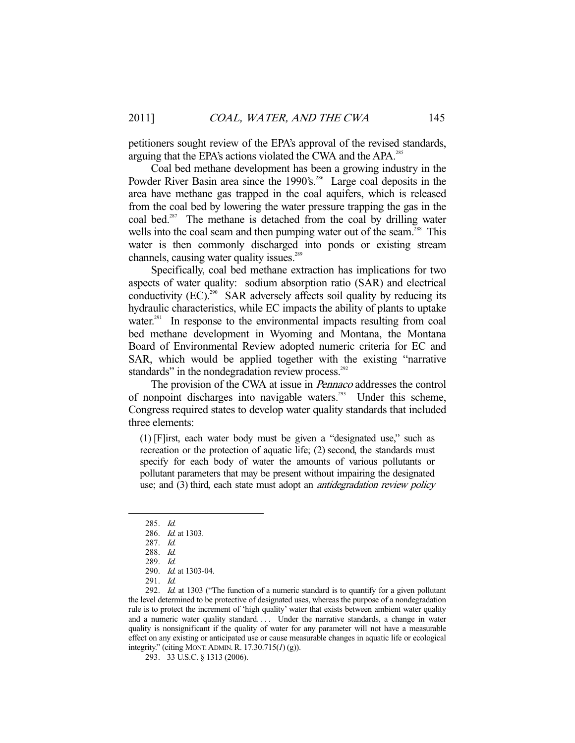petitioners sought review of the EPA's approval of the revised standards, arguing that the EPA's actions violated the CWA and the APA.[285]

Coal bed methane development has been a growing industry in the Powder River Basin area since the 1990's.[286] Large coal deposits in the area have methane gas trapped in the coal aquifers, which is released from the coal bed by lowering the water pressure trapping the gas in the coal bed.[287] The methane is detached from the coal by drilling water wells into the coal seam and then pumping water out of the seam.[288] This water is then commonly discharged into ponds or existing stream channels, causing water quality issues.[289]

Specifically, coal bed methane extraction has implications for two aspects of water quality: sodium absorption ratio (SAR) and electrical conductivity (EC).[290] SAR adversely affects soil quality by reducing its hydraulic characteristics, while EC impacts the ability of plants to uptake water.[291] In response to the environmental impacts resulting from coal bed methane development in Wyoming and Montana, the Montana Board of Environmental Review adopted numeric criteria for EC and SAR, which would be applied together with the existing "narrative standards" in the nondegradation review process.[292]

The provision of the CWA at issue in *Pennaco* addresses the control of nonpoint discharges into navigable waters.[293] Under this scheme, Congress required states to develop water quality standards that included three elements:

> (1) [F]irst, each water body must be given a "designated use," such as recreation or the protection of aquatic life; (2) second, the standards must specify for each body of water the amounts of various pollutants or pollutant parameters that may be present without impairing the designated use; and (3) third, each state must adopt an *antidegradation review policy*

---

285. *Id.*

286. *Id.* at 1303.

287. *Id.*

288. *Id.*

289. *Id.*

290. *Id.* at 1303-04.

291. *Id.*

292. *Id.* at 1303 ("The function of a numeric standard is to quantify for a given pollutant the level determined to be protective of designated uses, whereas the purpose of a nondegradation rule is to protect the increment of 'high quality' water that exists between ambient water quality and a numeric water quality standard. . . . Under the narrative standards, a change in water quality is nonsignificant if the quality of water for any parameter will not have a measurable effect on any existing or anticipated use or cause measurable changes in aquatic life or ecological integrity." (citing MONT. ADMIN. R. 17.30.715(*l*) (g)).

293. 33 U.S.C. § 1313 (2006).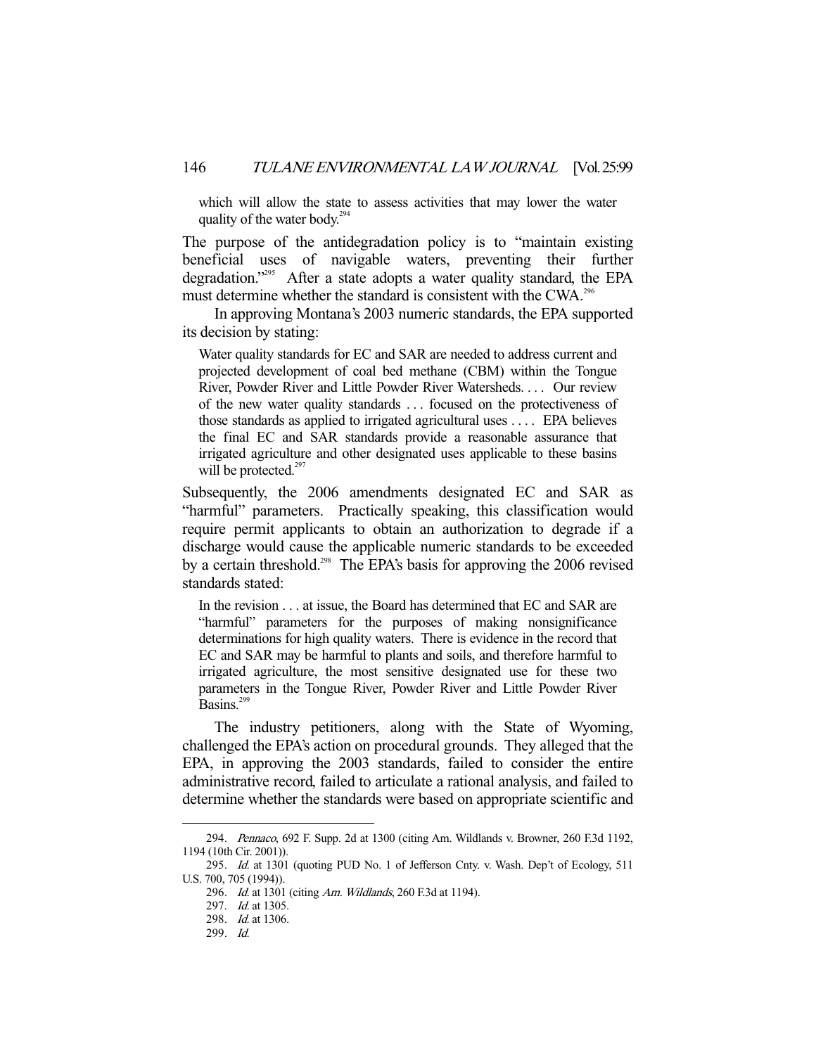which will allow the state to assess activities that may lower the water quality of the water body.[294]

The purpose of the antidegradation policy is to "maintain existing beneficial uses of navigable waters, preventing their further degradation."[295] After a state adopts a water quality standard, the EPA must determine whether the standard is consistent with the CWA.[296]

In approving Montana's 2003 numeric standards, the EPA supported its decision by stating:

> Water quality standards for EC and SAR are needed to address current and projected development of coal bed methane (CBM) within the Tongue River, Powder River and Little Powder River Watersheds. . . . Our review of the new water quality standards . . . focused on the protectiveness of those standards as applied to irrigated agricultural uses . . . . EPA believes the final EC and SAR standards provide a reasonable assurance that irrigated agriculture and other designated uses applicable to these basins will be protected.[297]

Subsequently, the 2006 amendments designated EC and SAR as "harmful" parameters. Practically speaking, this classification would require permit applicants to obtain an authorization to degrade if a discharge would cause the applicable numeric standards to be exceeded by a certain threshold.[298] The EPA's basis for approving the 2006 revised standards stated:

> In the revision . . . at issue, the Board has determined that EC and SAR are "harmful" parameters for the purposes of making nonsignificance determinations for high quality waters. There is evidence in the record that EC and SAR may be harmful to plants and soils, and therefore harmful to irrigated agriculture, the most sensitive designated use for these two parameters in the Tongue River, Powder River and Little Powder River Basins.[299]

The industry petitioners, along with the State of Wyoming, challenged the EPA's action on procedural grounds. They alleged that the EPA, in approving the 2003 standards, failed to consider the entire administrative record, failed to articulate a rational analysis, and failed to determine whether the standards were based on appropriate scientific and

---

294. *Pennaco*, 692 F. Supp. 2d at 1300 (citing Am. Wildlands v. Browner, 260 F.3d 1192, 1194 (10th Cir. 2001)).

295. *Id.* at 1301 (quoting PUD No. 1 of Jefferson Cnty. v. Wash. Dep't of Ecology, 511 U.S. 700, 705 (1994)).

296. *Id.* at 1301 (citing *Am. Wildlands*, 260 F.3d at 1194).

297. *Id.* at 1305.

298. *Id.* at 1306.

299. *Id.*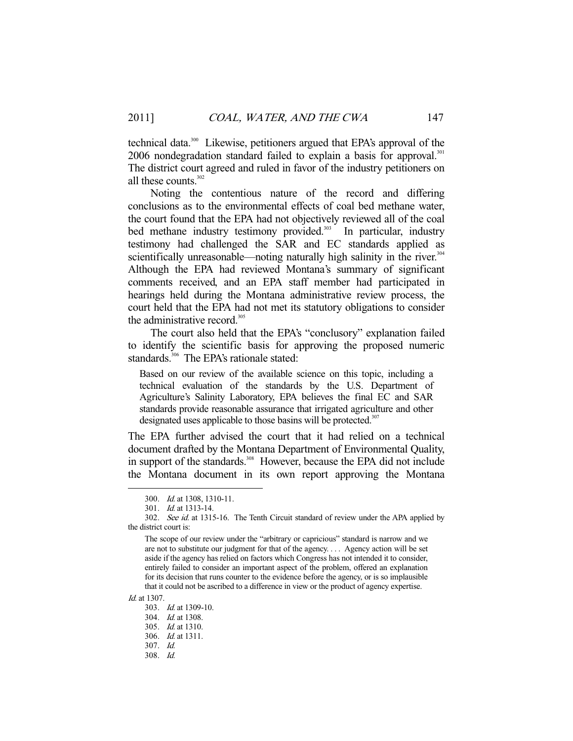technical data.[300] Likewise, petitioners argued that EPA's approval of the 2006 nondegradation standard failed to explain a basis for approval.[301] The district court agreed and ruled in favor of the industry petitioners on all these counts.[302]

Noting the contentious nature of the record and differing conclusions as to the environmental effects of coal bed methane water, the court found that the EPA had not objectively reviewed all of the coal bed methane industry testimony provided.[303] In particular, industry testimony had challenged the SAR and EC standards applied as scientifically unreasonable—noting naturally high salinity in the river.[304] Although the EPA had reviewed Montana's summary of significant comments received, and an EPA staff member had participated in hearings held during the Montana administrative review process, the court held that the EPA had not met its statutory obligations to consider the administrative record.[305]

The court also held that the EPA's "conclusory" explanation failed to identify the scientific basis for approving the proposed numeric standards.[306] The EPA's rationale stated:

> Based on our review of the available science on this topic, including a technical evaluation of the standards by the U.S. Department of Agriculture's Salinity Laboratory, EPA believes the final EC and SAR standards provide reasonable assurance that irrigated agriculture and other designated uses applicable to those basins will be protected.[307]

The EPA further advised the court that it had relied on a technical document drafted by the Montana Department of Environmental Quality, in support of the standards.[308] However, because the EPA did not include the Montana document in its own report approving the Montana

---

300. *Id.* at 1308, 1310-11.

301. *Id.* at 1313-14.

302. *See id.* at 1315-16. The Tenth Circuit standard of review under the APA applied by the district court is:

> The scope of our review under the "arbitrary or capricious" standard is narrow and we are not to substitute our judgment for that of the agency. . . . Agency action will be set aside if the agency has relied on factors which Congress has not intended it to consider, entirely failed to consider an important aspect of the problem, offered an explanation for its decision that runs counter to the evidence before the agency, or is so implausible that it could not be ascribed to a difference in view or the product of agency expertise.

*Id.* at 1307.

303. *Id.* at 1309-10.

304. *Id.* at 1308.

305. *Id.* at 1310.

306. *Id.* at 1311.

307. *Id.*

308. *Id.*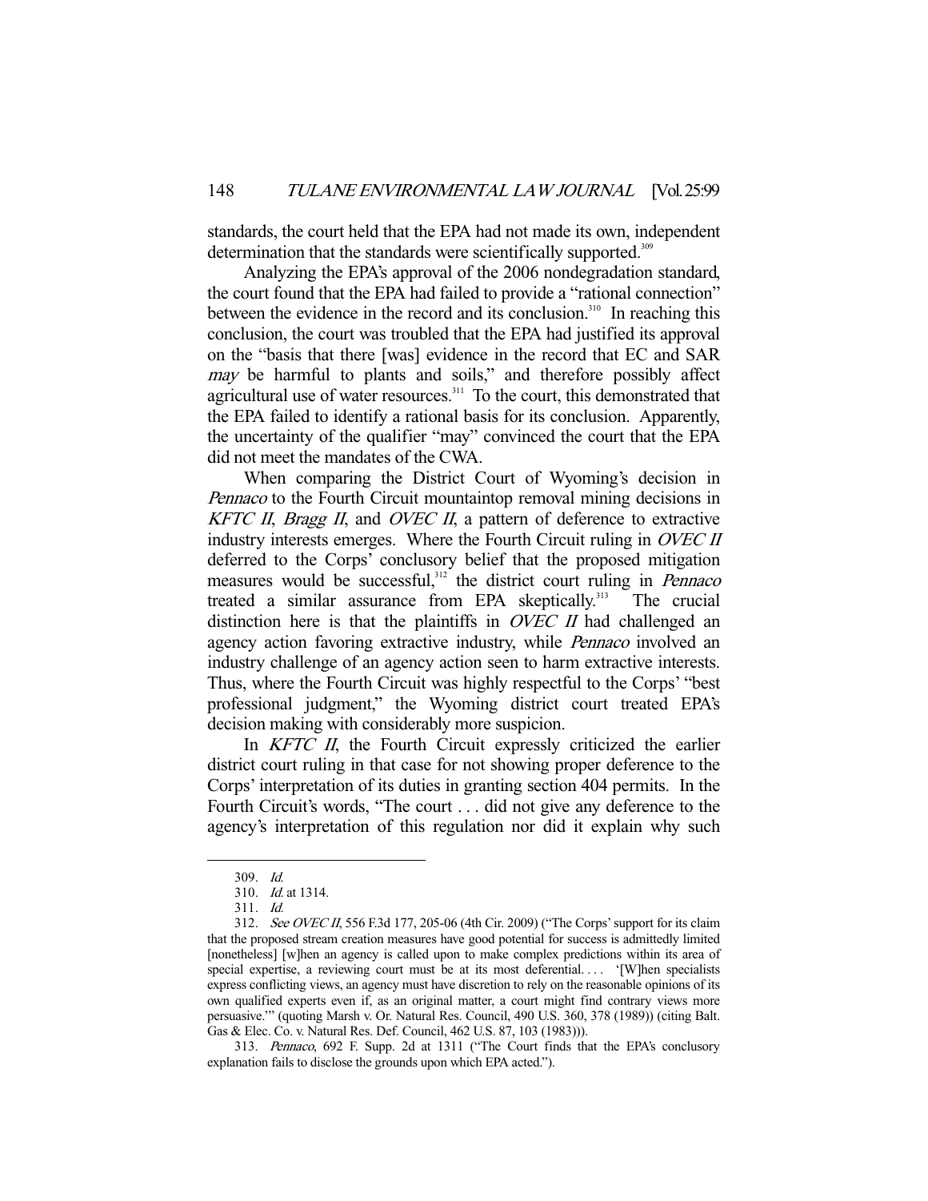standards, the court held that the EPA had not made its own, independent determination that the standards were scientifically supported.[309]

Analyzing the EPA's approval of the 2006 nondegradation standard, the court found that the EPA had failed to provide a "rational connection" between the evidence in the record and its conclusion.[310] In reaching this conclusion, the court was troubled that the EPA had justified its approval on the "basis that there [was] evidence in the record that EC and SAR *may* be harmful to plants and soils," and therefore possibly affect agricultural use of water resources.[311] To the court, this demonstrated that the EPA failed to identify a rational basis for its conclusion. Apparently, the uncertainty of the qualifier "may" convinced the court that the EPA did not meet the mandates of the CWA.

When comparing the District Court of Wyoming's decision in *Pennaco* to the Fourth Circuit mountaintop removal mining decisions in *KFTC II*, *Bragg II*, and *OVEC II*, a pattern of deference to extractive industry interests emerges. Where the Fourth Circuit ruling in *OVEC II* deferred to the Corps' conclusory belief that the proposed mitigation measures would be successful,[312] the district court ruling in *Pennaco* treated a similar assurance from EPA skeptically.[313] The crucial distinction here is that the plaintiffs in *OVEC II* had challenged an agency action favoring extractive industry, while *Pennaco* involved an industry challenge of an agency action seen to harm extractive interests. Thus, where the Fourth Circuit was highly respectful to the Corps' "best professional judgment," the Wyoming district court treated EPA's decision making with considerably more suspicion.

In *KFTC II*, the Fourth Circuit expressly criticized the earlier district court ruling in that case for not showing proper deference to the Corps' interpretation of its duties in granting section 404 permits. In the Fourth Circuit's words, "The court . . . did not give any deference to the agency's interpretation of this regulation nor did it explain why such

---

309. *Id.*

310. *Id.* at 1314.

311. *Id.*

312. *See OVEC II*, 556 F.3d 177, 205-06 (4th Cir. 2009) ("The Corps' support for its claim that the proposed stream creation measures have good potential for success is admittedly limited [nonetheless] [w]hen an agency is called upon to make complex predictions within its area of special expertise, a reviewing court must be at its most deferential. . . . '[W]hen specialists express conflicting views, an agency must have discretion to rely on the reasonable opinions of its own qualified experts even if, as an original matter, a court might find contrary views more persuasive.'" (quoting Marsh v. Or. Natural Res. Council, 490 U.S. 360, 378 (1989)) (citing Balt. Gas & Elec. Co. v. Natural Res. Def. Council, 462 U.S. 87, 103 (1983))).

313. *Pennaco*, 692 F. Supp. 2d at 1311 ("The Court finds that the EPA's conclusory explanation fails to disclose the grounds upon which EPA acted.").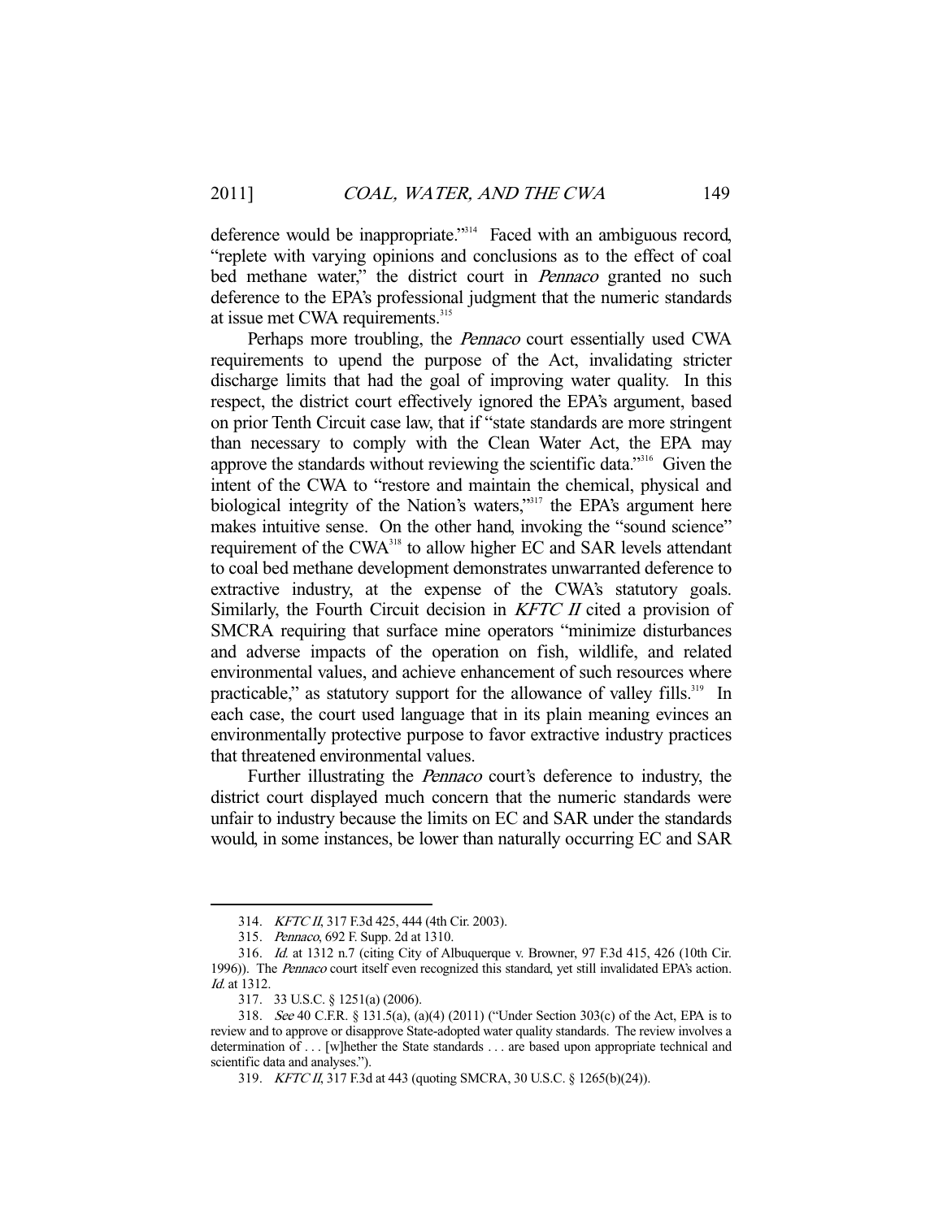deference would be inappropriate."[314] Faced with an ambiguous record, "replete with varying opinions and conclusions as to the effect of coal bed methane water," the district court in *Pennaco* granted no such deference to the EPA's professional judgment that the numeric standards at issue met CWA requirements.[315]

Perhaps more troubling, the *Pennaco* court essentially used CWA requirements to upend the purpose of the Act, invalidating stricter discharge limits that had the goal of improving water quality. In this respect, the district court effectively ignored the EPA's argument, based on prior Tenth Circuit case law, that if "state standards are more stringent than necessary to comply with the Clean Water Act, the EPA may approve the standards without reviewing the scientific data."[316] Given the intent of the CWA to "restore and maintain the chemical, physical and biological integrity of the Nation's waters,"[317] the EPA's argument here makes intuitive sense. On the other hand, invoking the "sound science" requirement of the CWA[318] to allow higher EC and SAR levels attendant to coal bed methane development demonstrates unwarranted deference to extractive industry, at the expense of the CWA's statutory goals. Similarly, the Fourth Circuit decision in *KFTC II* cited a provision of SMCRA requiring that surface mine operators "minimize disturbances and adverse impacts of the operation on fish, wildlife, and related environmental values, and achieve enhancement of such resources where practicable," as statutory support for the allowance of valley fills.[319] In each case, the court used language that in its plain meaning evinces an environmentally protective purpose to favor extractive industry practices that threatened environmental values.

Further illustrating the *Pennaco* court's deference to industry, the district court displayed much concern that the numeric standards were unfair to industry because the limits on EC and SAR under the standards would, in some instances, be lower than naturally occurring EC and SAR

---

314. *KFTC II*, 317 F.3d 425, 444 (4th Cir. 2003).

315. *Pennaco*, 692 F. Supp. 2d at 1310.

316. *Id.* at 1312 n.7 (citing City of Albuquerque v. Browner, 97 F.3d 415, 426 (10th Cir. 1996)). The *Pennaco* court itself even recognized this standard, yet still invalidated EPA's action. *Id.* at 1312.

317. 33 U.S.C. § 1251(a) (2006).

318. *See* 40 C.F.R. § 131.5(a), (a)(4) (2011) ("Under Section 303(c) of the Act, EPA is to review and to approve or disapprove State-adopted water quality standards. The review involves a determination of . . . [w]hether the State standards . . . are based upon appropriate technical and scientific data and analyses.").

319. *KFTC II*, 317 F.3d at 443 (quoting SMCRA, 30 U.S.C. § 1265(b)(24)).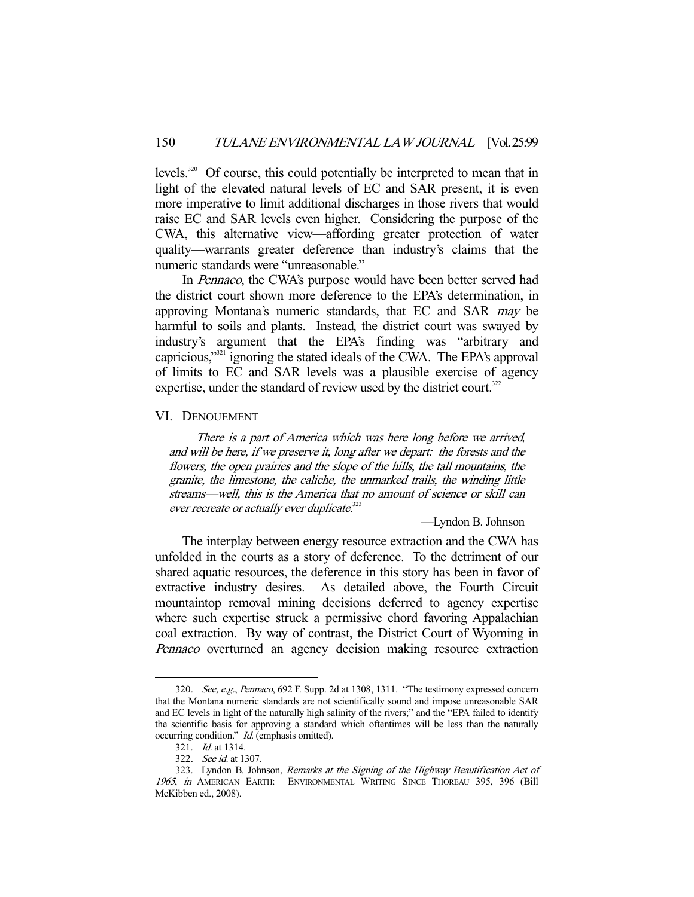levels.[320] Of course, this could potentially be interpreted to mean that in light of the elevated natural levels of EC and SAR present, it is even more imperative to limit additional discharges in those rivers that would raise EC and SAR levels even higher. Considering the purpose of the CWA, this alternative view—affording greater protection of water quality—warrants greater deference than industry's claims that the numeric standards were "unreasonable."

In *Pennaco*, the CWA's purpose would have been better served had the district court shown more deference to the EPA's determination, in approving Montana's numeric standards, that EC and SAR *may* be harmful to soils and plants. Instead, the district court was swayed by industry's argument that the EPA's finding was "arbitrary and capricious,"[321] ignoring the stated ideals of the CWA. The EPA's approval of limits to EC and SAR levels was a plausible exercise of agency expertise, under the standard of review used by the district court.[322]

## VI. DENOUEMENT

> *There is a part of America which was here long before we arrived, and will be here, if we preserve it, long after we depart: the forests and the flowers, the open prairies and the slope of the hills, the tall mountains, the granite, the limestone, the caliche, the unmarked trails, the winding little streams—well, this is the America that no amount of science or skill can ever recreate or actually ever duplicate.*[323]
>
> —Lyndon B. Johnson

The interplay between energy resource extraction and the CWA has unfolded in the courts as a story of deference. To the detriment of our shared aquatic resources, the deference in this story has been in favor of extractive industry desires. As detailed above, the Fourth Circuit mountaintop removal mining decisions deferred to agency expertise where such expertise struck a permissive chord favoring Appalachian coal extraction. By way of contrast, the District Court of Wyoming in *Pennaco* overturned an agency decision making resource extraction

---

320. *See, e.g.*, *Pennaco*, 692 F. Supp. 2d at 1308, 1311. "The testimony expressed concern that the Montana numeric standards are not scientifically sound and impose unreasonable SAR and EC levels in light of the naturally high salinity of the rivers;" and the "EPA failed to identify the scientific basis for approving a standard which oftentimes will be less than the naturally occurring condition." *Id.* (emphasis omitted).

321. *Id.* at 1314.

322. *See id.* at 1307.

323. Lyndon B. Johnson, *Remarks at the Signing of the Highway Beautification Act of 1965*, *in* AMERICAN EARTH: ENVIRONMENTAL WRITING SINCE THOREAU 395, 396 (Bill McKibben ed., 2008).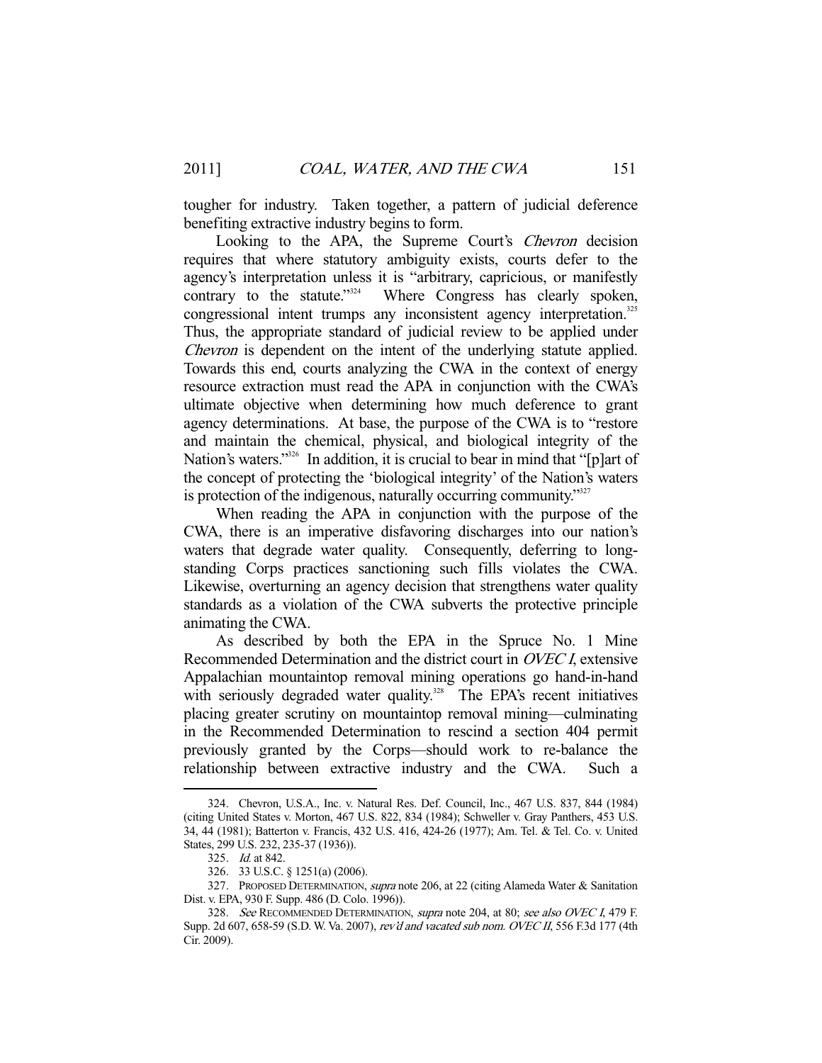tougher for industry. Taken together, a pattern of judicial deference benefiting extractive industry begins to form.

Looking to the APA, the Supreme Court's *Chevron* decision requires that where statutory ambiguity exists, courts defer to the agency's interpretation unless it is "arbitrary, capricious, or manifestly contrary to the statute."[324] Where Congress has clearly spoken, congressional intent trumps any inconsistent agency interpretation.[325] Thus, the appropriate standard of judicial review to be applied under *Chevron* is dependent on the intent of the underlying statute applied. Towards this end, courts analyzing the CWA in the context of energy resource extraction must read the APA in conjunction with the CWA's ultimate objective when determining how much deference to grant agency determinations. At base, the purpose of the CWA is to "restore and maintain the chemical, physical, and biological integrity of the Nation's waters."[326] In addition, it is crucial to bear in mind that "[p]art of the concept of protecting the 'biological integrity' of the Nation's waters is protection of the indigenous, naturally occurring community."[327]

When reading the APA in conjunction with the purpose of the CWA, there is an imperative disfavoring discharges into our nation's waters that degrade water quality. Consequently, deferring to long-standing Corps practices sanctioning such fills violates the CWA. Likewise, overturning an agency decision that strengthens water quality standards as a violation of the CWA subverts the protective principle animating the CWA.

As described by both the EPA in the Spruce No. 1 Mine Recommended Determination and the district court in *OVEC I*, extensive Appalachian mountaintop removal mining operations go hand-in-hand with seriously degraded water quality.[328] The EPA's recent initiatives placing greater scrutiny on mountaintop removal mining—culminating in the Recommended Determination to rescind a section 404 permit previously granted by the Corps—should work to re-balance the relationship between extractive industry and the CWA. Such a

---

324. Chevron, U.S.A., Inc. v. Natural Res. Def. Council, Inc., 467 U.S. 837, 844 (1984) (citing United States v. Morton, 467 U.S. 822, 834 (1984); Schweiker v. Gray Panthers, 453 U.S. 34, 44 (1981); Batterton v. Francis, 432 U.S. 416, 424-26 (1977); Am. Tel. & Tel. Co. v. United States, 299 U.S. 232, 235-37 (1936)).

325. *Id.* at 842.

326. 33 U.S.C. § 1251(a) (2006).

327. PROPOSED DETERMINATION, *supra* note 206, at 22 (citing Alameda Water & Sanitation Dist. v. EPA, 930 F. Supp. 486 (D. Colo. 1996)).

328. *See* RECOMMENDED DETERMINATION, *supra* note 204, at 80; *see also OVEC I*, 479 F. Supp. 2d 607, 658-59 (S.D. W. Va. 2007), *rev'd and vacated sub nom. OVEC II*, 556 F.3d 177 (4th Cir. 2009).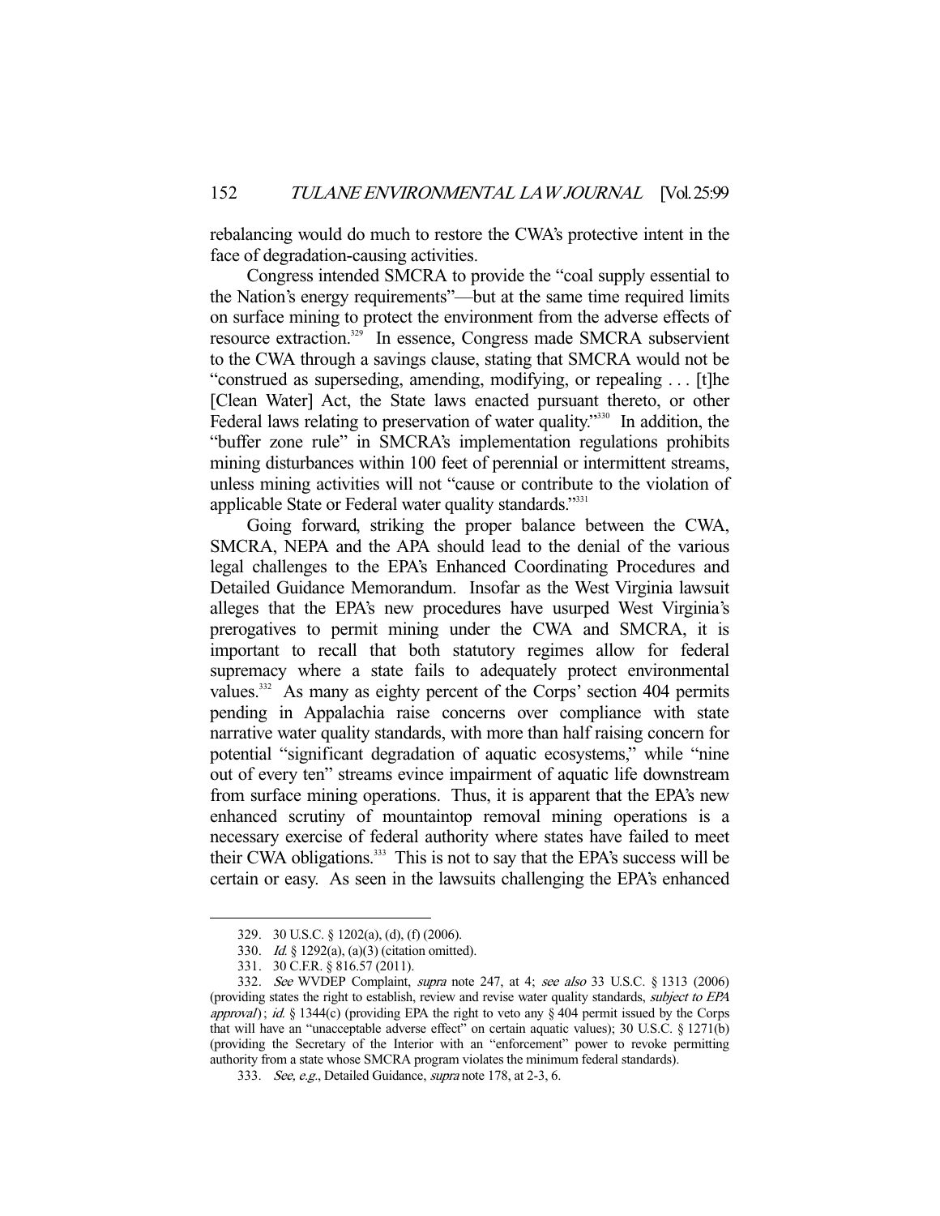rebalancing would do much to restore the CWA's protective intent in the face of degradation-causing activities.

Congress intended SMCRA to provide the "coal supply essential to the Nation's energy requirements"—but at the same time required limits on surface mining to protect the environment from the adverse effects of resource extraction.[329] In essence, Congress made SMCRA subservient to the CWA through a savings clause, stating that SMCRA would not be "construed as superseding, amending, modifying, or repealing . . . [t]he [Clean Water] Act, the State laws enacted pursuant thereto, or other Federal laws relating to preservation of water quality."[330] In addition, the "buffer zone rule" in SMCRA's implementation regulations prohibits mining disturbances within 100 feet of perennial or intermittent streams, unless mining activities will not "cause or contribute to the violation of applicable State or Federal water quality standards."[331]

Going forward, striking the proper balance between the CWA, SMCRA, NEPA and the APA should lead to the denial of the various legal challenges to the EPA's Enhanced Coordinating Procedures and Detailed Guidance Memorandum. Insofar as the West Virginia lawsuit alleges that the EPA's new procedures have usurped West Virginia's prerogatives to permit mining under the CWA and SMCRA, it is important to recall that both statutory regimes allow for federal supremacy where a state fails to adequately protect environmental values.[332] As many as eighty percent of the Corps' section 404 permits pending in Appalachia raise concerns over compliance with state narrative water quality standards, with more than half raising concern for potential "significant degradation of aquatic ecosystems," while "nine out of every ten" streams evince impairment of aquatic life downstream from surface mining operations. Thus, it is apparent that the EPA's new enhanced scrutiny of mountaintop removal mining operations is a necessary exercise of federal authority where states have failed to meet their CWA obligations.[333] This is not to say that the EPA's success will be certain or easy. As seen in the lawsuits challenging the EPA's enhanced

---

329. 30 U.S.C. § 1202(a), (d), (f) (2006).

330. *Id.* § 1292(a), (a)(3) (citation omitted).

331. 30 C.F.R. § 816.57 (2011).

332. *See* WVDEP Complaint, *supra* note 247, at 4; *see also* 33 U.S.C. § 1313 (2006) (providing states the right to establish, review and revise water quality standards, *subject to EPA approval*); *id.* § 1344(c) (providing EPA the right to veto any § 404 permit issued by the Corps that will have an "unacceptable adverse effect" on certain aquatic values); 30 U.S.C. § 1271(b) (providing the Secretary of the Interior with an "enforcement" power to revoke permitting authority from a state whose SMCRA program violates the minimum federal standards).

333. *See, e.g.*, Detailed Guidance, *supra* note 178, at 2-3, 6.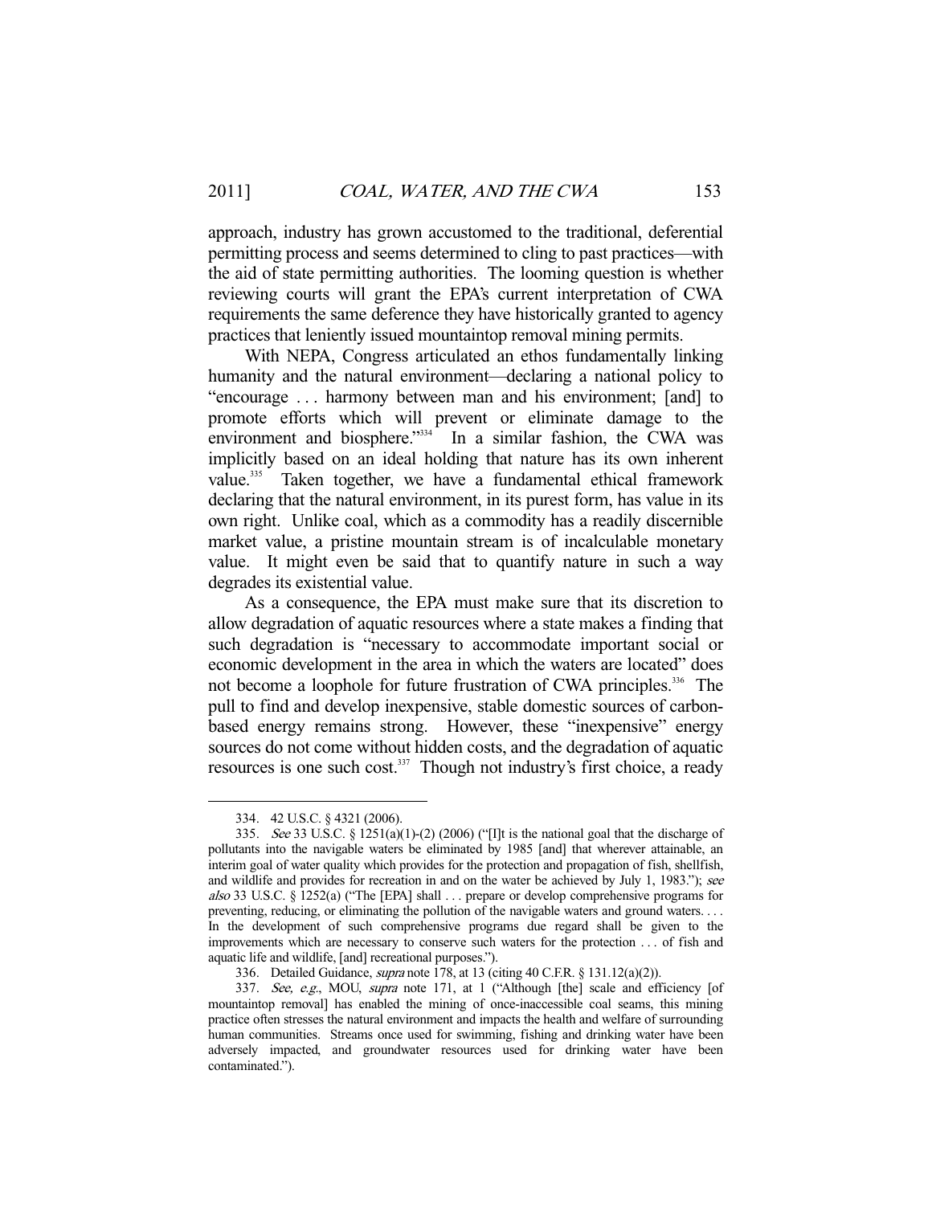approach, industry has grown accustomed to the traditional, deferential permitting process and seems determined to cling to past practices—with the aid of state permitting authorities. The looming question is whether reviewing courts will grant the EPA's current interpretation of CWA requirements the same deference they have historically granted to agency practices that leniently issued mountaintop removal mining permits.

With NEPA, Congress articulated an ethos fundamentally linking humanity and the natural environment—declaring a national policy to "encourage . . . harmony between man and his environment; [and] to promote efforts which will prevent or eliminate damage to the environment and biosphere."[334] In a similar fashion, the CWA was implicitly based on an ideal holding that nature has its own inherent value.[335] Taken together, we have a fundamental ethical framework declaring that the natural environment, in its purest form, has value in its own right. Unlike coal, which as a commodity has a readily discernible market value, a pristine mountain stream is of incalculable monetary value. It might even be said that to quantify nature in such a way degrades its existential value.

As a consequence, the EPA must make sure that its discretion to allow degradation of aquatic resources where a state makes a finding that such degradation is "necessary to accommodate important social or economic development in the area in which the waters are located" does not become a loophole for future frustration of CWA principles.[336] The pull to find and develop inexpensive, stable domestic sources of carbon-based energy remains strong. However, these "inexpensive" energy sources do not come without hidden costs, and the degradation of aquatic resources is one such cost.[337] Though not industry's first choice, a ready

---

334. 42 U.S.C. § 4321 (2006).

335. *See* 33 U.S.C. § 1251(a)(1)-(2) (2006) ("[I]t is the national goal that the discharge of pollutants into the navigable waters be eliminated by 1985 [and] that wherever attainable, an interim goal of water quality which provides for the protection and propagation of fish, shellfish, and wildlife and provides for recreation in and on the water be achieved by July 1, 1983."); *see also* 33 U.S.C. § 1252(a) ("The [EPA] shall . . . prepare or develop comprehensive programs for preventing, reducing, or eliminating the pollution of the navigable waters and ground waters. . . . In the development of such comprehensive programs due regard shall be given to the improvements which are necessary to conserve such waters for the protection . . . of fish and aquatic life and wildlife, [and] recreational purposes.").

336. Detailed Guidance, *supra* note 178, at 13 (citing 40 C.F.R. § 131.12(a)(2)).

337. *See, e.g.*, MOU, *supra* note 171, at 1 ("Although [the] scale and efficiency [of mountaintop removal] has enabled the mining of once-inaccessible coal seams, this mining practice often stresses the natural environment and impacts the health and welfare of surrounding human communities. Streams once used for swimming, fishing and drinking water have been adversely impacted, and groundwater resources used for drinking water have been contaminated.").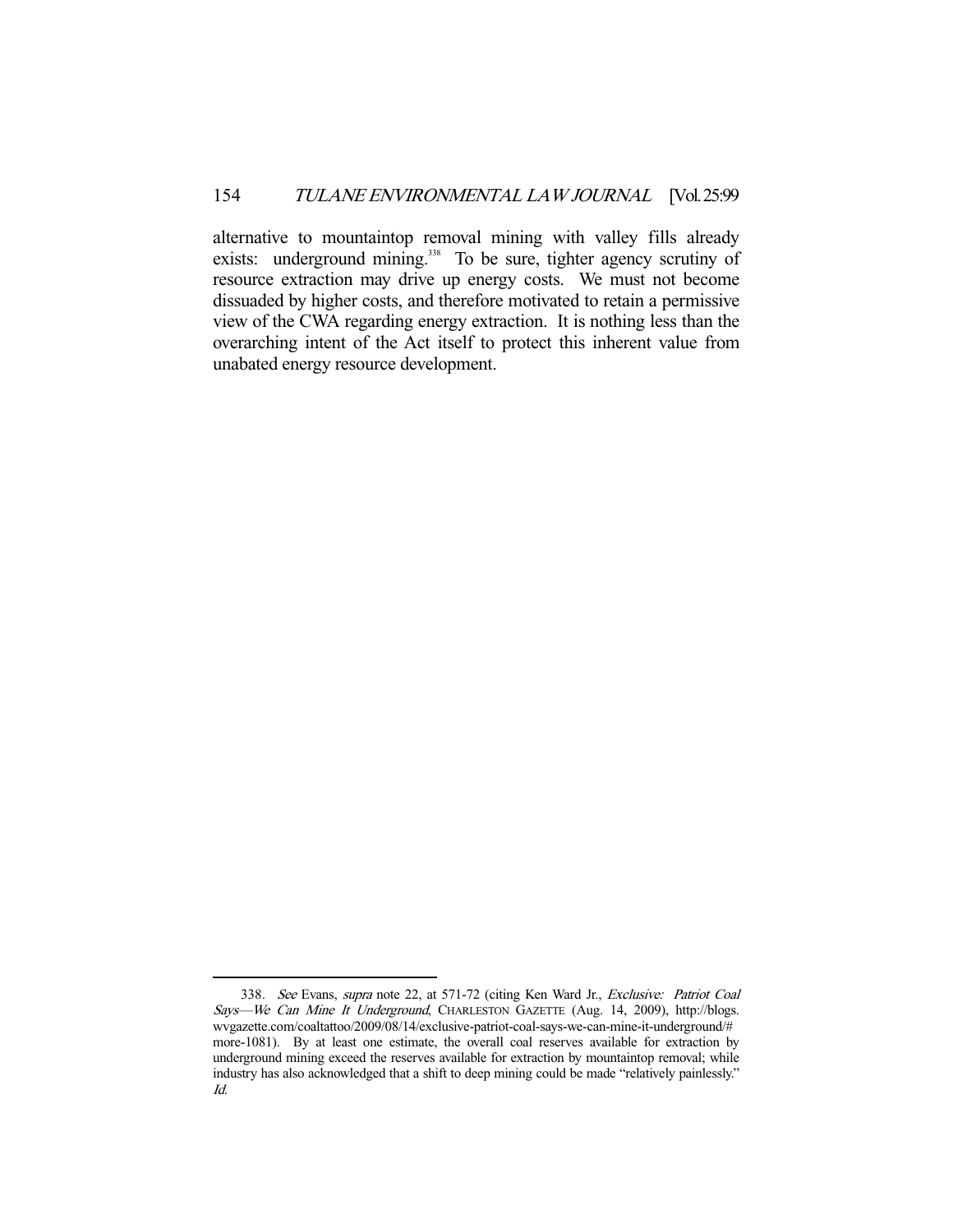alternative to mountaintop removal mining with valley fills already exists: underground mining.[338] To be sure, tighter agency scrutiny of resource extraction may drive up energy costs. We must not become dissuaded by higher costs, and therefore motivated to retain a permissive view of the CWA regarding energy extraction. It is nothing less than the overarching intent of the Act itself to protect this inherent value from unabated energy resource development.

---

338. *See* Evans, *supra* note 22, at 571-72 (citing Ken Ward Jr., *Exclusive: Patriot Coal Says—We Can Mine It Underground*, CHARLESTON GAZETTE (Aug. 14, 2009), http://blogs.wvgazette.com/coaltattoo/2009/08/14/exclusive-patriot-coal-says-we-can-mine-it-underground/#more-1081). By at least one estimate, the overall coal reserves available for extraction by underground mining exceed the reserves available for extraction by mountaintop removal; while industry has also acknowledged that a shift to deep mining could be made "relatively painlessly." *Id.*